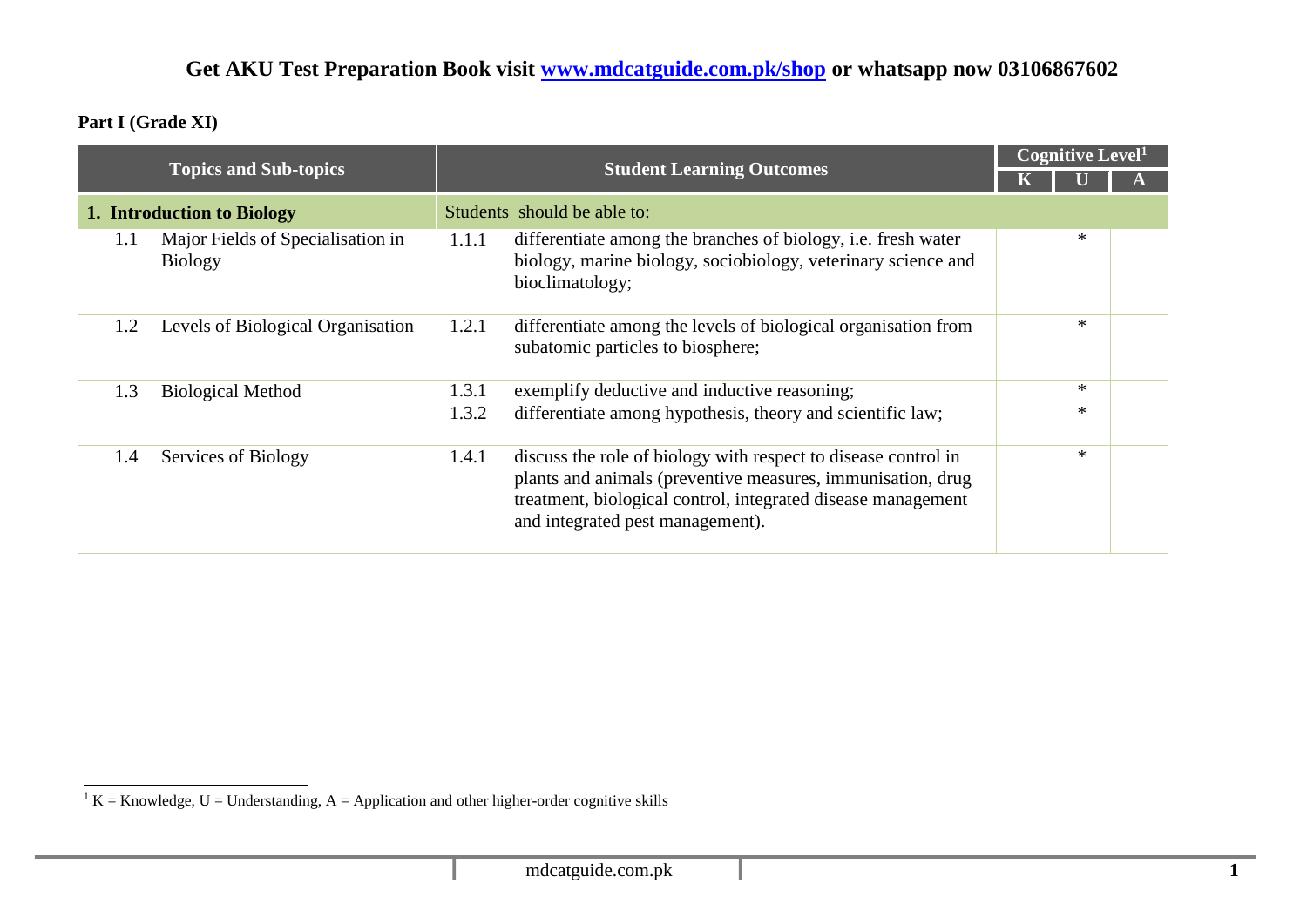**Get AKU Test Preparation Book visit [www.mdcatguide.com.pk/shop](www.mdcatguide.com.pk/shop) or whatsapp now 03106867602**

**Part I (Grade XI)**

| Topics and Sub-topics | | Student Learning Outcomes | | Cognitive Level[1] | | |
|---|---|---|---|---|---|---|
| | | | | K | U | A |
| **1. Introduction to Biology** | | Students should be able to: | | | | |
| 1.1 | Major Fields of Specialisation in Biology | 1.1.1 | differentiate among the branches of biology, i.e. fresh water biology, marine biology, sociobiology, veterinary science and bioclimatology; | | * | |
| 1.2 | Levels of Biological Organisation | 1.2.1 | differentiate among the levels of biological organisation from subatomic particles to biosphere; | | * | |
| 1.3 | Biological Method | 1.3.1 | exemplify deductive and inductive reasoning; | | * | |
| | | 1.3.2 | differentiate among hypothesis, theory and scientific law; | | * | |
| 1.4 | Services of Biology | 1.4.1 | discuss the role of biology with respect to disease control in plants and animals (preventive measures, immunisation, drug treatment, biological control, integrated disease management and integrated pest management). | | * | |

[1] K = Knowledge, U = Understanding, A = Application and other higher-order cognitive skills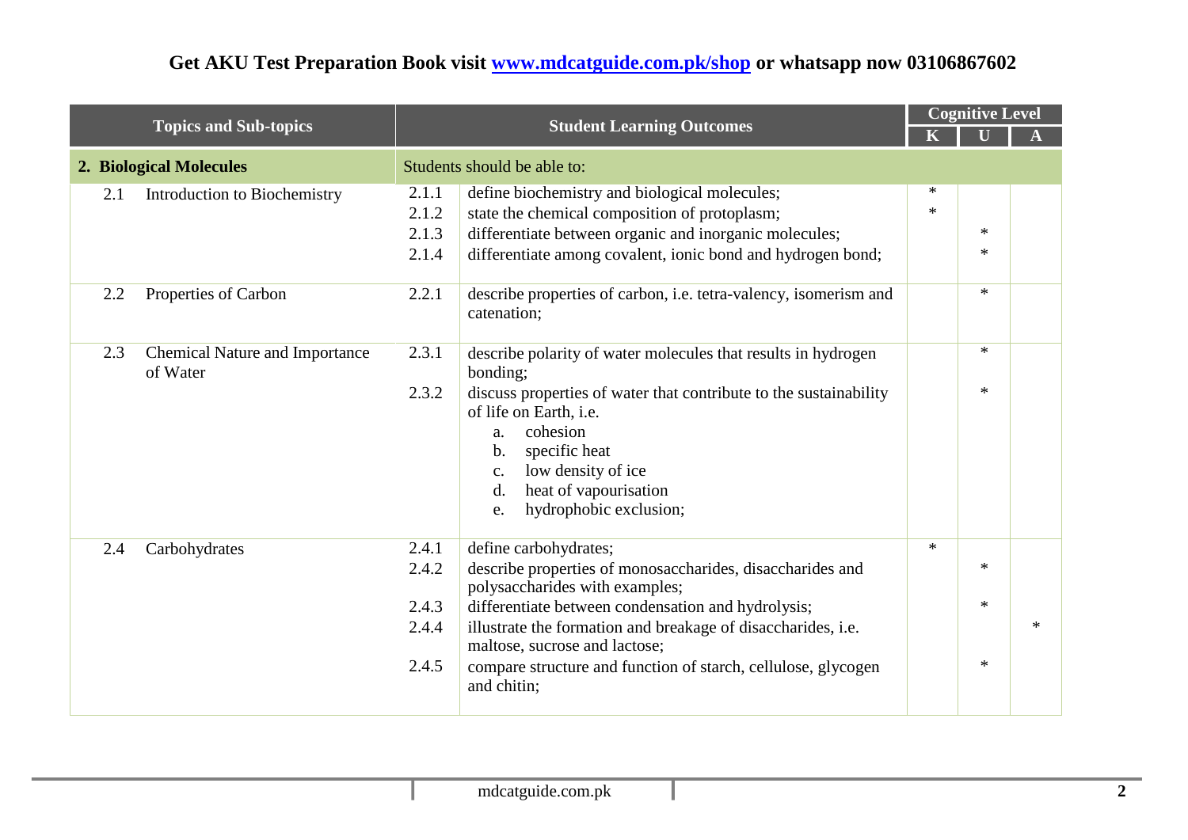Get AKU Test Preparation Book visit [www.mdcatguide.com.pk/shop](http://www.mdcatguide.com.pk/shop) or whatsapp now 03106867602

| Topics and Sub-topics | | Student Learning Outcomes | | Cognitive Level | | |
|---|---|---|---|---|---|---|
| | | | | K | U | A |
| **2. Biological Molecules** | | Students should be able to: | | | | |
| 2.1 | Introduction to Biochemistry | 2.1.1 | define biochemistry and biological molecules; | * | | |
| | | 2.1.2 | state the chemical composition of protoplasm; | * | | |
| | | 2.1.3 | differentiate between organic and inorganic molecules; | | * | |
| | | 2.1.4 | differentiate among covalent, ionic bond and hydrogen bond; | | * | |
| 2.2 | Properties of Carbon | 2.2.1 | describe properties of carbon, i.e. tetra-valency, isomerism and catenation; | | * | |
| 2.3 | Chemical Nature and Importance of Water | 2.3.1 | describe polarity of water molecules that results in hydrogen bonding; | | * | |
| | | 2.3.2 | discuss properties of water that contribute to the sustainability of life on Earth, i.e. a. cohesion b. specific heat c. low density of ice d. heat of vapourisation e. hydrophobic exclusion; | | * | |
| 2.4 | Carbohydrates | 2.4.1 | define carbohydrates; | * | | |
| | | 2.4.2 | describe properties of monosaccharides, disaccharides and polysaccharides with examples; | | * | |
| | | 2.4.3 | differentiate between condensation and hydrolysis; | | * | |
| | | 2.4.4 | illustrate the formation and breakage of disaccharides, i.e. maltose, sucrose and lactose; | | | * |
| | | 2.4.5 | compare structure and function of starch, cellulose, glycogen and chitin; | | * | |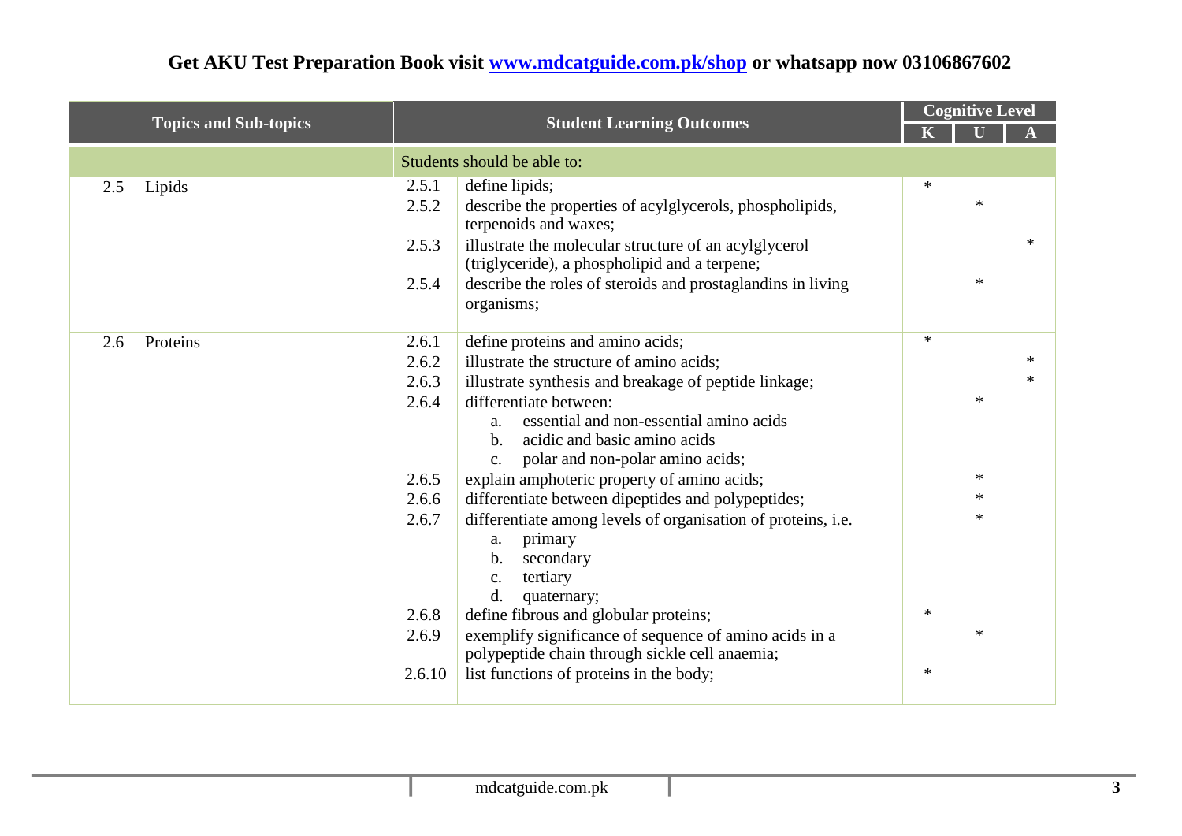| Topics and Sub-topics | | Student Learning Outcomes | Cognitive Level | | |
|---|---|---|---|---|---|
| | | | K | U | A |
| | | Students should be able to: | | | |
| 2.5 Lipids | 2.5.1 | define lipids; | * | | |
| | 2.5.2 | describe the properties of acylglycerols, phospholipids, terpenoids and waxes; | | * | |
| | 2.5.3 | illustrate the molecular structure of an acylglycerol (triglyceride), a phospholipid and a terpene; | | | * |
| | 2.5.4 | describe the roles of steroids and prostaglandins in living organisms; | | * | |
| 2.6 Proteins | 2.6.1 | define proteins and amino acids; | * | | |
| | 2.6.2 | illustrate the structure of amino acids; | | | * |
| | 2.6.3 | illustrate synthesis and breakage of peptide linkage; | | | * |
| | 2.6.4 | differentiate between: a. essential and non-essential amino acids b. acidic and basic amino acids c. polar and non-polar amino acids; | | * | |
| | 2.6.5 | explain amphoteric property of amino acids; | | * | |
| | 2.6.6 | differentiate between dipeptides and polypeptides; | | * | |
| | 2.6.7 | differentiate among levels of organisation of proteins, i.e. a. primary b. secondary c. tertiary d. quaternary; | | * | |
| | 2.6.8 | define fibrous and globular proteins; | * | | |
| | 2.6.9 | exemplify significance of sequence of amino acids in a polypeptide chain through sickle cell anaemia; | | * | |
| | 2.6.10 | list functions of proteins in the body; | * | | |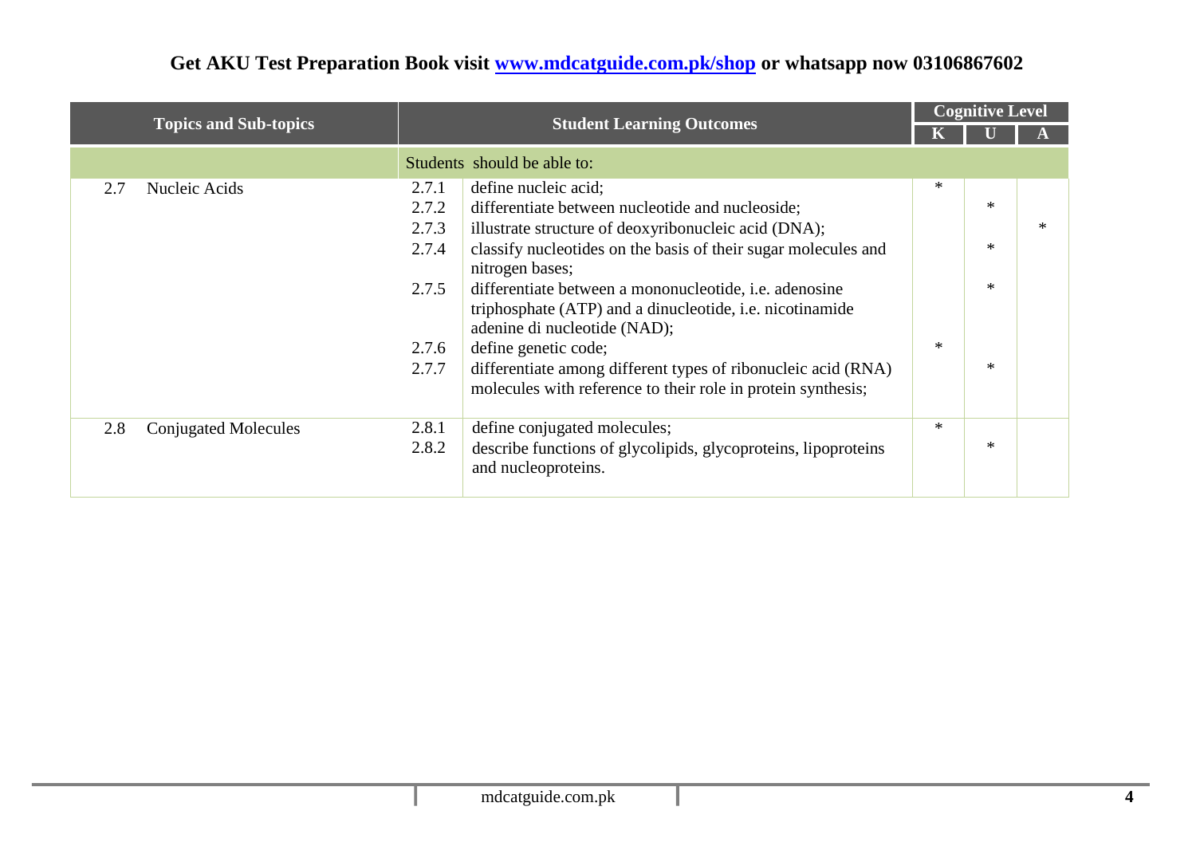**Get AKU Test Preparation Book visit [www.mdcatguide.com.pk/shop](www.mdcatguide.com.pk/shop) or whatsapp now 03106867602**

| Topics and Sub-topics | Student Learning Outcomes | | Cognitive Level | | |
|---|---|---|---|---|---|
| | | | K | U | A |
| | Students should be able to: | | | | |
| 2.7 Nucleic Acids | 2.7.1 | define nucleic acid; | * | | |
| | 2.7.2 | differentiate between nucleotide and nucleoside; | | * | |
| | 2.7.3 | illustrate structure of deoxyribonucleic acid (DNA); | | | * |
| | 2.7.4 | classify nucleotides on the basis of their sugar molecules and nitrogen bases; | | * | |
| | 2.7.5 | differentiate between a mononucleotide, i.e. adenosine triphosphate (ATP) and a dinucleotide, i.e. nicotinamide adenine di nucleotide (NAD); | | * | |
| | 2.7.6 | define genetic code; | * | | |
| | 2.7.7 | differentiate among different types of ribonucleic acid (RNA) molecules with reference to their role in protein synthesis; | | * | |
| 2.8 Conjugated Molecules | 2.8.1 | define conjugated molecules; | * | | |
| | 2.8.2 | describe functions of glycolipids, glycoproteins, lipoproteins and nucleoproteins. | | * | |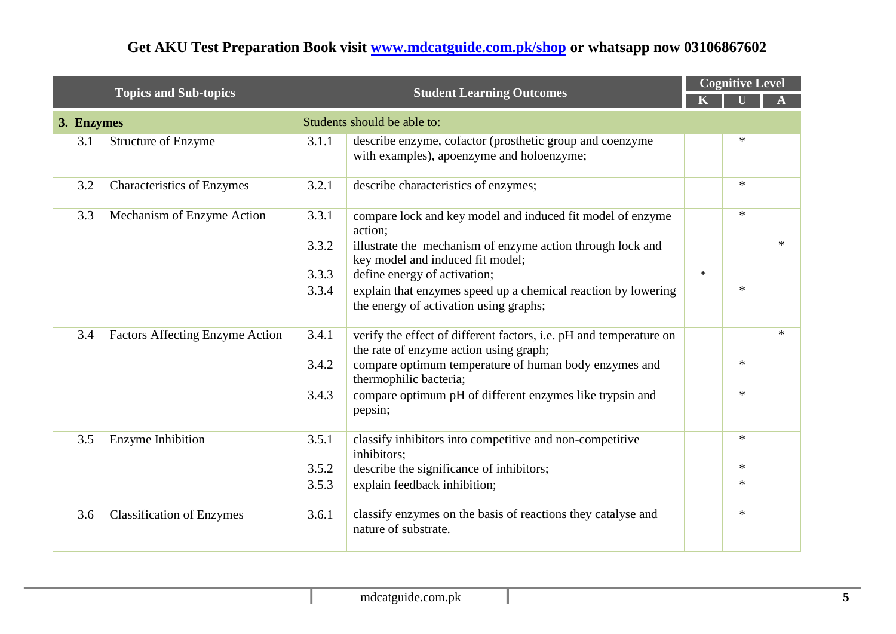Get AKU Test Preparation Book visit [www.mdcatguide.com.pk/shop](www.mdcatguide.com.pk/shop) or whatsapp now 03106867602

| Topics and Sub-topics | | Student Learning Outcomes | | Cognitive Level | | |
|---|---|---|---|---|---|---|
| | | | | K | U | A |
| **3. Enzymes** | | Students should be able to: | | | | |
| 3.1 | Structure of Enzyme | 3.1.1 | describe enzyme, cofactor (prosthetic group and coenzyme with examples), apoenzyme and holoenzyme; | | * | |
| 3.2 | Characteristics of Enzymes | 3.2.1 | describe characteristics of enzymes; | | * | |
| 3.3 | Mechanism of Enzyme Action | 3.3.1 | compare lock and key model and induced fit model of enzyme action; | | * | |
| | | 3.3.2 | illustrate the mechanism of enzyme action through lock and key model and induced fit model; | | | * |
| | | 3.3.3 | define energy of activation; | * | | |
| | | 3.3.4 | explain that enzymes speed up a chemical reaction by lowering the energy of activation using graphs; | | * | |
| 3.4 | Factors Affecting Enzyme Action | 3.4.1 | verify the effect of different factors, i.e. pH and temperature on the rate of enzyme action using graph; | | | * |
| | | 3.4.2 | compare optimum temperature of human body enzymes and thermophilic bacteria; | | * | |
| | | 3.4.3 | compare optimum pH of different enzymes like trypsin and pepsin; | | * | |
| 3.5 | Enzyme Inhibition | 3.5.1 | classify inhibitors into competitive and non-competitive inhibitors; | | * | |
| | | 3.5.2 | describe the significance of inhibitors; | | * | |
| | | 3.5.3 | explain feedback inhibition; | | * | |
| 3.6 | Classification of Enzymes | 3.6.1 | classify enzymes on the basis of reactions they catalyse and nature of substrate. | | * | |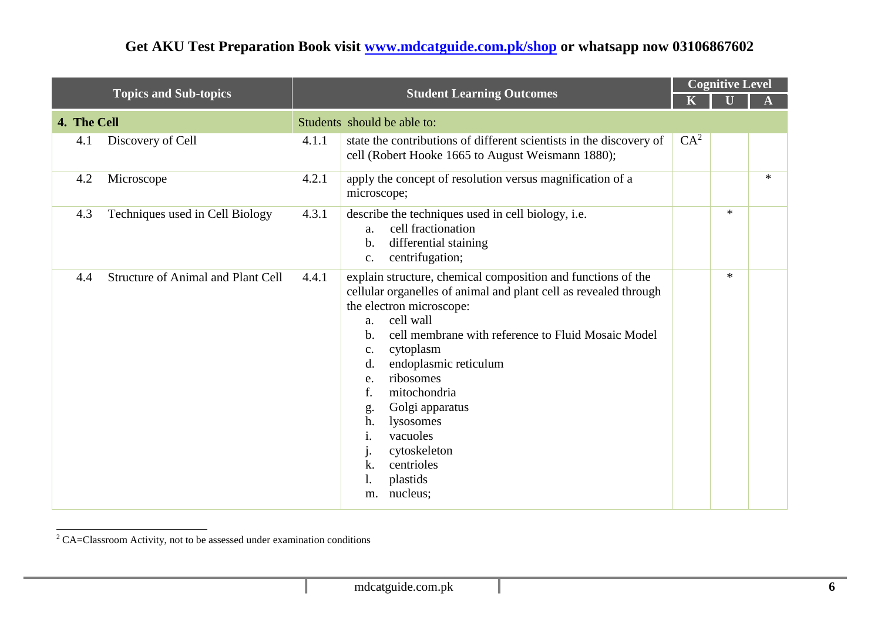Get AKU Test Preparation Book visit [www.mdcatguide.com.pk/shop](www.mdcatguide.com.pk/shop) or whatsapp now 03106867602

| Topics and Sub-topics | | Student Learning Outcomes | | Cognitive Level | | |
|---|---|---|---|---|---|---|
| | | | | K | U | A |
| **4. The Cell** | | Students should be able to: | | | | |
| 4.1 | Discovery of Cell | 4.1.1 | state the contributions of different scientists in the discovery of cell (Robert Hooke 1665 to August Weismann 1880); | CA[2] | | |
| 4.2 | Microscope | 4.2.1 | apply the concept of resolution versus magnification of a microscope; | | | * |
| 4.3 | Techniques used in Cell Biology | 4.3.1 | describe the techniques used in cell biology, i.e.<br>a. cell fractionation<br>b. differential staining<br>c. centrifugation; | | * | |
| 4.4 | Structure of Animal and Plant Cell | 4.4.1 | explain structure, chemical composition and functions of the cellular organelles of animal and plant cell as revealed through the electron microscope:<br>a. cell wall<br>b. cell membrane with reference to Fluid Mosaic Model<br>c. cytoplasm<br>d. endoplasmic reticulum<br>e. ribosomes<br>f. mitochondria<br>g. Golgi apparatus<br>h. lysosomes<br>i. vacuoles<br>j. cytoskeleton<br>k. centrioles<br>l. plastids<br>m. nucleus; | | * | |

[2] CA=Classroom Activity, not to be assessed under examination conditions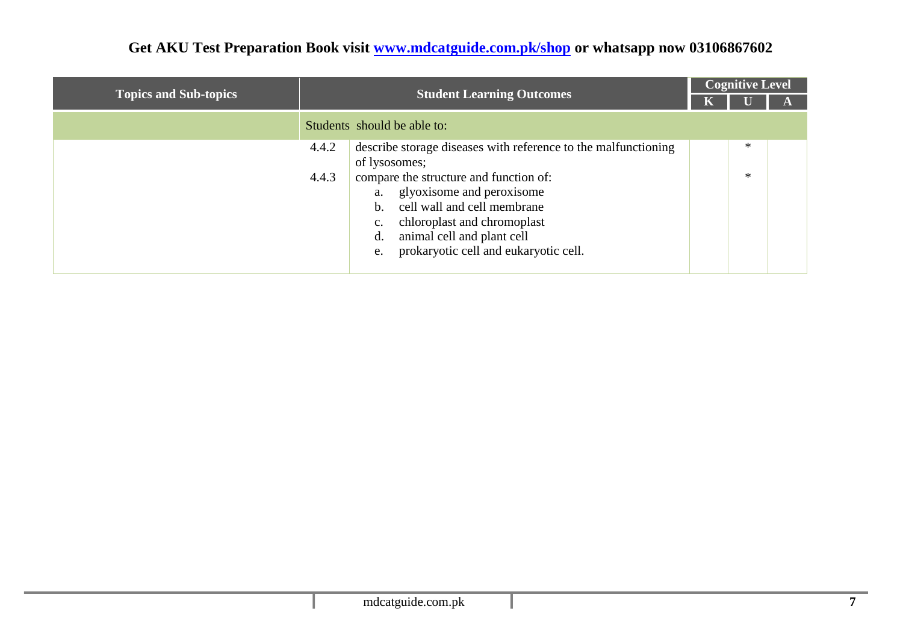| Topics and Sub-topics | Student Learning Outcomes | | Cognitive Level | | |
|---|---|---|---|---|---|
| | | | K | U | A |
| | Students should be able to: | | | | |
| | 4.4.2 | describe storage diseases with reference to the malfunctioning of lysosomes; | | * | |
| | 4.4.3 | compare the structure and function of:<br>a. glyoxisome and peroxisome<br>b. cell wall and cell membrane<br>c. chloroplast and chromoplast<br>d. animal cell and plant cell<br>e. prokaryotic cell and eukaryotic cell. | | * | |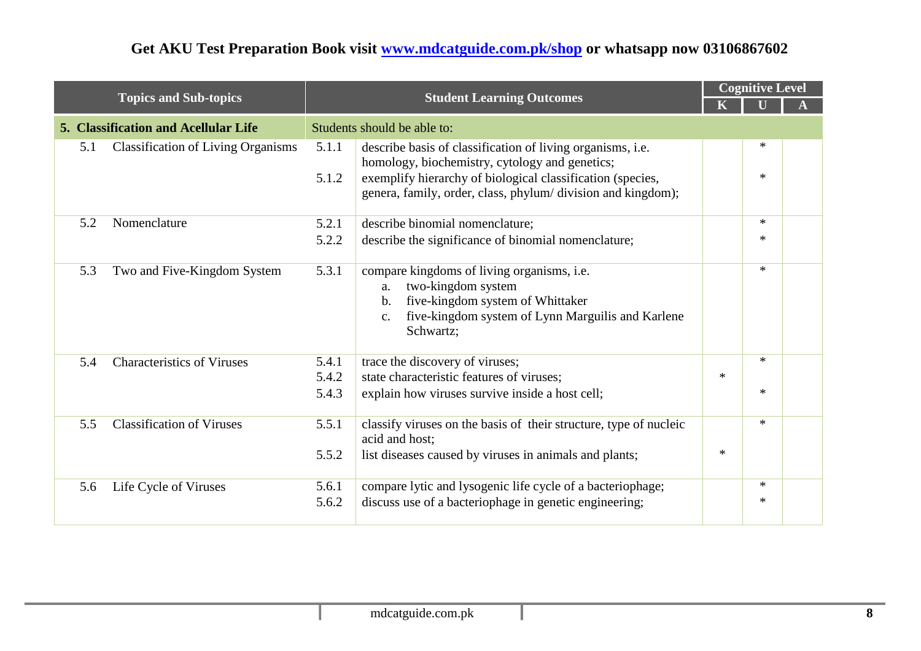| Topics and Sub-topics | | Student Learning Outcomes | | Cognitive Level | | |
|---|---|---|---|---|---|---|
| | | | | K | U | A |
| **5. Classification and Acellular Life** | | Students should be able to: | | | | |
| 5.1 | Classification of Living Organisms | 5.1.1 | describe basis of classification of living organisms, i.e. homology, biochemistry, cytology and genetics; | | * | |
| | | 5.1.2 | exemplify hierarchy of biological classification (species, genera, family, order, class, phylum/ division and kingdom); | | * | |
| 5.2 | Nomenclature | 5.2.1 | describe binomial nomenclature; | | * | |
| | | 5.2.2 | describe the significance of binomial nomenclature; | | * | |
| 5.3 | Two and Five-Kingdom System | 5.3.1 | compare kingdoms of living organisms, i.e. a. two-kingdom system b. five-kingdom system of Whittaker c. five-kingdom system of Lynn Marguilis and Karlene Schwartz; | | * | |
| 5.4 | Characteristics of Viruses | 5.4.1 | trace the discovery of viruses; | | * | |
| | | 5.4.2 | state characteristic features of viruses; | * | | |
| | | 5.4.3 | explain how viruses survive inside a host cell; | | * | |
| 5.5 | Classification of Viruses | 5.5.1 | classify viruses on the basis of their structure, type of nucleic acid and host; | | * | |
| | | 5.5.2 | list diseases caused by viruses in animals and plants; | * | | |
| 5.6 | Life Cycle of Viruses | 5.6.1 | compare lytic and lysogenic life cycle of a bacteriophage; | | * | |
| | | 5.6.2 | discuss use of a bacteriophage in genetic engineering; | | * | |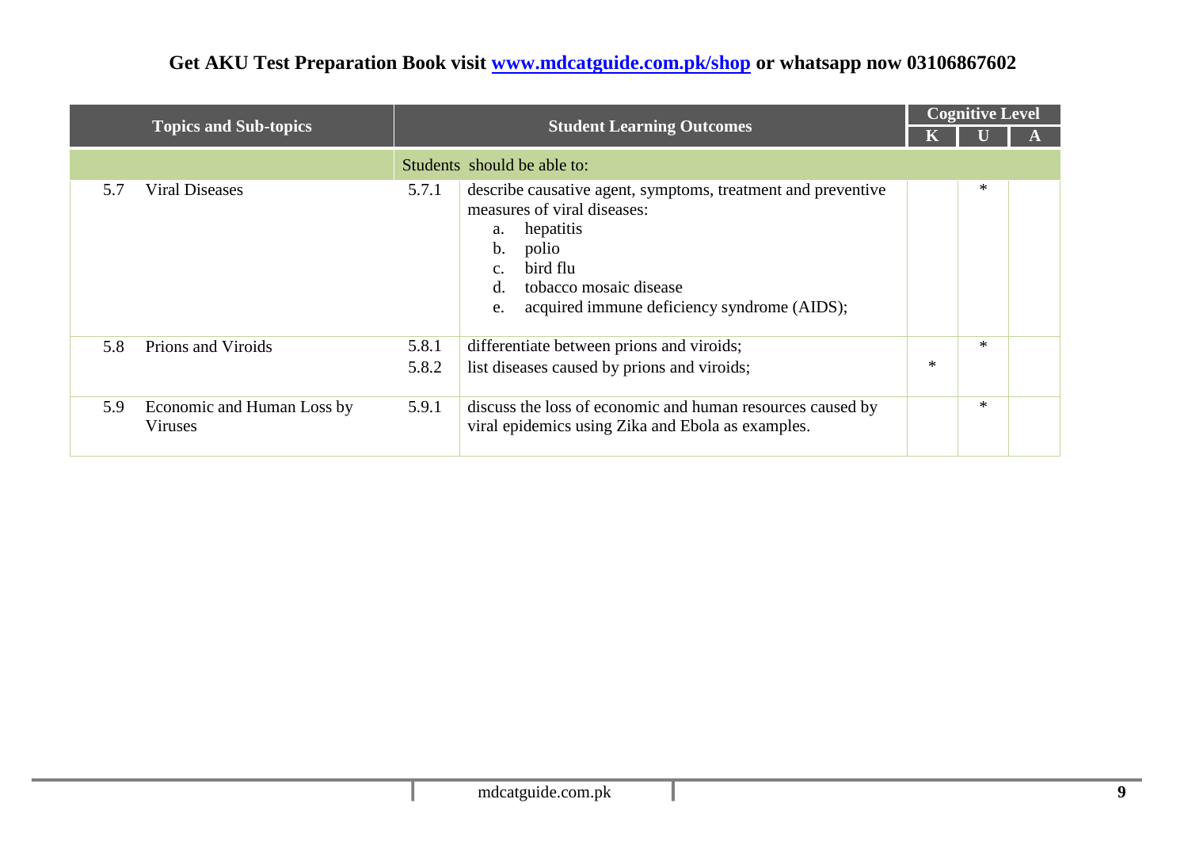| Topics and Sub-topics | | Student Learning Outcomes | | Cognitive Level | | |
|---|---|---|---|---|---|---|
| | | | | K | U | A |
| | | Students should be able to: | | | | |
| 5.7 | Viral Diseases | 5.7.1 | describe causative agent, symptoms, treatment and preventive measures of viral diseases:<br>a. hepatitis<br>b. polio<br>c. bird flu<br>d. tobacco mosaic disease<br>e. acquired immune deficiency syndrome (AIDS); | | * | |
| 5.8 | Prions and Viroids | 5.8.1 | differentiate between prions and viroids; | | * | |
| | | 5.8.2 | list diseases caused by prions and viroids; | * | | |
| 5.9 | Economic and Human Loss by Viruses | 5.9.1 | discuss the loss of economic and human resources caused by viral epidemics using Zika and Ebola as examples. | | * | |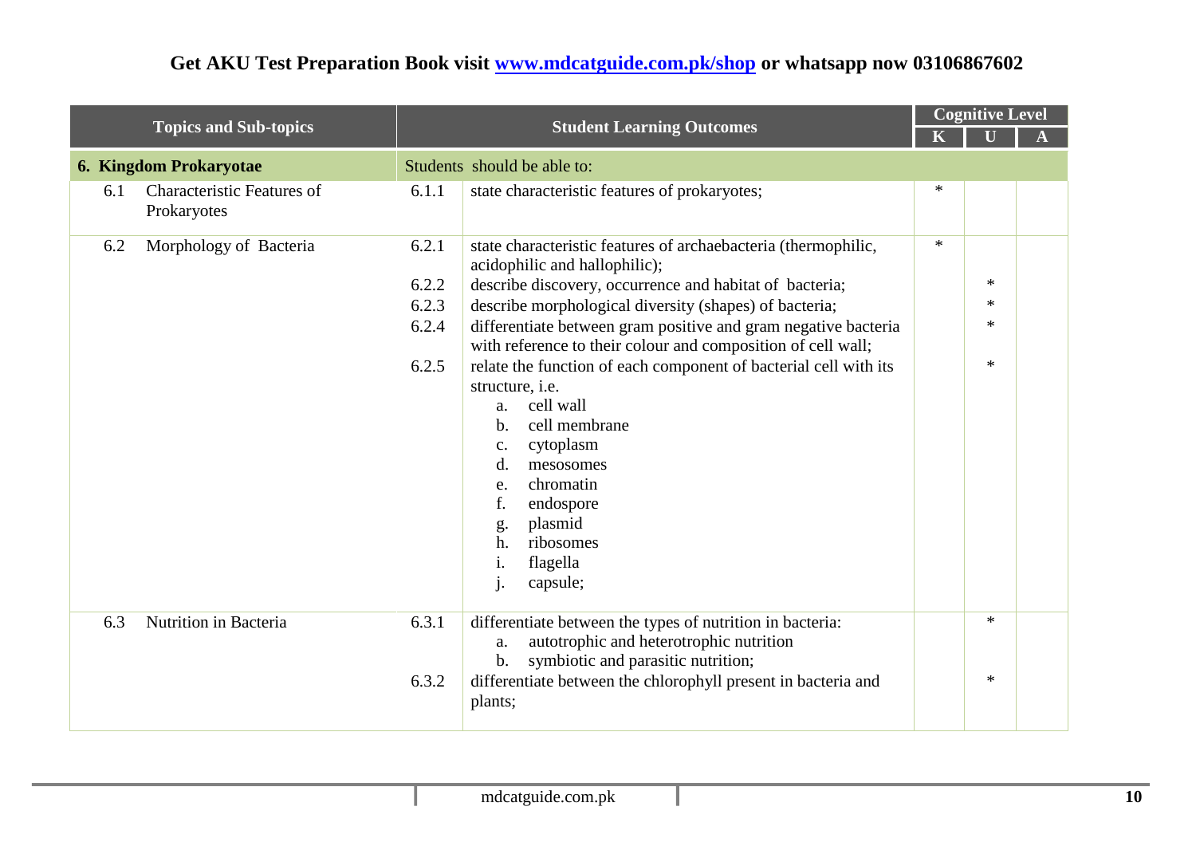Get AKU Test Preparation Book visit [www.mdcatguide.com.pk/shop](www.mdcatguide.com.pk/shop) or whatsapp now 03106867602

| Topics and Sub-topics | | Student Learning Outcomes | | Cognitive Level | | |
|---|---|---|---|---|---|---|
| | | | | K | U | A |
| **6. Kingdom Prokaryotae** | | Students should be able to: | | | | |
| 6.1 | Characteristic Features of Prokaryotes | 6.1.1 | state characteristic features of prokaryotes; | * | | |
| 6.2 | Morphology of Bacteria | 6.2.1 | state characteristic features of archaebacteria (thermophilic, acidophilic and hallophilic); | * | | |
| | | 6.2.2 | describe discovery, occurrence and habitat of bacteria; | | * | |
| | | 6.2.3 | describe morphological diversity (shapes) of bacteria; | | * | |
| | | 6.2.4 | differentiate between gram positive and gram negative bacteria with reference to their colour and composition of cell wall; | | * | |
| | | 6.2.5 | relate the function of each component of bacterial cell with its structure, i.e. a. cell wall b. cell membrane c. cytoplasm d. mesosomes e. chromatin f. endospore g. plasmid h. ribosomes i. flagella j. capsule; | | * | |
| 6.3 | Nutrition in Bacteria | 6.3.1 | differentiate between the types of nutrition in bacteria: a. autotrophic and heterotrophic nutrition b. symbiotic and parasitic nutrition; | | * | |
| | | 6.3.2 | differentiate between the chlorophyll present in bacteria and plants; | | * | |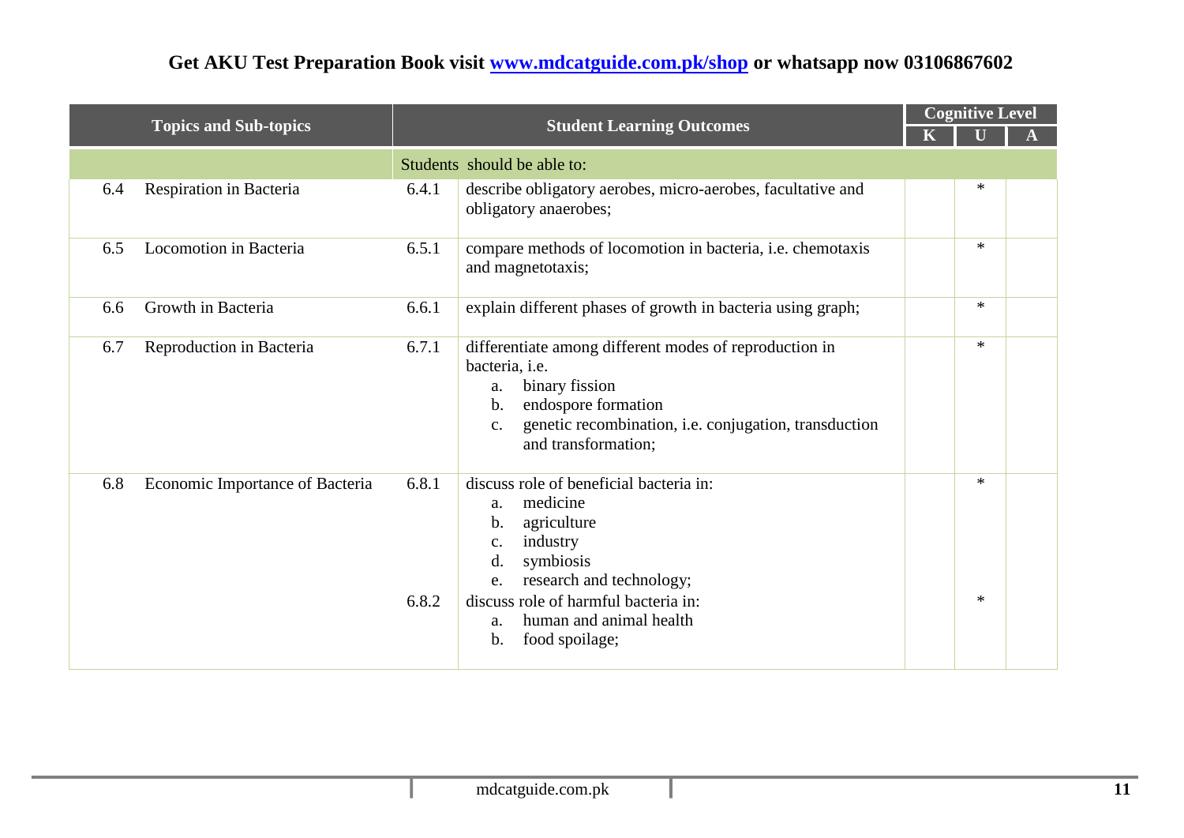Get AKU Test Preparation Book visit [www.mdcatguide.com.pk/shop](www.mdcatguide.com.pk/shop) or whatsapp now 03106867602

| Topics and Sub-topics | | Student Learning Outcomes | | Cognitive Level | | |
|---|---|---|---|---|---|---|
| | | | | K | U | A |
| | | Students should be able to: | | | | |
| 6.4 | Respiration in Bacteria | 6.4.1 | describe obligatory aerobes, micro-aerobes, facultative and obligatory anaerobes; | | * | |
| 6.5 | Locomotion in Bacteria | 6.5.1 | compare methods of locomotion in bacteria, i.e. chemotaxis and magnetotaxis; | | * | |
| 6.6 | Growth in Bacteria | 6.6.1 | explain different phases of growth in bacteria using graph; | | * | |
| 6.7 | Reproduction in Bacteria | 6.7.1 | differentiate among different modes of reproduction in bacteria, i.e.<br>a. binary fission<br>b. endospore formation<br>c. genetic recombination, i.e. conjugation, transduction and transformation; | | * | |
| 6.8 | Economic Importance of Bacteria | 6.8.1 | discuss role of beneficial bacteria in:<br>a. medicine<br>b. agriculture<br>c. industry<br>d. symbiosis<br>e. research and technology; | | * | |
| | | 6.8.2 | discuss role of harmful bacteria in:<br>a. human and animal health<br>b. food spoilage; | | * | |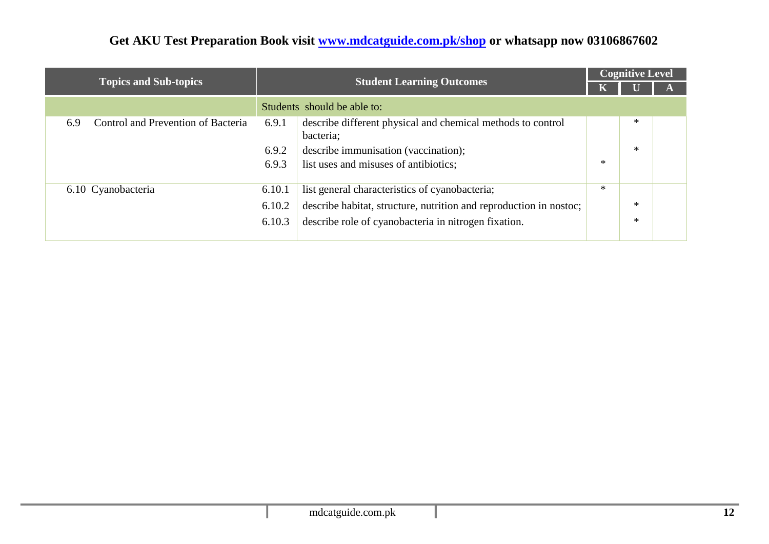| Topics and Sub-topics | Student Learning Outcomes | | Cognitive Level | | |
|---|---|---|---|---|---|
| | | | K | U | A |
| | Students should be able to: | | | | |
| 6.9 Control and Prevention of Bacteria | 6.9.1 | describe different physical and chemical methods to control bacteria; | | * | |
| | 6.9.2 | describe immunisation (vaccination); | | * | |
| | 6.9.3 | list uses and misuses of antibiotics; | * | | |
| 6.10 Cyanobacteria | 6.10.1 | list general characteristics of cyanobacteria; | * | | |
| | 6.10.2 | describe habitat, structure, nutrition and reproduction in nostoc; | | * | |
| | 6.10.3 | describe role of cyanobacteria in nitrogen fixation. | | * | |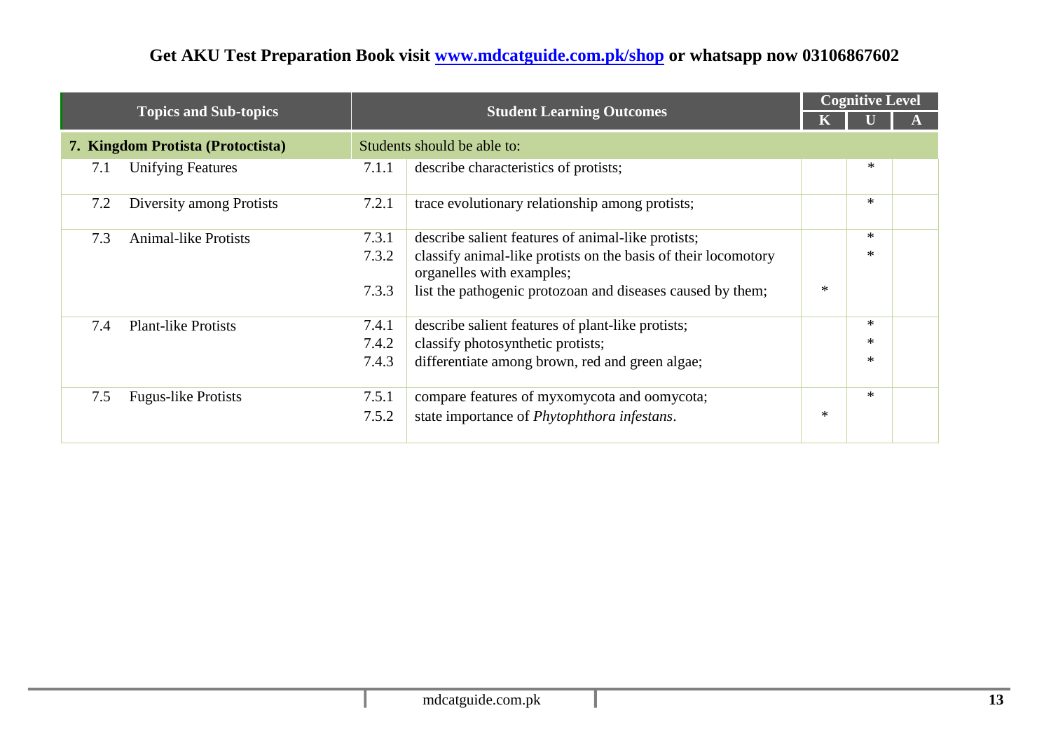**Get AKU Test Preparation Book visit [www.mdcatguide.com.pk/shop](www.mdcatguide.com.pk/shop) or whatsapp now 03106867602**

| Topics and Sub-topics | Student Learning Outcomes | | Cognitive Level | | |
|---|---|---|---|---|---|
| | | | K | U | A |
| **7. Kingdom Protista (Protoctista)** | Students should be able to: | | | | |
| 7.1 Unifying Features | 7.1.1 | describe characteristics of protists; | | * | |
| 7.2 Diversity among Protists | 7.2.1 | trace evolutionary relationship among protists; | | * | |
| 7.3 Animal-like Protists | 7.3.1 | describe salient features of animal-like protists; | | * | |
| | 7.3.2 | classify animal-like protists on the basis of their locomotory organelles with examples; | | * | |
| | 7.3.3 | list the pathogenic protozoan and diseases caused by them; | * | | |
| 7.4 Plant-like Protists | 7.4.1 | describe salient features of plant-like protists; | | * | |
| | 7.4.2 | classify photosynthetic protists; | | * | |
| | 7.4.3 | differentiate among brown, red and green algae; | | * | |
| 7.5 Fugus-like Protists | 7.5.1 | compare features of myxomycota and oomycota; | | * | |
| | 7.5.2 | state importance of *Phytophthora infestans*. | * | | |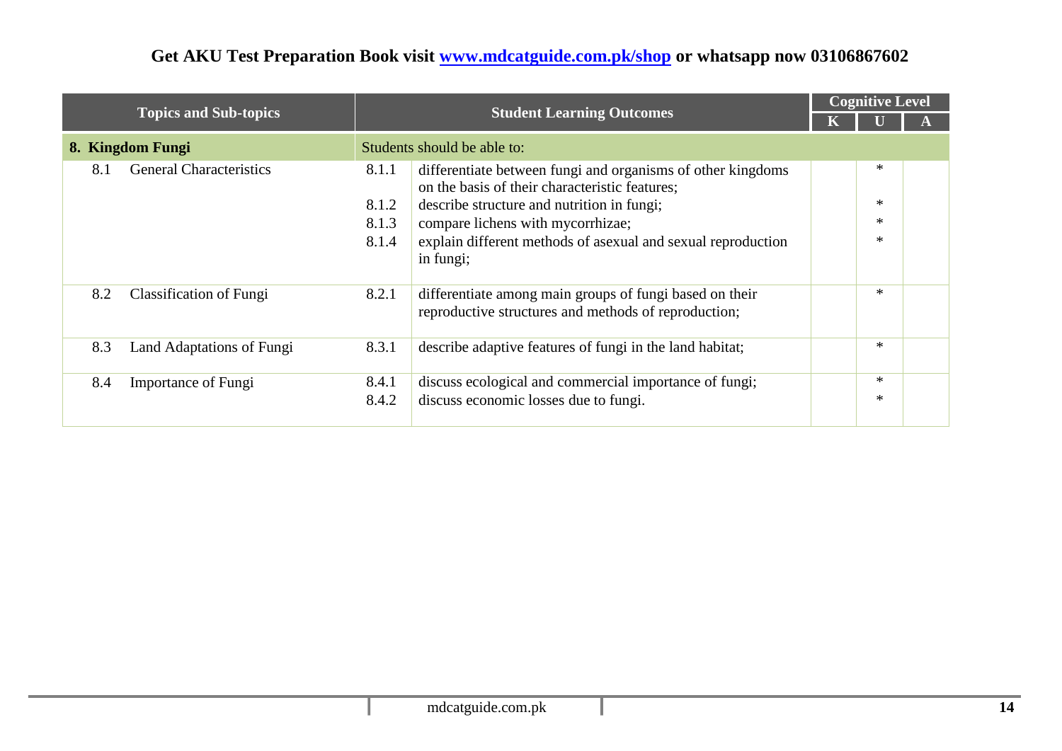Get AKU Test Preparation Book visit [www.mdcatguide.com.pk/shop](www.mdcatguide.com.pk/shop) or whatsapp now 03106867602

| Topics and Sub-topics | | Student Learning Outcomes | | Cognitive Level | | |
|---|---|---|---|---|---|---|
| | | | | K | U | A |
| **8. Kingdom Fungi** | | Students should be able to: | | | | |
| 8.1 | General Characteristics | 8.1.1 | differentiate between fungi and organisms of other kingdoms on the basis of their characteristic features; | | * | |
| | | 8.1.2 | describe structure and nutrition in fungi; | | * | |
| | | 8.1.3 | compare lichens with mycorrhizae; | | * | |
| | | 8.1.4 | explain different methods of asexual and sexual reproduction in fungi; | | * | |
| 8.2 | Classification of Fungi | 8.2.1 | differentiate among main groups of fungi based on their reproductive structures and methods of reproduction; | | * | |
| 8.3 | Land Adaptations of Fungi | 8.3.1 | describe adaptive features of fungi in the land habitat; | | * | |
| 8.4 | Importance of Fungi | 8.4.1 | discuss ecological and commercial importance of fungi; | | * | |
| | | 8.4.2 | discuss economic losses due to fungi. | | * | |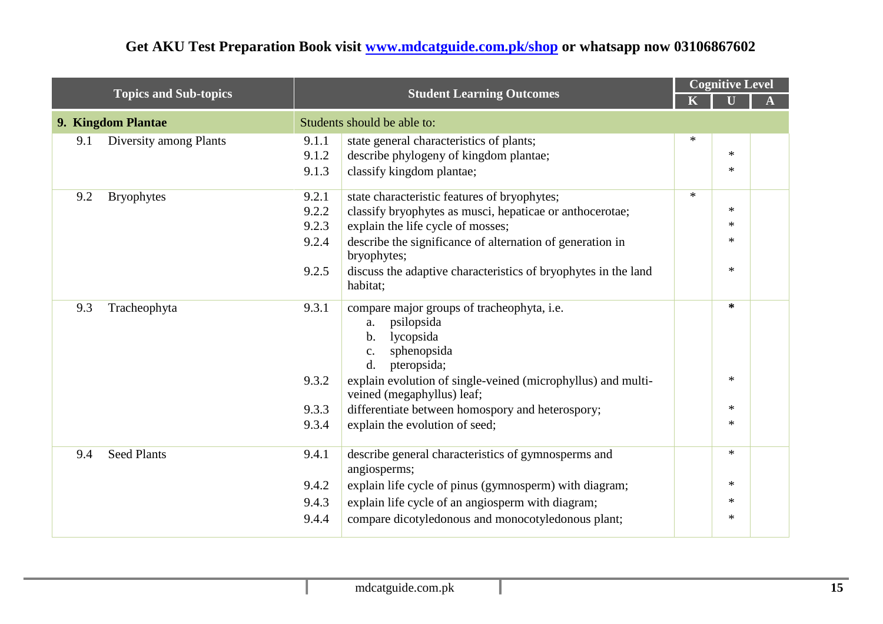Get AKU Test Preparation Book visit www.mdcatguide.com.pk/shop or whatsapp now 03106867602

| Topics and Sub-topics | Student Learning Outcomes | | Cognitive Level | | |
|---|---|---|---|---|---|
| | | | K | U | A |
| **9. Kingdom Plantae** | Students should be able to: | | | | |
| 9.1 Diversity among Plants | 9.1.1 | state general characteristics of plants; | * | | |
| | 9.1.2 | describe phylogeny of kingdom plantae; | | * | |
| | 9.1.3 | classify kingdom plantae; | | * | |
| 9.2 Bryophytes | 9.2.1 | state characteristic features of bryophytes; | * | | |
| | 9.2.2 | classify bryophytes as musci, hepaticae or anthocerotae; | | * | |
| | 9.2.3 | explain the life cycle of mosses; | | * | |
| | 9.2.4 | describe the significance of alternation of generation in bryophytes; | | * | |
| | 9.2.5 | discuss the adaptive characteristics of bryophytes in the land habitat; | | * | |
| 9.3 Tracheophyta | 9.3.1 | compare major groups of tracheophyta, i.e. a. psilopsida b. lycopsida c. sphenopsida d. pteropsida; | | * | |
| | 9.3.2 | explain evolution of single-veined (microphyllus) and multi-veined (megaphyllus) leaf; | | * | |
| | 9.3.3 | differentiate between homospory and heterospory; | | * | |
| | 9.3.4 | explain the evolution of seed; | | * | |
| 9.4 Seed Plants | 9.4.1 | describe general characteristics of gymnosperms and angiosperms; | | * | |
| | 9.4.2 | explain life cycle of pinus (gymnosperm) with diagram; | | * | |
| | 9.4.3 | explain life cycle of an angiosperm with diagram; | | * | |
| | 9.4.4 | compare dicotyledonous and monocotyledonous plant; | | * | |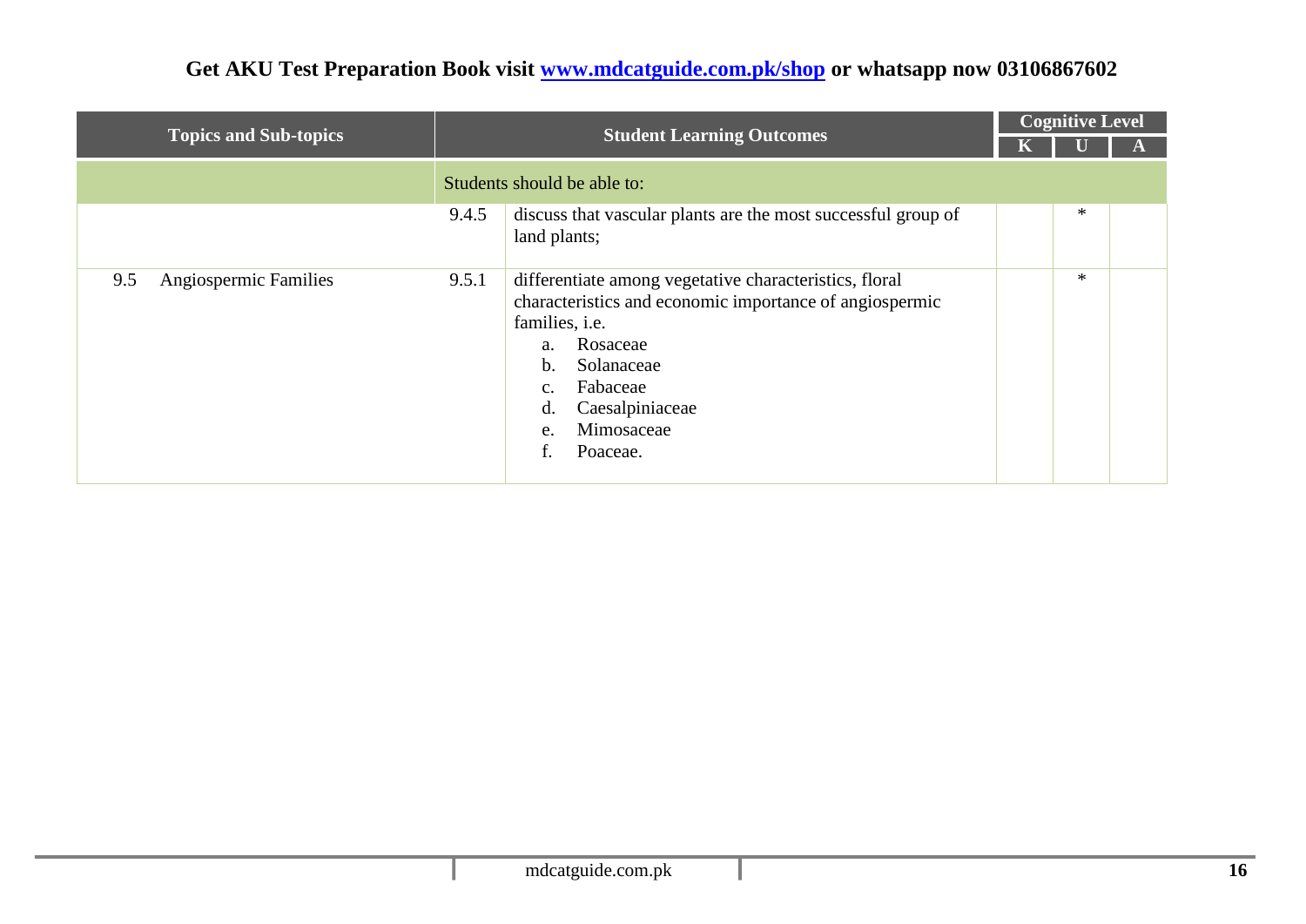| Topics and Sub-topics | | Student Learning Outcomes | Cognitive Level | | |
|---|---|---|---|---|---|
| | | | K | U | A |
| | | Students should be able to: | | | |
| | 9.4.5 | discuss that vascular plants are the most successful group of land plants; | | * | |
| 9.5 Angiospermic Families | 9.5.1 | differentiate among vegetative characteristics, floral characteristics and economic importance of angiospermic families, i.e.<br>a. Rosaceae<br>b. Solanaceae<br>c. Fabaceae<br>d. Caesalpiniaceae<br>e. Mimosaceae<br>f. Poaceae. | | * | |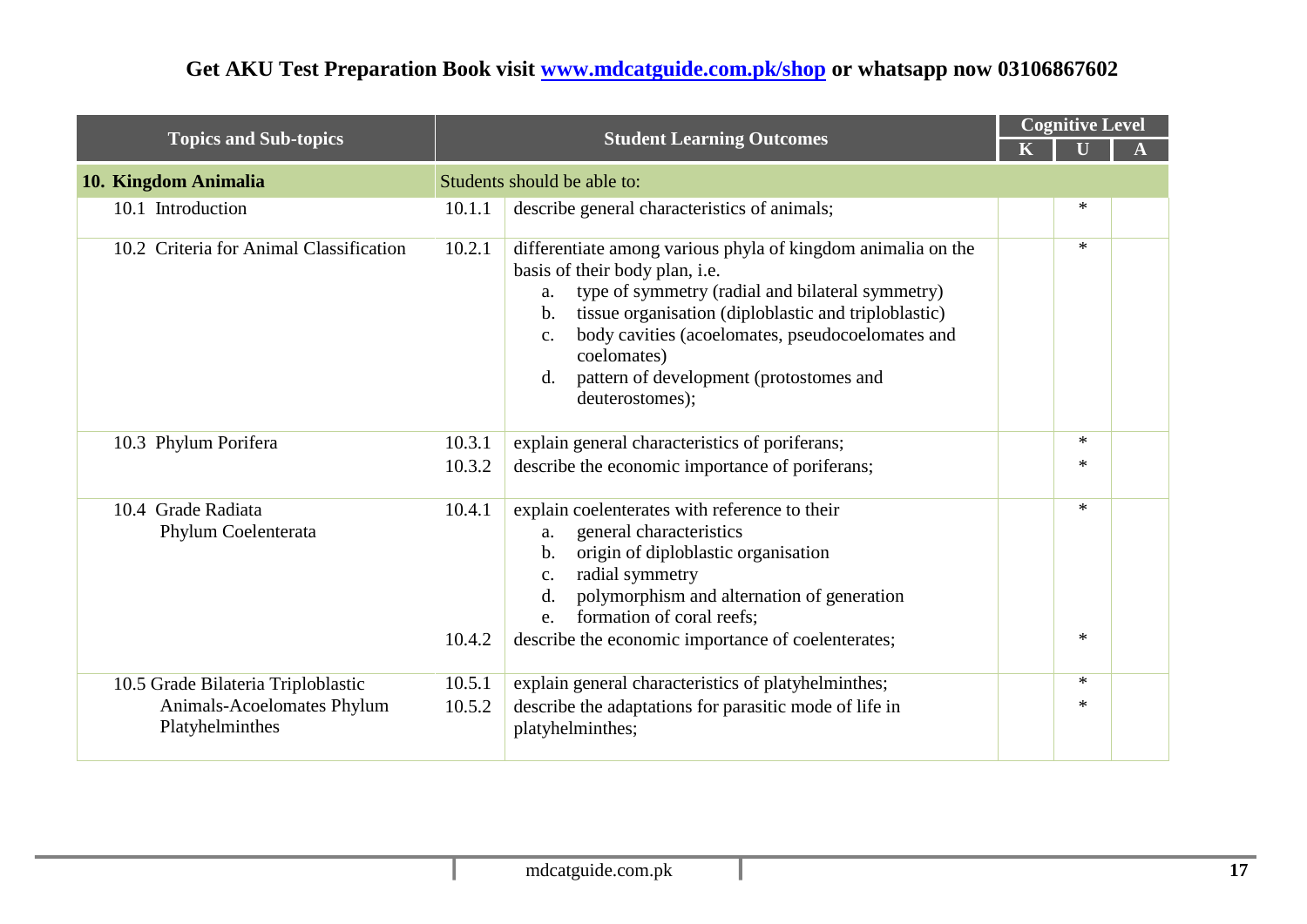Get AKU Test Preparation Book visit [www.mdcatguide.com.pk/shop](www.mdcatguide.com.pk/shop) or whatsapp now 03106867602

| Topics and Sub-topics | Student Learning Outcomes | | Cognitive Level | | |
|---|---|---|---|---|---|
| | | | K | U | A |
| **10. Kingdom Animalia** | Students should be able to: | | | | |
| 10.1 Introduction | 10.1.1 | describe general characteristics of animals; | | * | |
| 10.2 Criteria for Animal Classification | 10.2.1 | differentiate among various phyla of kingdom animalia on the basis of their body plan, i.e. <br> a. type of symmetry (radial and bilateral symmetry) <br> b. tissue organisation (diploblastic and triploblastic) <br> c. body cavities (acoelomates, pseudocoelomates and coelomates) <br> d. pattern of development (protostomes and deuterostomes); | | * | |
| 10.3 Phylum Porifera | 10.3.1 | explain general characteristics of poriferans; | | * | |
| | 10.3.2 | describe the economic importance of poriferans; | | * | |
| 10.4 Grade Radiata Phylum Coelenterata | 10.4.1 | explain coelenterates with reference to their <br> a. general characteristics <br> b. origin of diploblastic organisation <br> c. radial symmetry <br> d. polymorphism and alternation of generation <br> e. formation of coral reefs; | | * | |
| | 10.4.2 | describe the economic importance of coelenterates; | | * | |
| 10.5 Grade Bilateria Triploblastic Animals-Acoelomates Phylum Platyhelminthes | 10.5.1 | explain general characteristics of platyhelminthes; | | * | |
| | 10.5.2 | describe the adaptations for parasitic mode of life in platyhelminthes; | | * | |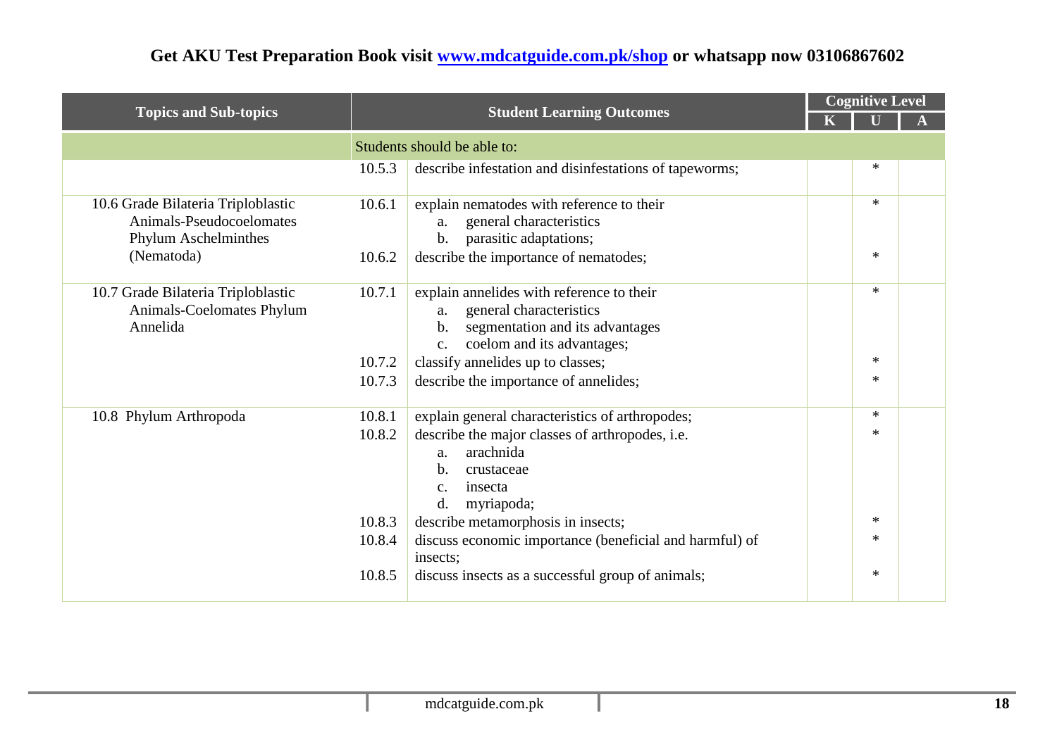**Get AKU Test Preparation Book visit [www.mdcatguide.com.pk/shop](www.mdcatguide.com.pk/shop) or whatsapp now 03106867602**

| Topics and Sub-topics | Student Learning Outcomes | | Cognitive Level | | |
|---|---|---|---|---|---|
| | | | K | U | A |
| | Students should be able to: | | | | |
| | 10.5.3 | describe infestation and disinfestations of tapeworms; | | * | |
| 10.6 Grade Bilateria Triploblastic Animals-Pseudocoelomates Phylum Aschelminthes (Nematoda) | 10.6.1 | explain nematodes with reference to their<br>a. general characteristics<br>b. parasitic adaptations; | | * | |
| | 10.6.2 | describe the importance of nematodes; | | * | |
| 10.7 Grade Bilateria Triploblastic Animals-Coelomates Phylum Annelida | 10.7.1 | explain annelides with reference to their<br>a. general characteristics<br>b. segmentation and its advantages<br>c. coelom and its advantages; | | * | |
| | 10.7.2 | classify annelides up to classes; | | * | |
| | 10.7.3 | describe the importance of annelides; | | * | |
| 10.8 Phylum Arthropoda | 10.8.1 | explain general characteristics of arthropodes; | | * | |
| | 10.8.2 | describe the major classes of arthropodes, i.e.<br>a. arachnida<br>b. crustaceae<br>c. insecta<br>d. myriapoda; | | * | |
| | 10.8.3 | describe metamorphosis in insects; | | * | |
| | 10.8.4 | discuss economic importance (beneficial and harmful) of insects; | | * | |
| | 10.8.5 | discuss insects as a successful group of animals; | | * | |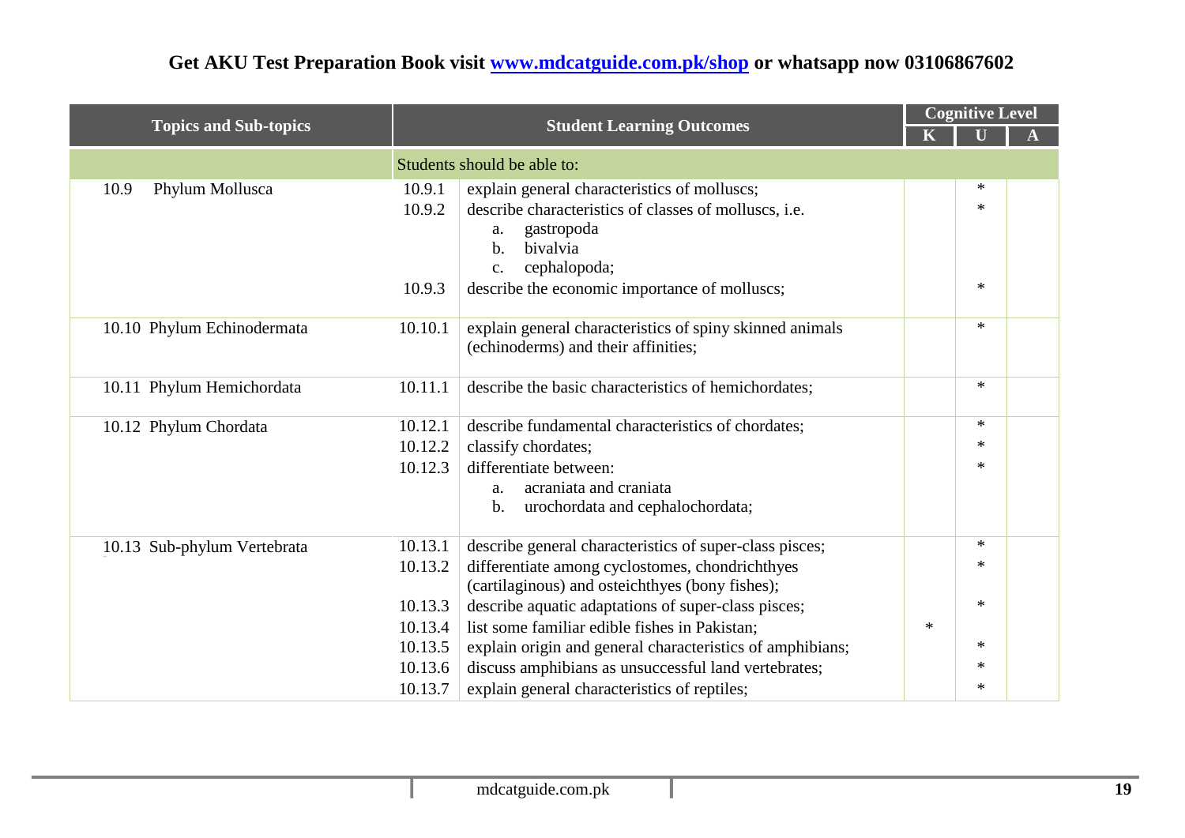Get AKU Test Preparation Book visit [www.mdcatguide.com.pk/shop](www.mdcatguide.com.pk/shop) or whatsapp now 03106867602

| Topics and Sub-topics | Student Learning Outcomes | | Cognitive Level | | |
|---|---|---|---|---|---|
| | | | K | U | A |
| | Students should be able to: | | | | |
| 10.9 Phylum Mollusca | 10.9.1 | explain general characteristics of molluscs; | | * | |
| | 10.9.2 | describe characteristics of classes of molluscs, i.e.<br>a. gastropoda<br>b. bivalvia<br>c. cephalopoda; | | * | |
| | 10.9.3 | describe the economic importance of molluscs; | | * | |
| 10.10 Phylum Echinodermata | 10.10.1 | explain general characteristics of spiny skinned animals (echinoderms) and their affinities; | | * | |
| 10.11 Phylum Hemichordata | 10.11.1 | describe the basic characteristics of hemichordates; | | * | |
| 10.12 Phylum Chordata | 10.12.1 | describe fundamental characteristics of chordates; | | * | |
| | 10.12.2 | classify chordates; | | * | |
| | 10.12.3 | differentiate between:<br>a. acraniata and craniata<br>b. urochordata and cephalochordata; | | * | |
| 10.13 Sub-phylum Vertebrata | 10.13.1 | describe general characteristics of super-class pisces; | | * | |
| | 10.13.2 | differentiate among cyclostomes, chondrichthyes (cartilaginous) and osteichthyes (bony fishes); | | * | |
| | 10.13.3 | describe aquatic adaptations of super-class pisces; | | * | |
| | 10.13.4 | list some familiar edible fishes in Pakistan; | * | | |
| | 10.13.5 | explain origin and general characteristics of amphibians; | | * | |
| | 10.13.6 | discuss amphibians as unsuccessful land vertebrates; | | * | |
| | 10.13.7 | explain general characteristics of reptiles; | | * | |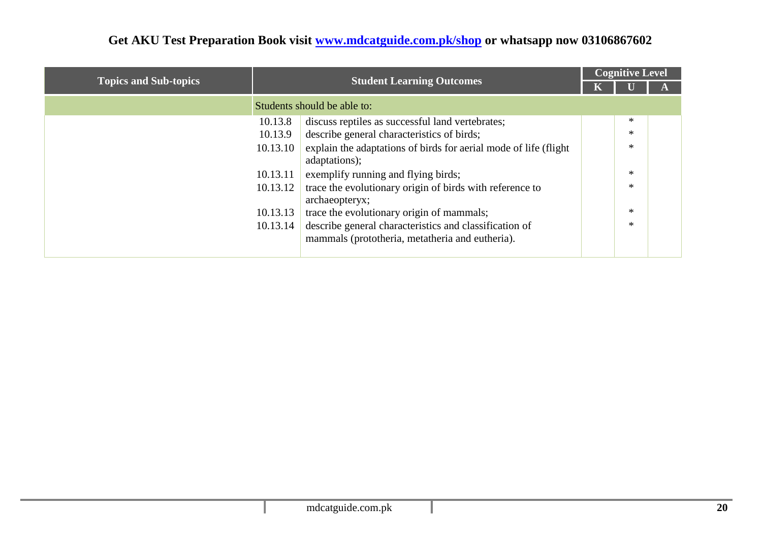**Get AKU Test Preparation Book visit [www.mdcatguide.com.pk/shop](www.mdcatguide.com.pk/shop) or whatsapp now 03106867602**

| Topics and Sub-topics | Student Learning Outcomes | | Cognitive Level | | |
|---|---|---|---|---|---|
| | | | K | U | A |
| | Students should be able to: | | | | |
| | 10.13.8 | discuss reptiles as successful land vertebrates; | | * | |
| | 10.13.9 | describe general characteristics of birds; | | * | |
| | 10.13.10 | explain the adaptations of birds for aerial mode of life (flight adaptations); | | * | |
| | 10.13.11 | exemplify running and flying birds; | | * | |
| | 10.13.12 | trace the evolutionary origin of birds with reference to archaeopteryx; | | * | |
| | 10.13.13 | trace the evolutionary origin of mammals; | | * | |
| | 10.13.14 | describe general characteristics and classification of mammals (prototheria, metatheria and eutheria). | | * | |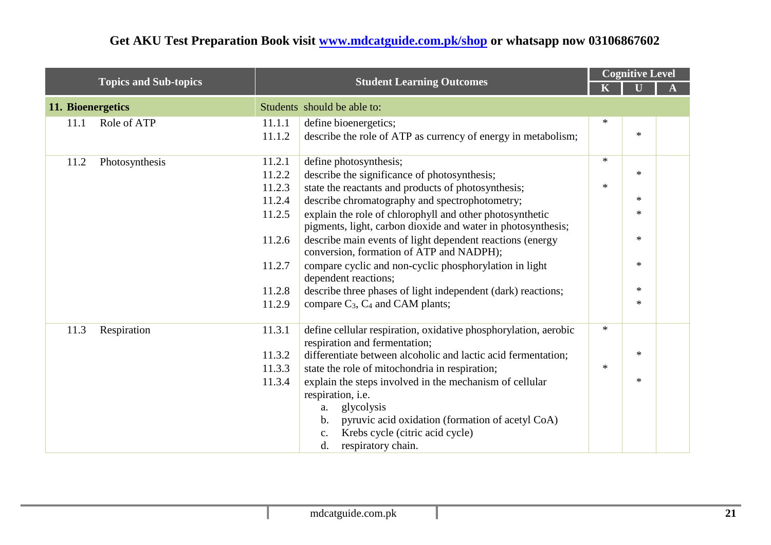Get AKU Test Preparation Book visit www.mdcatguide.com.pk/shop or whatsapp now 03106867602

| Topics and Sub-topics | | Student Learning Outcomes | | Cognitive Level | | |
|---|---|---|---|---|---|---|
| | | | | K | U | A |
| **11. Bioenergetics** | | Students should be able to: | | | | |
| 11.1 | Role of ATP | 11.1.1 | define bioenergetics; | * | | |
| | | 11.1.2 | describe the role of ATP as currency of energy in metabolism; | | * | |
| 11.2 | Photosynthesis | 11.2.1 | define photosynthesis; | * | | |
| | | 11.2.2 | describe the significance of photosynthesis; | | * | |
| | | 11.2.3 | state the reactants and products of photosynthesis; | * | | |
| | | 11.2.4 | describe chromatography and spectrophotometry; | | * | |
| | | 11.2.5 | explain the role of chlorophyll and other photosynthetic pigments, light, carbon dioxide and water in photosynthesis; | | * | |
| | | 11.2.6 | describe main events of light dependent reactions (energy conversion, formation of ATP and NADPH); | | * | |
| | | 11.2.7 | compare cyclic and non-cyclic phosphorylation in light dependent reactions; | | * | |
| | | 11.2.8 | describe three phases of light independent (dark) reactions; | | * | |
| | | 11.2.9 | compare $C_3$, $C_4$ and CAM plants; | | * | |
| 11.3 | Respiration | 11.3.1 | define cellular respiration, oxidative phosphorylation, aerobic respiration and fermentation; | * | | |
| | | 11.3.2 | differentiate between alcoholic and lactic acid fermentation; | | * | |
| | | 11.3.3 | state the role of mitochondria in respiration; | * | | |
| | | 11.3.4 | explain the steps involved in the mechanism of cellular respiration, i.e. a. glycolysis b. pyruvic acid oxidation (formation of acetyl CoA) c. Krebs cycle (citric acid cycle) d. respiratory chain. | | * | |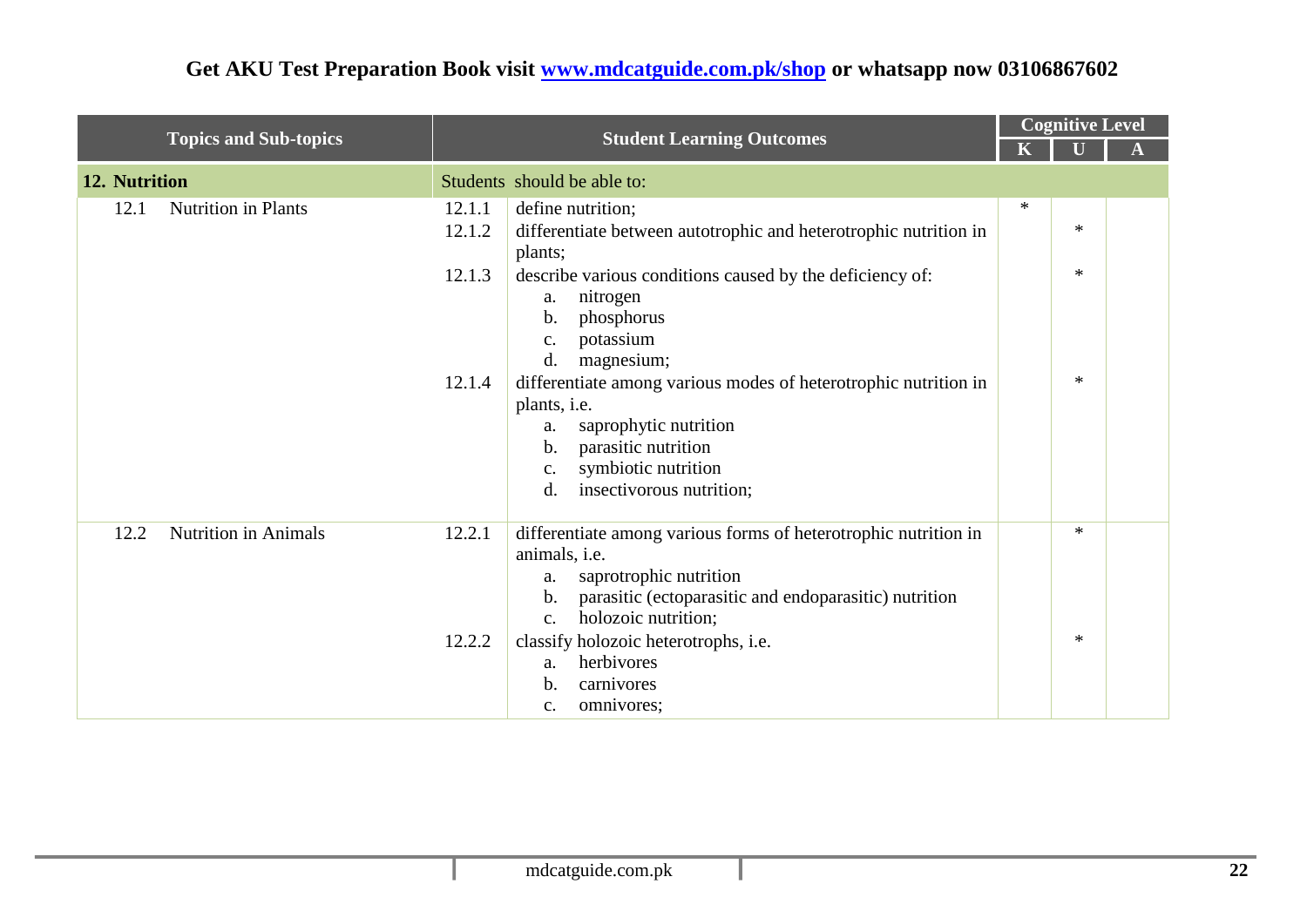| Topics and Sub-topics | Student Learning Outcomes | | Cognitive Level | | |
|---|---|---|---|---|---|
| | | | K | U | A |
| **12. Nutrition** | Students should be able to: | | | | |
| 12.1 Nutrition in Plants | 12.1.1 | define nutrition; | * | | |
| | 12.1.2 | differentiate between autotrophic and heterotrophic nutrition in plants; | | * | |
| | 12.1.3 | describe various conditions caused by the deficiency of: a. nitrogen b. phosphorus c. potassium d. magnesium; | | * | |
| | 12.1.4 | differentiate among various modes of heterotrophic nutrition in plants, i.e. a. saprophytic nutrition b. parasitic nutrition c. symbiotic nutrition d. insectivorous nutrition; | | * | |
| 12.2 Nutrition in Animals | 12.2.1 | differentiate among various forms of heterotrophic nutrition in animals, i.e. a. saprotrophic nutrition b. parasitic (ectoparasitic and endoparasitic) nutrition c. holozoic nutrition; | | * | |
| | 12.2.2 | classify holozoic heterotrophs, i.e. a. herbivores b. carnivores c. omnivores; | | * | |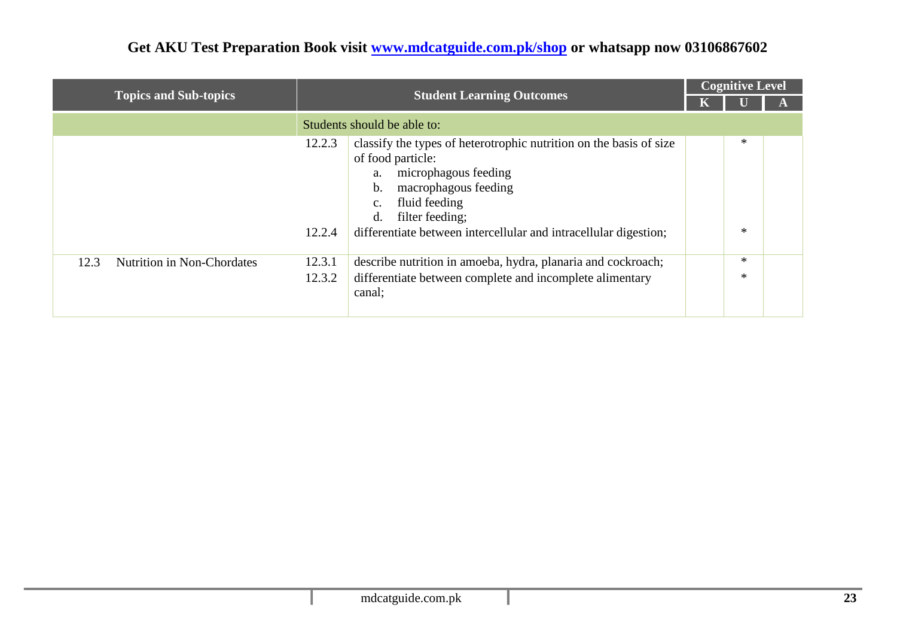| Topics and Sub-topics | | Student Learning Outcomes | | Cognitive Level | | |
|---|---|---|---|---|---|---|
| | | | | K | U | A |
| | | Students should be able to: | | | | |
| | | 12.2.3 | classify the types of heterotrophic nutrition on the basis of size of food particle: a. microphagous feeding b. macrophagous feeding c. fluid feeding d. filter feeding; | | * | |
| | | 12.2.4 | differentiate between intercellular and intracellular digestion; | | * | |
| 12.3 | Nutrition in Non-Chordates | 12.3.1 | describe nutrition in amoeba, hydra, planaria and cockroach; | | * | |
| | | 12.3.2 | differentiate between complete and incomplete alimentary canal; | | * | |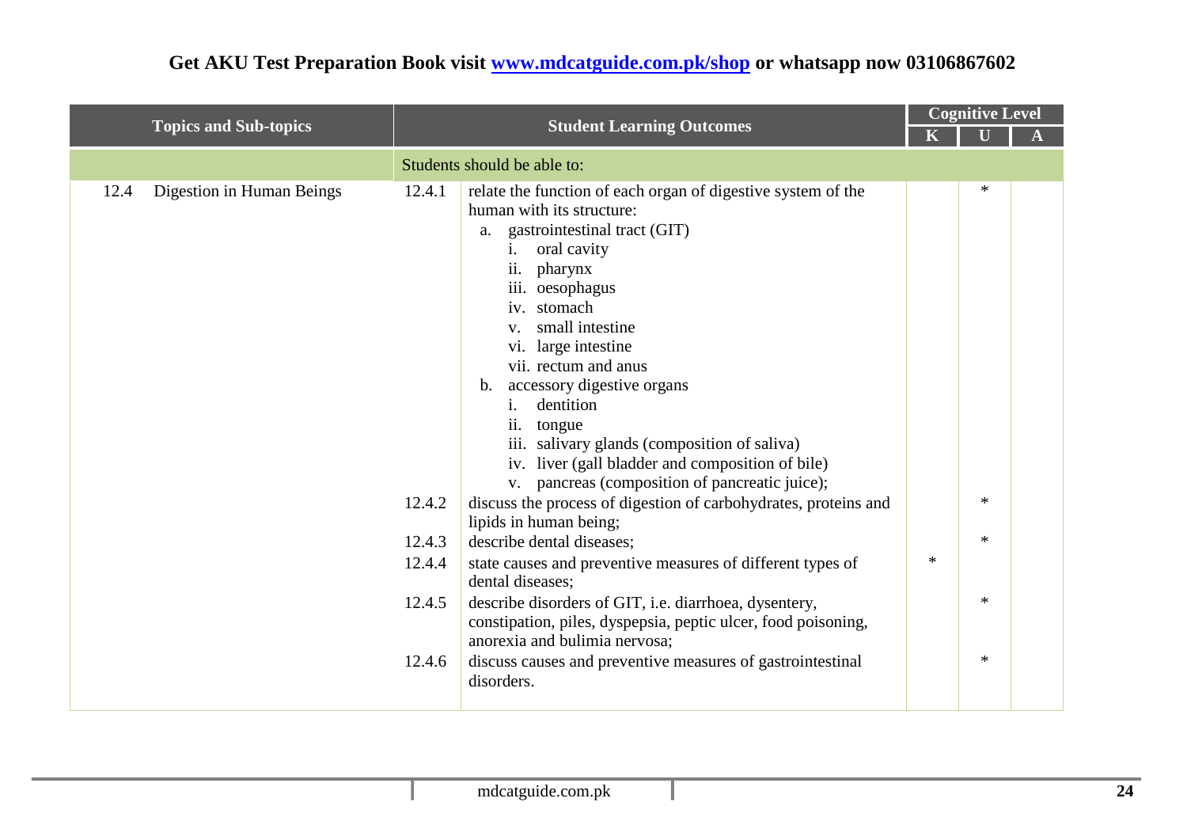**Get AKU Test Preparation Book visit [www.mdcatguide.com.pk/shop](www.mdcatguide.com.pk/shop) or whatsapp now 03106867602**

| Topics and Sub-topics | | Student Learning Outcomes | Cognitive Level | | |
|---|---|---|---|---|---|
| | | | K | U | A |
| | Students should be able to: | | | | |
| 12.4 Digestion in Human Beings | 12.4.1 | relate the function of each organ of digestive system of the human with its structure:<br>a. gastrointestinal tract (GIT)<br>i. oral cavity<br>ii. pharynx<br>iii. oesophagus<br>iv. stomach<br>v. small intestine<br>vi. large intestine<br>vii. rectum and anus<br>b. accessory digestive organs<br>i. dentition<br>ii. tongue<br>iii. salivary glands (composition of saliva)<br>iv. liver (gall bladder and composition of bile)<br>v. pancreas (composition of pancreatic juice); | | * | |
| | 12.4.2 | discuss the process of digestion of carbohydrates, proteins and lipids in human being; | | * | |
| | 12.4.3 | describe dental diseases; | | * | |
| | 12.4.4 | state causes and preventive measures of different types of dental diseases; | * | | |
| | 12.4.5 | describe disorders of GIT, i.e. diarrhoea, dysentery, constipation, piles, dyspepsia, peptic ulcer, food poisoning, anorexia and bulimia nervosa; | | * | |
| | 12.4.6 | discuss causes and preventive measures of gastrointestinal disorders. | | * | |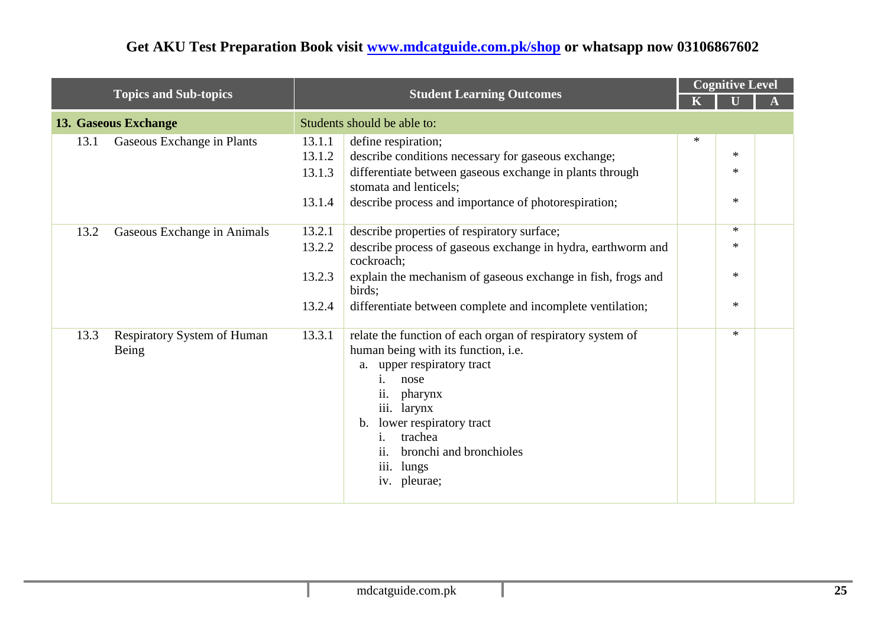Get AKU Test Preparation Book visit [www.mdcatguide.com.pk/shop](www.mdcatguide.com.pk/shop) or whatsapp now 03106867602

| Topics and Sub-topics | | Student Learning Outcomes | | Cognitive Level | | |
|---|---|---|---|---|---|---|
| | | | | K | U | A |
| **13. Gaseous Exchange** | | Students should be able to: | | | | |
| 13.1 | Gaseous Exchange in Plants | 13.1.1 | define respiration; | * | | |
| | | 13.1.2 | describe conditions necessary for gaseous exchange; | | * | |
| | | 13.1.3 | differentiate between gaseous exchange in plants through stomata and lenticels; | | * | |
| | | 13.1.4 | describe process and importance of photorespiration; | | * | |
| 13.2 | Gaseous Exchange in Animals | 13.2.1 | describe properties of respiratory surface; | | * | |
| | | 13.2.2 | describe process of gaseous exchange in hydra, earthworm and cockroach; | | * | |
| | | 13.2.3 | explain the mechanism of gaseous exchange in fish, frogs and birds; | | * | |
| | | 13.2.4 | differentiate between complete and incomplete ventilation; | | * | |
| 13.3 | Respiratory System of Human Being | 13.3.1 | relate the function of each organ of respiratory system of human being with its function, i.e.<br>a. upper respiratory tract<br>i. nose<br>ii. pharynx<br>iii. larynx<br>b. lower respiratory tract<br>i. trachea<br>ii. bronchi and bronchioles<br>iii. lungs<br>iv. pleurae; | | * | |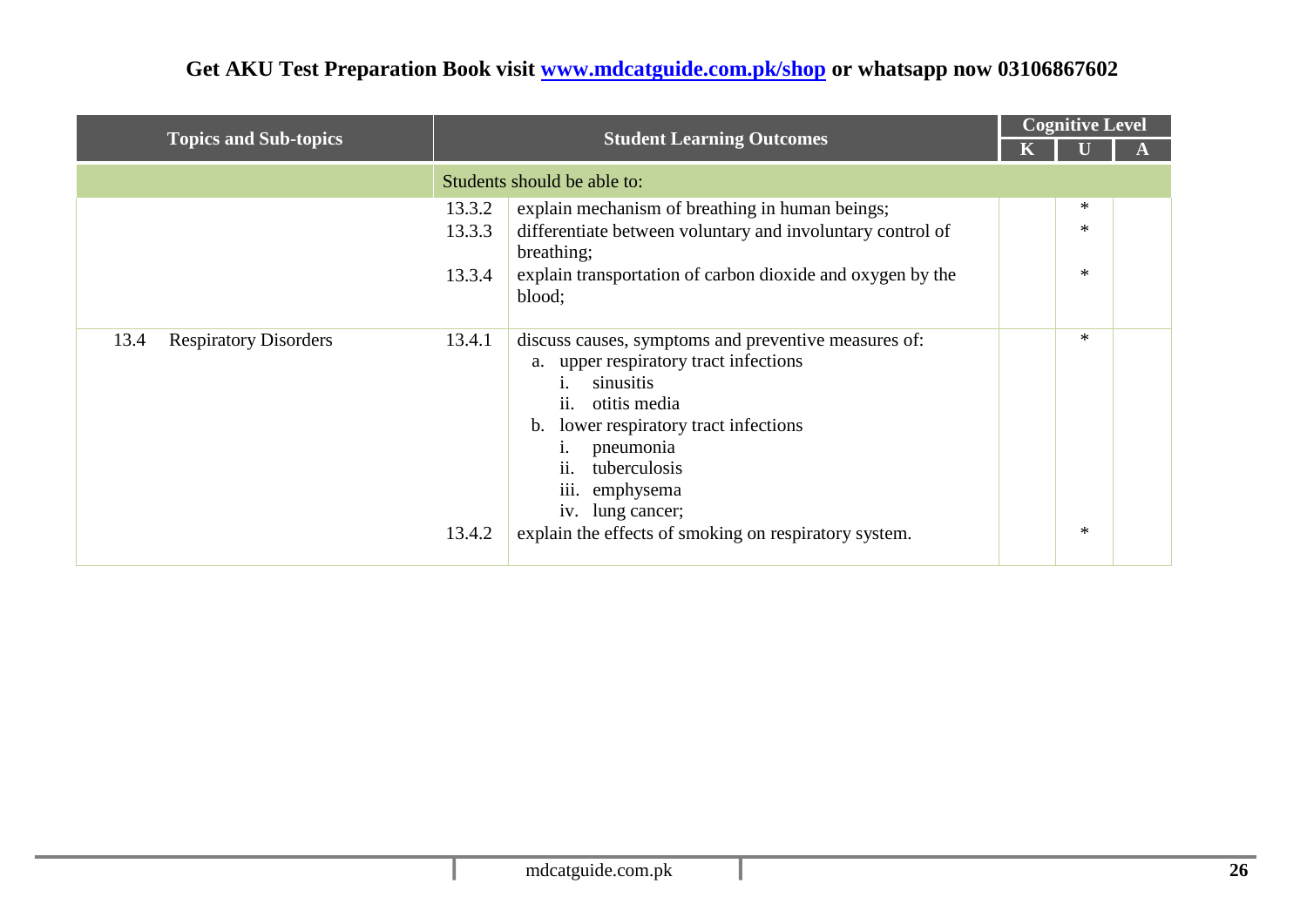**Get AKU Test Preparation Book visit www.mdcatguide.com.pk/shop or whatsapp now 03106867602**

| Topics and Sub-topics | Student Learning Outcomes | | Cognitive Level | | |
|---|---|---|---|---|---|
| | | | K | U | A |
| | Students should be able to: | | | | |
| | 13.3.2 | explain mechanism of breathing in human beings; | | * | |
| | 13.3.3 | differentiate between voluntary and involuntary control of breathing; | | * | |
| | 13.3.4 | explain transportation of carbon dioxide and oxygen by the blood; | | * | |
| 13.4 Respiratory Disorders | 13.4.1 | discuss causes, symptoms and preventive measures of:<br>a. upper respiratory tract infections<br>i. sinusitis<br>ii. otitis media<br>b. lower respiratory tract infections<br>i. pneumonia<br>ii. tuberculosis<br>iii. emphysema<br>iv. lung cancer; | | * | |
| | 13.4.2 | explain the effects of smoking on respiratory system. | | * | |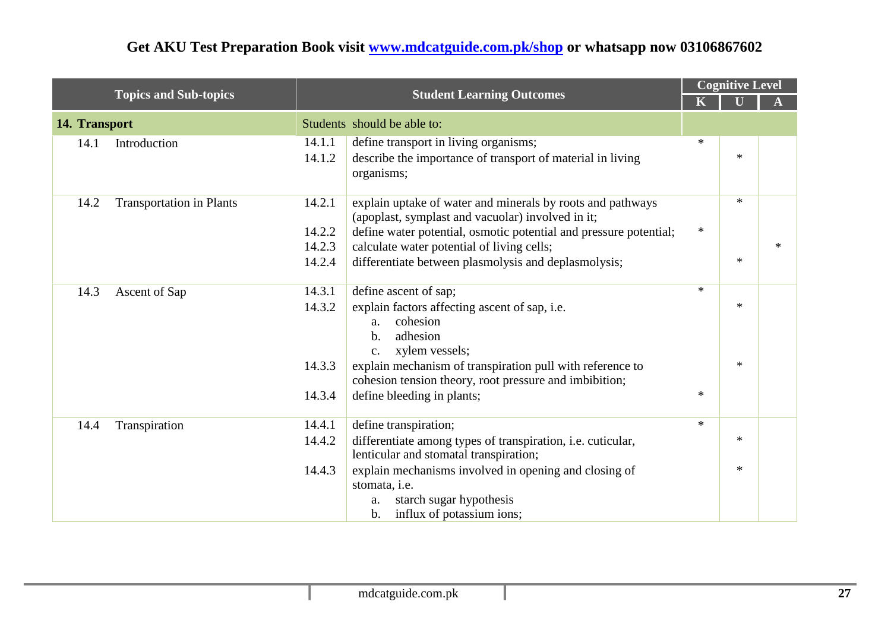Get AKU Test Preparation Book visit [www.mdcatguide.com.pk/shop](www.mdcatguide.com.pk/shop) or whatsapp now 03106867602

| Topics and Sub-topics | Student Learning Outcomes | | Cognitive Level | | |
|---|---|---|---|---|---|
| | | | K | U | A |
| **14. Transport** | Students should be able to: | | | | |
| 14.1 Introduction | 14.1.1 | define transport in living organisms; | * | | |
| | 14.1.2 | describe the importance of transport of material in living organisms; | | * | |
| 14.2 Transportation in Plants | 14.2.1 | explain uptake of water and minerals by roots and pathways (apoplast, symplast and vacuolar) involved in it; | | * | |
| | 14.2.2 | define water potential, osmotic potential and pressure potential; | * | | |
| | 14.2.3 | calculate water potential of living cells; | | | * |
| | 14.2.4 | differentiate between plasmolysis and deplasmolysis; | | * | |
| 14.3 Ascent of Sap | 14.3.1 | define ascent of sap; | * | | |
| | 14.3.2 | explain factors affecting ascent of sap, i.e. <br> a. cohesion <br> b. adhesion <br> c. xylem vessels; | | * | |
| | 14.3.3 | explain mechanism of transpiration pull with reference to cohesion tension theory, root pressure and imbibition; | | * | |
| | 14.3.4 | define bleeding in plants; | * | | |
| 14.4 Transpiration | 14.4.1 | define transpiration; | * | | |
| | 14.4.2 | differentiate among types of transpiration, i.e. cuticular, lenticular and stomatal transpiration; | | * | |
| | 14.4.3 | explain mechanisms involved in opening and closing of stomata, i.e. <br> a. starch sugar hypothesis <br> b. influx of potassium ions; | | * | |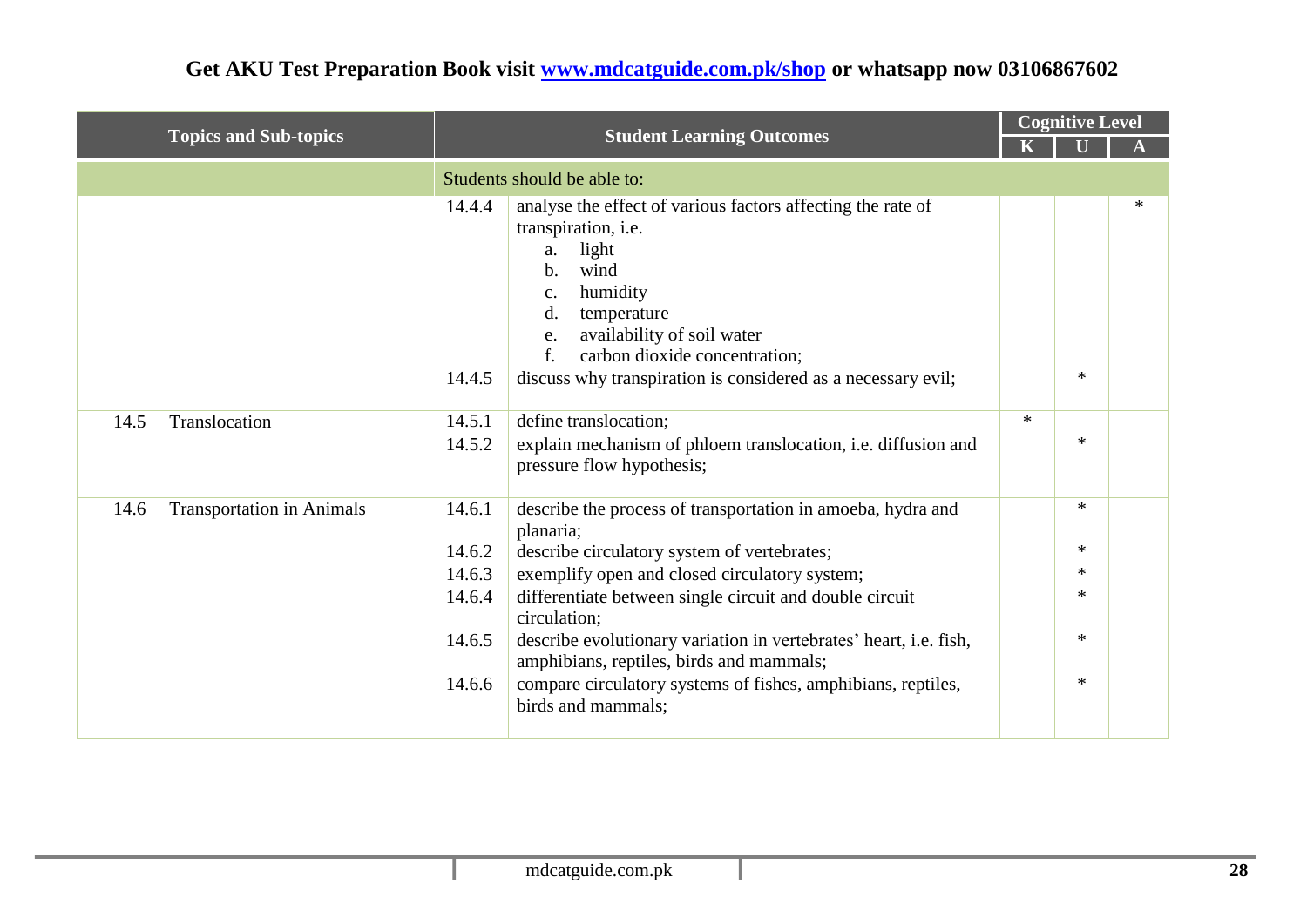| Topics and Sub-topics | | Student Learning Outcomes | | Cognitive Level | | |
|---|---|---|---|---|---|---|
| | | | | K | U | A |
| | | Students should be able to: | | | | |
| | | 14.4.4 | analyse the effect of various factors affecting the rate of transpiration, i.e.<br>a. light<br>b. wind<br>c. humidity<br>d. temperature<br>e. availability of soil water<br>f. carbon dioxide concentration; | | | * |
| | | 14.4.5 | discuss why transpiration is considered as a necessary evil; | | * | |
| 14.5 | Translocation | 14.5.1 | define translocation; | * | | |
| | | 14.5.2 | explain mechanism of phloem translocation, i.e. diffusion and pressure flow hypothesis; | | * | |
| 14.6 | Transportation in Animals | 14.6.1 | describe the process of transportation in amoeba, hydra and planaria; | | * | |
| | | 14.6.2 | describe circulatory system of vertebrates; | | * | |
| | | 14.6.3 | exemplify open and closed circulatory system; | | * | |
| | | 14.6.4 | differentiate between single circuit and double circuit circulation; | | * | |
| | | 14.6.5 | describe evolutionary variation in vertebrates' heart, i.e. fish, amphibians, reptiles, birds and mammals; | | * | |
| | | 14.6.6 | compare circulatory systems of fishes, amphibians, reptiles, birds and mammals; | | * | |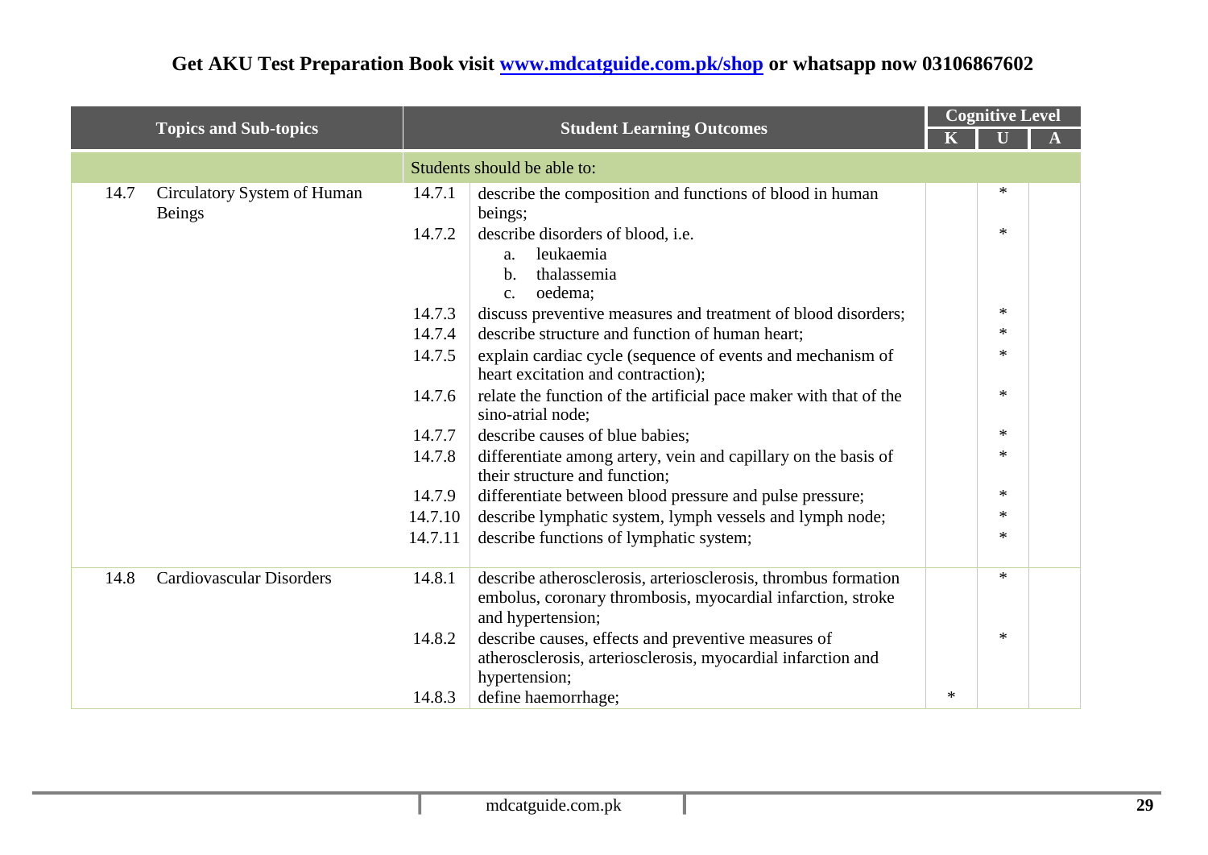**Get AKU Test Preparation Book visit [www.mdcatguide.com.pk/shop](http://www.mdcatguide.com.pk/shop) or whatsapp now 03106867602**

| Topics and Sub-topics | | Student Learning Outcomes | | Cognitive Level | | |
|---|---|---|---|---|---|---|
| | | | | K | U | A |
| | | Students should be able to: | | | | |
| 14.7 | Circulatory System of Human Beings | 14.7.1 | describe the composition and functions of blood in human beings; | | * | |
| | | 14.7.2 | describe disorders of blood, i.e. a. leukaemia b. thalassemia c. oedema; | | * | |
| | | 14.7.3 | discuss preventive measures and treatment of blood disorders; | | * | |
| | | 14.7.4 | describe structure and function of human heart; | | * | |
| | | 14.7.5 | explain cardiac cycle (sequence of events and mechanism of heart excitation and contraction); | | * | |
| | | 14.7.6 | relate the function of the artificial pace maker with that of the sino-atrial node; | | * | |
| | | 14.7.7 | describe causes of blue babies; | | * | |
| | | 14.7.8 | differentiate among artery, vein and capillary on the basis of their structure and function; | | * | |
| | | 14.7.9 | differentiate between blood pressure and pulse pressure; | | * | |
| | | 14.7.10 | describe lymphatic system, lymph vessels and lymph node; | | * | |
| | | 14.7.11 | describe functions of lymphatic system; | | * | |
| 14.8 | Cardiovascular Disorders | 14.8.1 | describe atherosclerosis, arteriosclerosis, thrombus formation embolus, coronary thrombosis, myocardial infarction, stroke and hypertension; | | * | |
| | | 14.8.2 | describe causes, effects and preventive measures of atherosclerosis, arteriosclerosis, myocardial infarction and hypertension; | | * | |
| | | 14.8.3 | define haemorrhage; | * | | |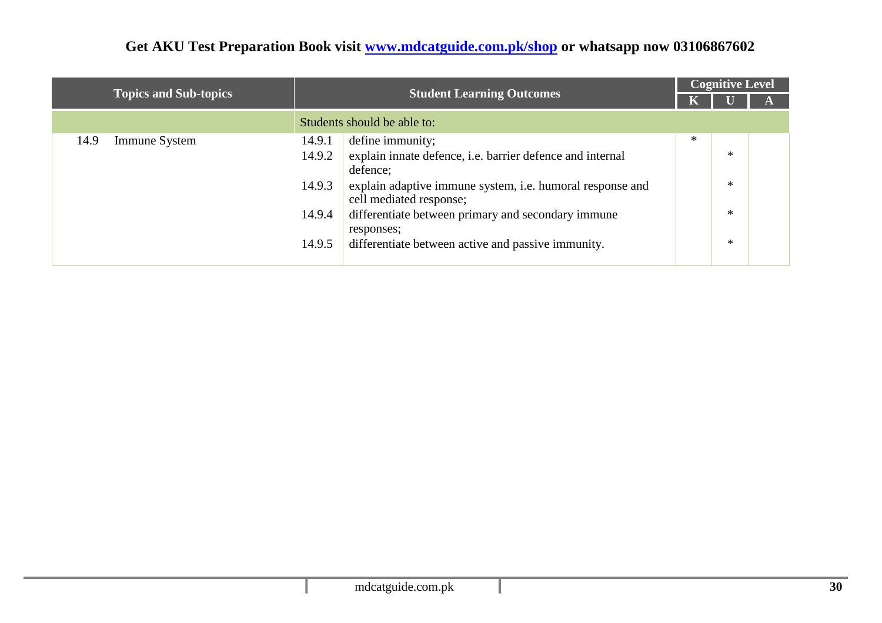| Topics and Sub-topics | | Student Learning Outcomes | | Cognitive Level | | |
|---|---|---|---|---|---|---|
| | | | | K | U | A |
| | | Students should be able to: | | | | |
| 14.9 | Immune System | 14.9.1 | define immunity; | * | | |
| | | 14.9.2 | explain innate defence, i.e. barrier defence and internal defence; | | * | |
| | | 14.9.3 | explain adaptive immune system, i.e. humoral response and cell mediated response; | | * | |
| | | 14.9.4 | differentiate between primary and secondary immune responses; | | * | |
| | | 14.9.5 | differentiate between active and passive immunity. | | * | |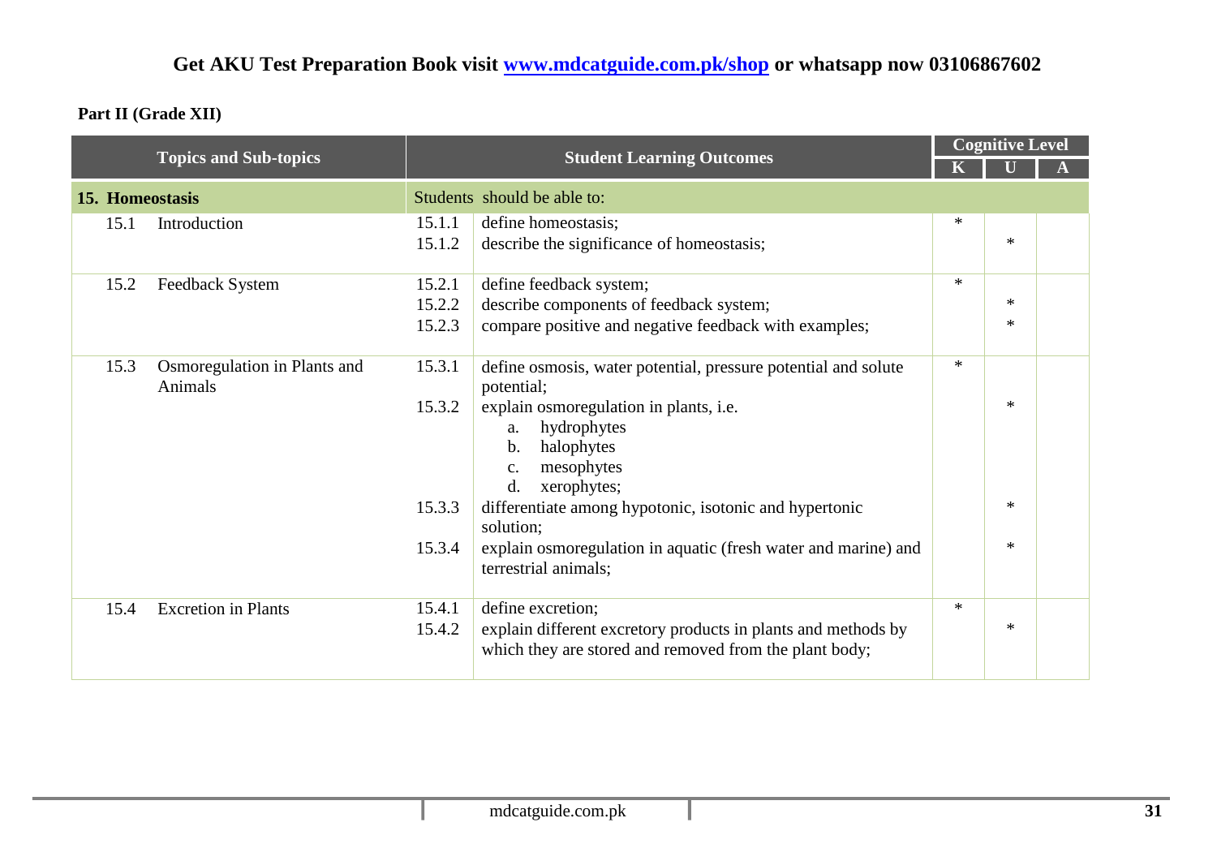**Get AKU Test Preparation Book visit www.mdcatguide.com.pk/shop or whatsapp now 03106867602**

**Part II (Grade XII)**

| Topics and Sub-topics | | Student Learning Outcomes | | Cognitive Level | | |
|---|---|---|---|---|---|---|
| | | | | K | U | A |
| **15. Homeostasis** | | Students should be able to: | | | | |
| 15.1 | Introduction | 15.1.1 | define homeostasis; | * | | |
| | | 15.1.2 | describe the significance of homeostasis; | | * | |
| 15.2 | Feedback System | 15.2.1 | define feedback system; | * | | |
| | | 15.2.2 | describe components of feedback system; | | * | |
| | | 15.2.3 | compare positive and negative feedback with examples; | | * | |
| 15.3 | Osmoregulation in Plants and Animals | 15.3.1 | define osmosis, water potential, pressure potential and solute potential; | * | | |
| | | 15.3.2 | explain osmoregulation in plants, i.e. a. hydrophytes b. halophytes c. mesophytes d. xerophytes; | | * | |
| | | 15.3.3 | differentiate among hypotonic, isotonic and hypertonic solution; | | * | |
| | | 15.3.4 | explain osmoregulation in aquatic (fresh water and marine) and terrestrial animals; | | * | |
| 15.4 | Excretion in Plants | 15.4.1 | define excretion; | * | | |
| | | 15.4.2 | explain different excretory products in plants and methods by which they are stored and removed from the plant body; | | * | |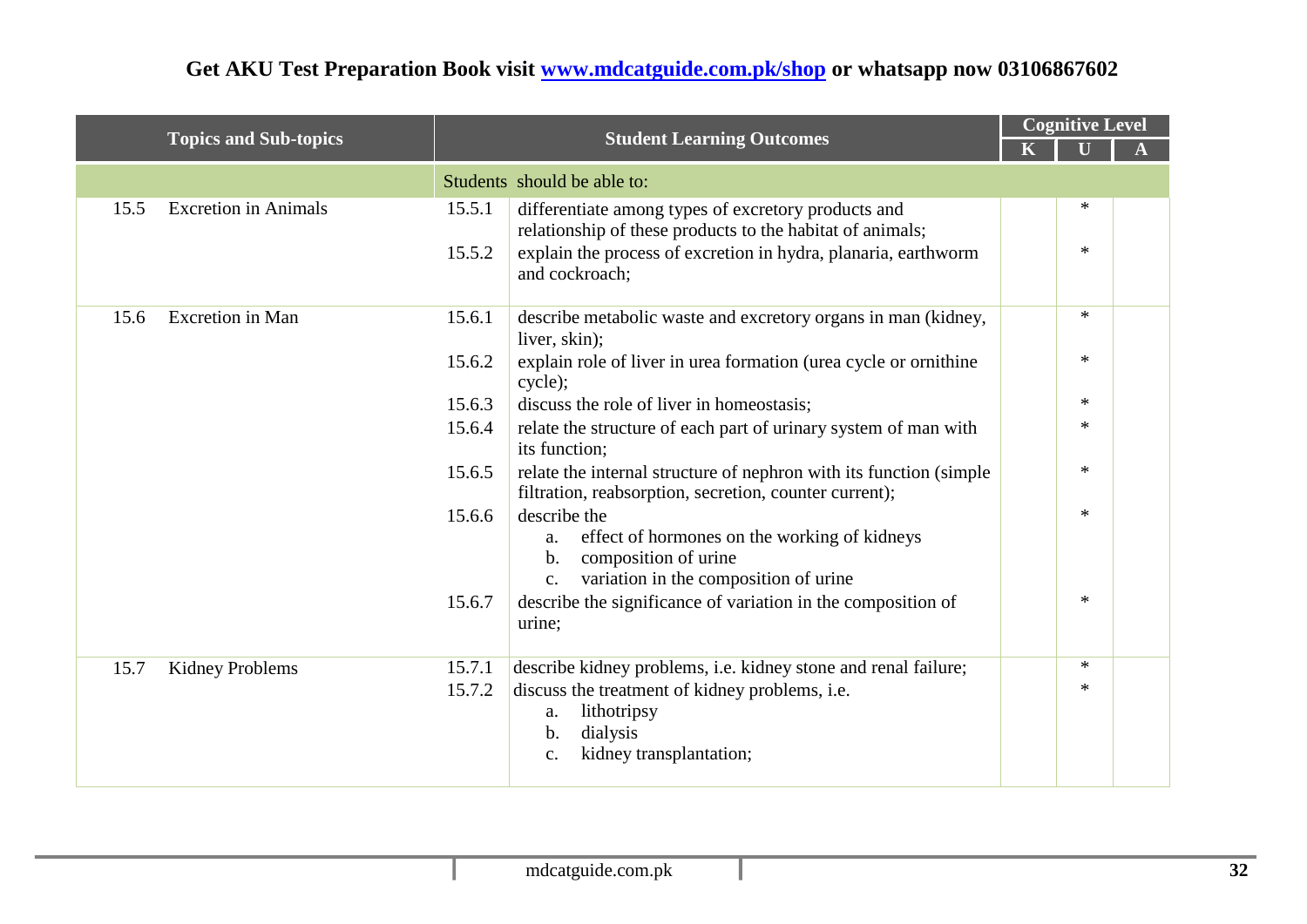**Get AKU Test Preparation Book visit [www.mdcatguide.com.pk/shop](www.mdcatguide.com.pk/shop) or whatsapp now 03106867602**

| Topics and Sub-topics | | Student Learning Outcomes | | Cognitive Level | | |
|---|---|---|---|---|---|---|
| | | | | K | U | A |
| | | Students should be able to: | | | | |
| 15.5 | Excretion in Animals | 15.5.1 | differentiate among types of excretory products and relationship of these products to the habitat of animals; | | * | |
| | | 15.5.2 | explain the process of excretion in hydra, planaria, earthworm and cockroach; | | * | |
| 15.6 | Excretion in Man | 15.6.1 | describe metabolic waste and excretory organs in man (kidney, liver, skin); | | * | |
| | | 15.6.2 | explain role of liver in urea formation (urea cycle or ornithine cycle); | | * | |
| | | 15.6.3 | discuss the role of liver in homeostasis; | | * | |
| | | 15.6.4 | relate the structure of each part of urinary system of man with its function; | | * | |
| | | 15.6.5 | relate the internal structure of nephron with its function (simple filtration, reabsorption, secretion, counter current); | | * | |
| | | 15.6.6 | describe the<br>a. effect of hormones on the working of kidneys<br>b. composition of urine<br>c. variation in the composition of urine | | * | |
| | | 15.6.7 | describe the significance of variation in the composition of urine; | | * | |
| 15.7 | Kidney Problems | 15.7.1 | describe kidney problems, i.e. kidney stone and renal failure; | | * | |
| | | 15.7.2 | discuss the treatment of kidney problems, i.e.<br>a. lithotripsy<br>b. dialysis<br>c. kidney transplantation; | | * | |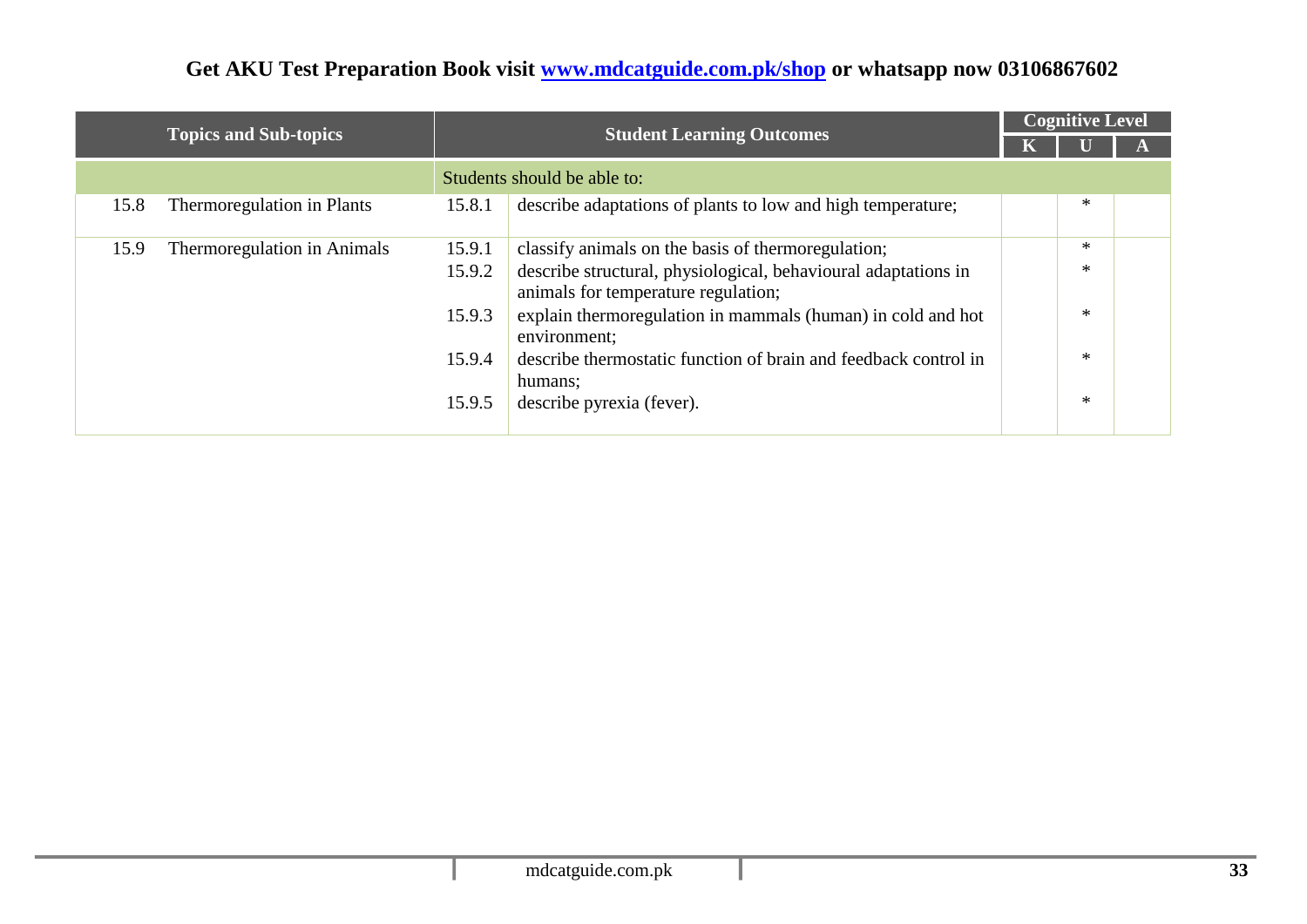**Get AKU Test Preparation Book visit [www.mdcatguide.com.pk/shop](www.mdcatguide.com.pk/shop) or whatsapp now 03106867602**

| Topics and Sub-topics | | Student Learning Outcomes | | Cognitive Level | | |
|---|---|---|---|---|---|---|
| | | | | K | U | A |
| | | Students should be able to: | | | | |
| 15.8 | Thermoregulation in Plants | 15.8.1 | describe adaptations of plants to low and high temperature; | | * | |
| 15.9 | Thermoregulation in Animals | 15.9.1 | classify animals on the basis of thermoregulation; | | * | |
| | | 15.9.2 | describe structural, physiological, behavioural adaptations in animals for temperature regulation; | | * | |
| | | 15.9.3 | explain thermoregulation in mammals (human) in cold and hot environment; | | * | |
| | | 15.9.4 | describe thermostatic function of brain and feedback control in humans; | | * | |
| | | 15.9.5 | describe pyrexia (fever). | | * | |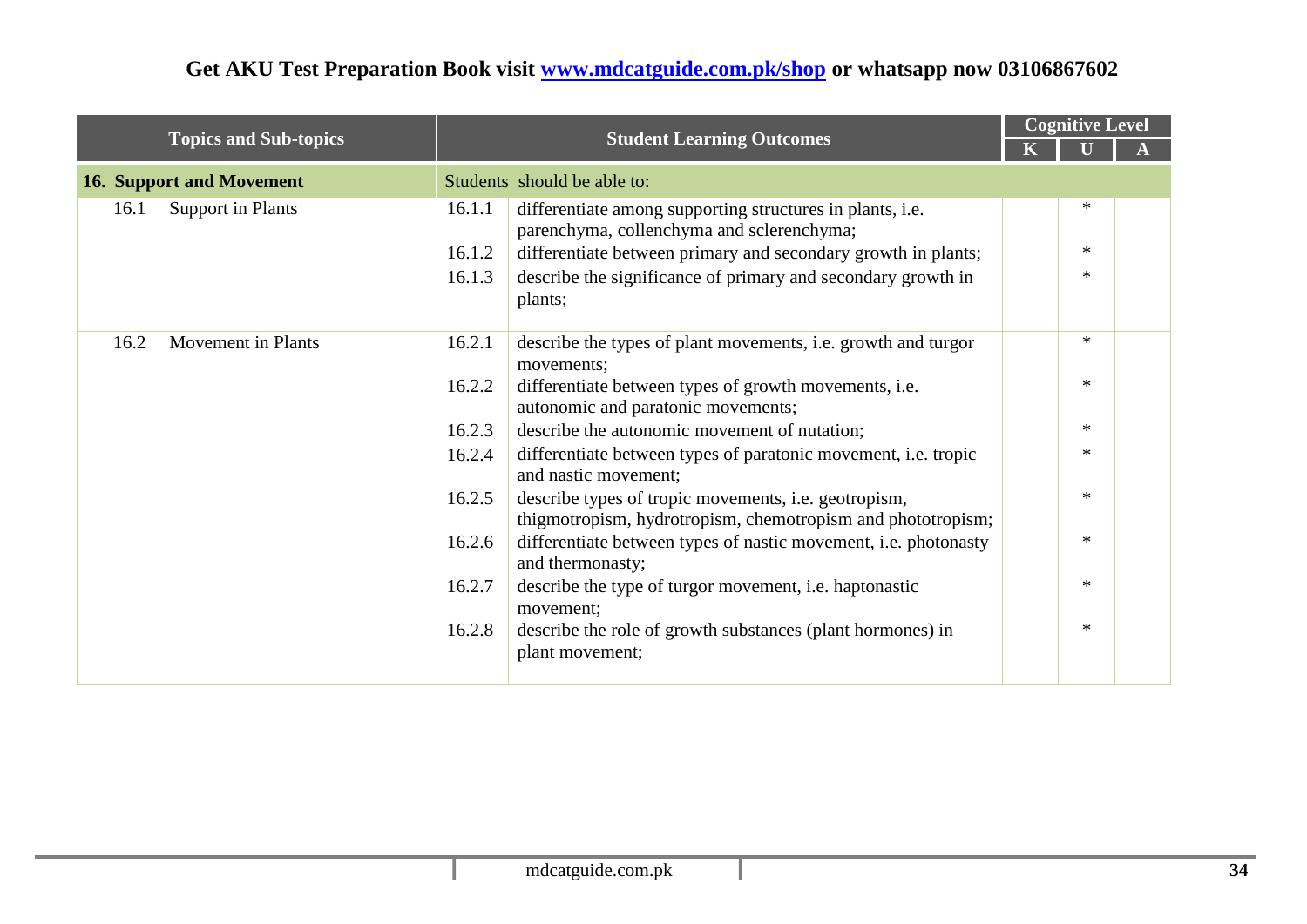Get AKU Test Preparation Book visit [www.mdcatguide.com.pk/shop](http://www.mdcatguide.com.pk/shop) or whatsapp now 03106867602

| Topics and Sub-topics | Student Learning Outcomes | | Cognitive Level | | |
|---|---|---|---|---|---|
| | | | K | U | A |
| **16. Support and Movement** | Students should be able to: | | | | |
| 16.1 Support in Plants | 16.1.1 | differentiate among supporting structures in plants, i.e. parenchyma, collenchyma and sclerenchyma; | | * | |
| | 16.1.2 | differentiate between primary and secondary growth in plants; | | * | |
| | 16.1.3 | describe the significance of primary and secondary growth in plants; | | * | |
| 16.2 Movement in Plants | 16.2.1 | describe the types of plant movements, i.e. growth and turgor movements; | | * | |
| | 16.2.2 | differentiate between types of growth movements, i.e. autonomic and paratonic movements; | | * | |
| | 16.2.3 | describe the autonomic movement of nutation; | | * | |
| | 16.2.4 | differentiate between types of paratonic movement, i.e. tropic and nastic movement; | | * | |
| | 16.2.5 | describe types of tropic movements, i.e. geotropism, thigmotropism, hydrotropism, chemotropism and phototropism; | | * | |
| | 16.2.6 | differentiate between types of nastic movement, i.e. photonasty and thermonasty; | | * | |
| | 16.2.7 | describe the type of turgor movement, i.e. haptonastic movement; | | * | |
| | 16.2.8 | describe the role of growth substances (plant hormones) in plant movement; | | * | |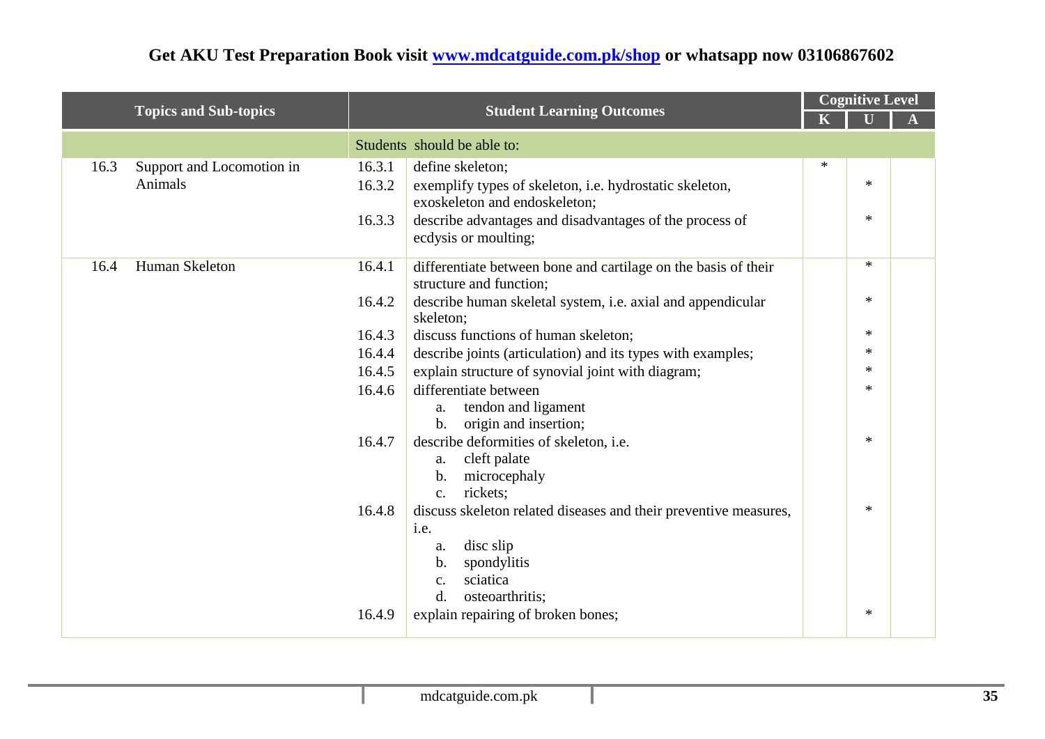**Get AKU Test Preparation Book visit [www.mdcatguide.com.pk/shop](www.mdcatguide.com.pk/shop) or whatsapp now 03106867602**

| Topics and Sub-topics | | Student Learning Outcomes | | Cognitive Level | | |
|---|---|---|---|---|---|---|
| | | | | K | U | A |
| | | Students should be able to: | | | | |
| 16.3 | Support and Locomotion in Animals | 16.3.1 | define skeleton; | * | | |
| | | 16.3.2 | exemplify types of skeleton, i.e. hydrostatic skeleton, exoskeleton and endoskeleton; | | * | |
| | | 16.3.3 | describe advantages and disadvantages of the process of ecdysis or moulting; | | * | |
| 16.4 | Human Skeleton | 16.4.1 | differentiate between bone and cartilage on the basis of their structure and function; | | * | |
| | | 16.4.2 | describe human skeletal system, i.e. axial and appendicular skeleton; | | * | |
| | | 16.4.3 | discuss functions of human skeleton; | | * | |
| | | 16.4.4 | describe joints (articulation) and its types with examples; | | * | |
| | | 16.4.5 | explain structure of synovial joint with diagram; | | * | |
| | | 16.4.6 | differentiate between<br>a. tendon and ligament<br>b. origin and insertion; | | * | |
| | | 16.4.7 | describe deformities of skeleton, i.e.<br>a. cleft palate<br>b. microcephaly<br>c. rickets; | | * | |
| | | 16.4.8 | discuss skeleton related diseases and their preventive measures, i.e.<br>a. disc slip<br>b. spondylitis<br>c. sciatica<br>d. osteoarthritis; | | * | |
| | | 16.4.9 | explain repairing of broken bones; | | * | |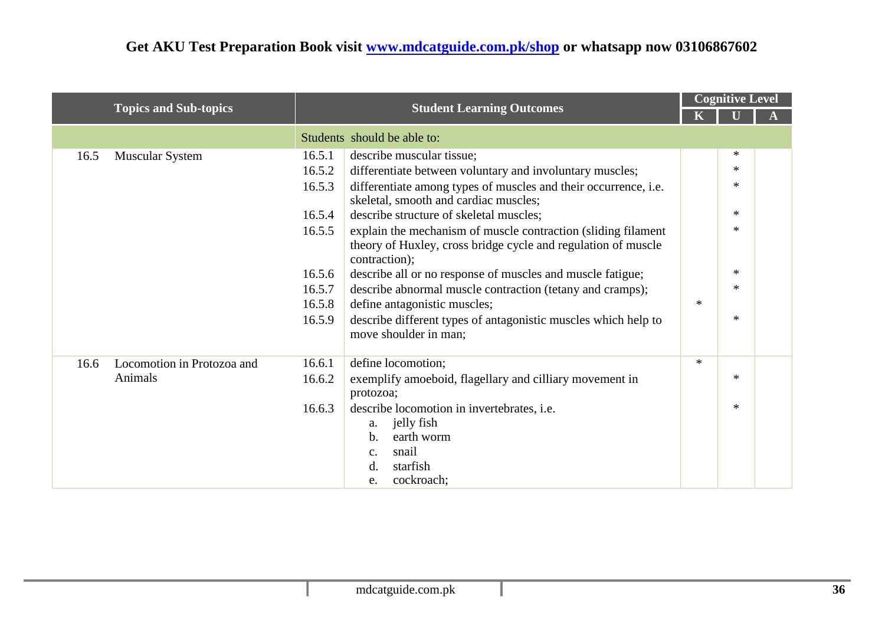**Get AKU Test Preparation Book visit [www.mdcatguide.com.pk/shop](www.mdcatguide.com.pk/shop) or whatsapp now 03106867602**

| Topics and Sub-topics | | Student Learning Outcomes | | Cognitive Level | | |
|---|---|---|---|---|---|---|
| | | | | K | U | A |
| | | Students should be able to: | | | | |
| 16.5 | Muscular System | 16.5.1 | describe muscular tissue; | | * | |
| | | 16.5.2 | differentiate between voluntary and involuntary muscles; | | * | |
| | | 16.5.3 | differentiate among types of muscles and their occurrence, i.e. skeletal, smooth and cardiac muscles; | | * | |
| | | 16.5.4 | describe structure of skeletal muscles; | | * | |
| | | 16.5.5 | explain the mechanism of muscle contraction (sliding filament theory of Huxley, cross bridge cycle and regulation of muscle contraction); | | * | |
| | | 16.5.6 | describe all or no response of muscles and muscle fatigue; | | * | |
| | | 16.5.7 | describe abnormal muscle contraction (tetany and cramps); | | * | |
| | | 16.5.8 | define antagonistic muscles; | * | | |
| | | 16.5.9 | describe different types of antagonistic muscles which help to move shoulder in man; | | * | |
| 16.6 | Locomotion in Protozoa and Animals | 16.6.1 | define locomotion; | * | | |
| | | 16.6.2 | exemplify amoeboid, flagellary and cilliary movement in protozoa; | | * | |
| | | 16.6.3 | describe locomotion in invertebrates, i.e. a. jelly fish b. earth worm c. snail d. starfish e. cockroach; | | * | |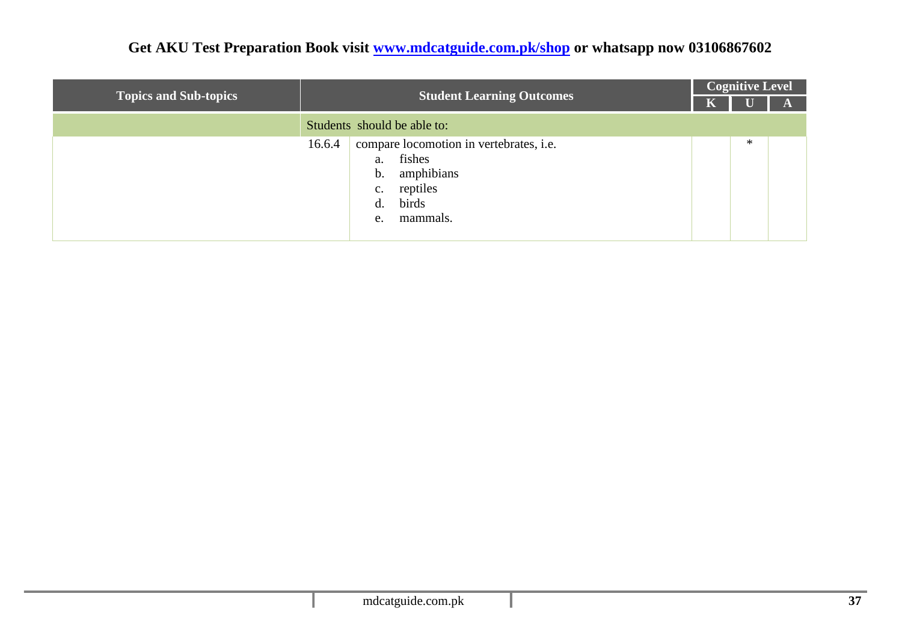| Topics and Sub-topics | Student Learning Outcomes | | Cognitive Level | | |
|---|---|---|---|---|---|
| | | | K | U | A |
| | Students should be able to: | | | | |
| | 16.6.4 | compare locomotion in vertebrates, i.e.<br>a. fishes<br>b. amphibians<br>c. reptiles<br>d. birds<br>e. mammals. | | * | |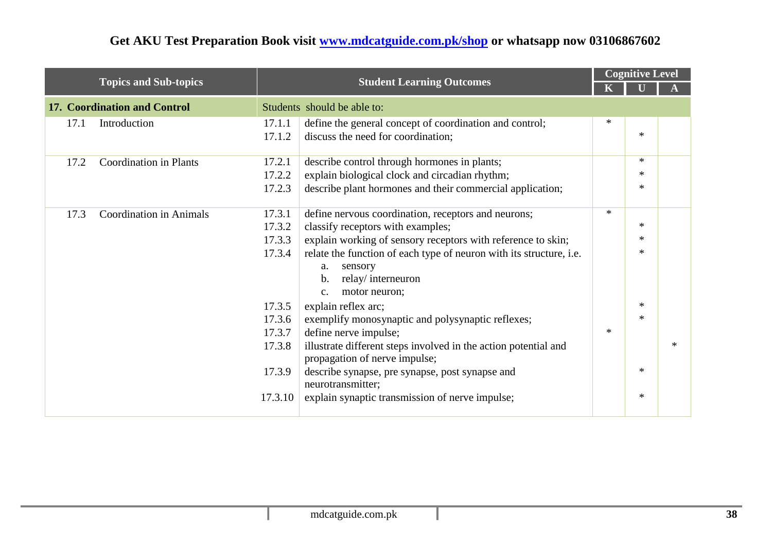**Get AKU Test Preparation Book visit [www.mdcatguide.com.pk/shop](www.mdcatguide.com.pk/shop) or whatsapp now 03106867602**

| Topics and Sub-topics | Student Learning Outcomes | | Cognitive Level | | |
|---|---|---|---|---|---|
| | | | K | U | A |
| **17. Coordination and Control** | Students should be able to: | | | | |
| 17.1 Introduction | 17.1.1 | define the general concept of coordination and control; | * | | |
| | 17.1.2 | discuss the need for coordination; | | * | |
| 17.2 Coordination in Plants | 17.2.1 | describe control through hormones in plants; | | * | |
| | 17.2.2 | explain biological clock and circadian rhythm; | | * | |
| | 17.2.3 | describe plant hormones and their commercial application; | | * | |
| 17.3 Coordination in Animals | 17.3.1 | define nervous coordination, receptors and neurons; | * | | |
| | 17.3.2 | classify receptors with examples; | | * | |
| | 17.3.3 | explain working of sensory receptors with reference to skin; | | * | |
| | 17.3.4 | relate the function of each type of neuron with its structure, i.e. a. sensory b. relay/ interneuron c. motor neuron; | | * | |
| | 17.3.5 | explain reflex arc; | | * | |
| | 17.3.6 | exemplify monosynaptic and polysynaptic reflexes; | | * | |
| | 17.3.7 | define nerve impulse; | * | | |
| | 17.3.8 | illustrate different steps involved in the action potential and propagation of nerve impulse; | | | * |
| | 17.3.9 | describe synapse, pre synapse, post synapse and neurotransmitter; | | * | |
| | 17.3.10 | explain synaptic transmission of nerve impulse; | | * | |

mdcatguide.com.pk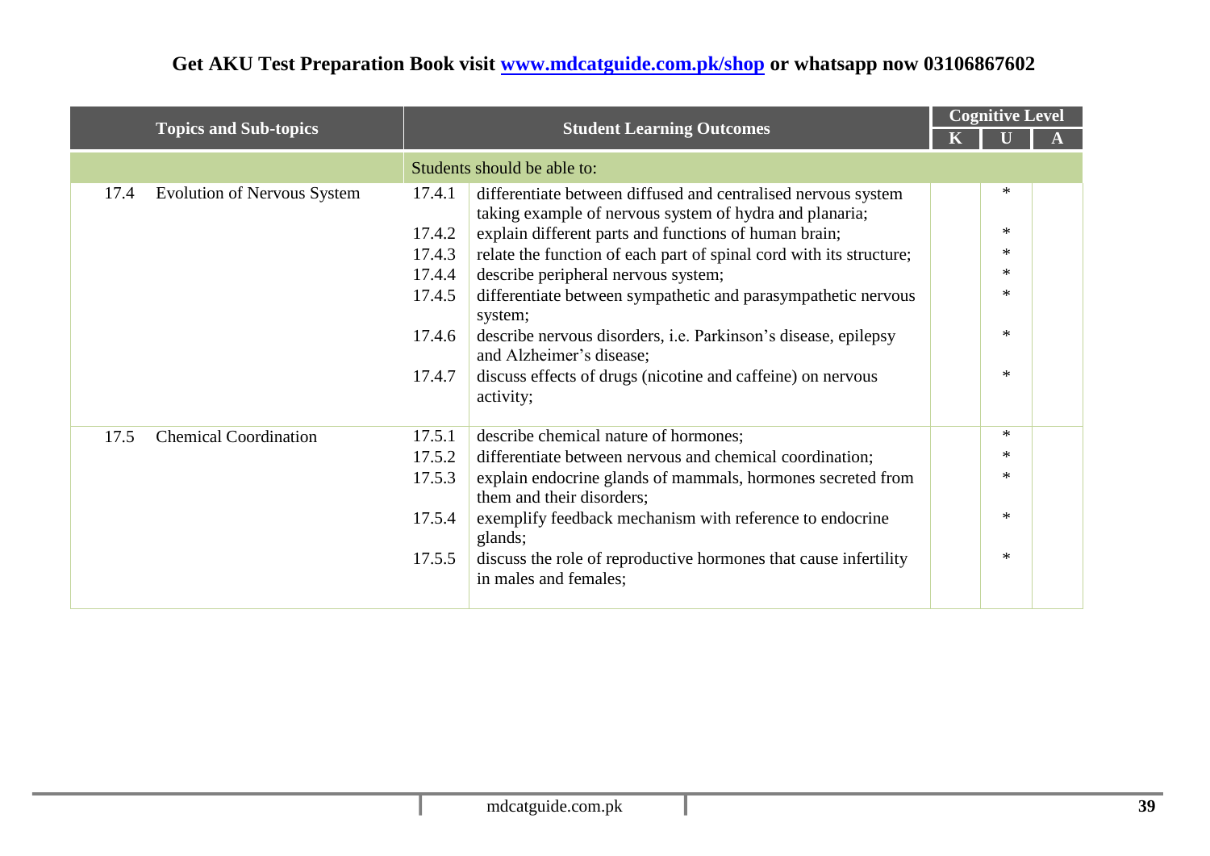**Get AKU Test Preparation Book visit [www.mdcatguide.com.pk/shop](www.mdcatguide.com.pk/shop) or whatsapp now 03106867602**

| Topics and Sub-topics | | Student Learning Outcomes | | Cognitive Level | | |
|---|---|---|---|---|---|---|
| | | | | K | U | A |
| | | Students should be able to: | | | | |
| 17.4 | Evolution of Nervous System | 17.4.1 | differentiate between diffused and centralised nervous system taking example of nervous system of hydra and planaria; | | * | |
| | | 17.4.2 | explain different parts and functions of human brain; | | * | |
| | | 17.4.3 | relate the function of each part of spinal cord with its structure; | | * | |
| | | 17.4.4 | describe peripheral nervous system; | | * | |
| | | 17.4.5 | differentiate between sympathetic and parasympathetic nervous system; | | * | |
| | | 17.4.6 | describe nervous disorders, i.e. Parkinson's disease, epilepsy and Alzheimer's disease; | | * | |
| | | 17.4.7 | discuss effects of drugs (nicotine and caffeine) on nervous activity; | | * | |
| 17.5 | Chemical Coordination | 17.5.1 | describe chemical nature of hormones; | | * | |
| | | 17.5.2 | differentiate between nervous and chemical coordination; | | * | |
| | | 17.5.3 | explain endocrine glands of mammals, hormones secreted from them and their disorders; | | * | |
| | | 17.5.4 | exemplify feedback mechanism with reference to endocrine glands; | | * | |
| | | 17.5.5 | discuss the role of reproductive hormones that cause infertility in males and females; | | * | |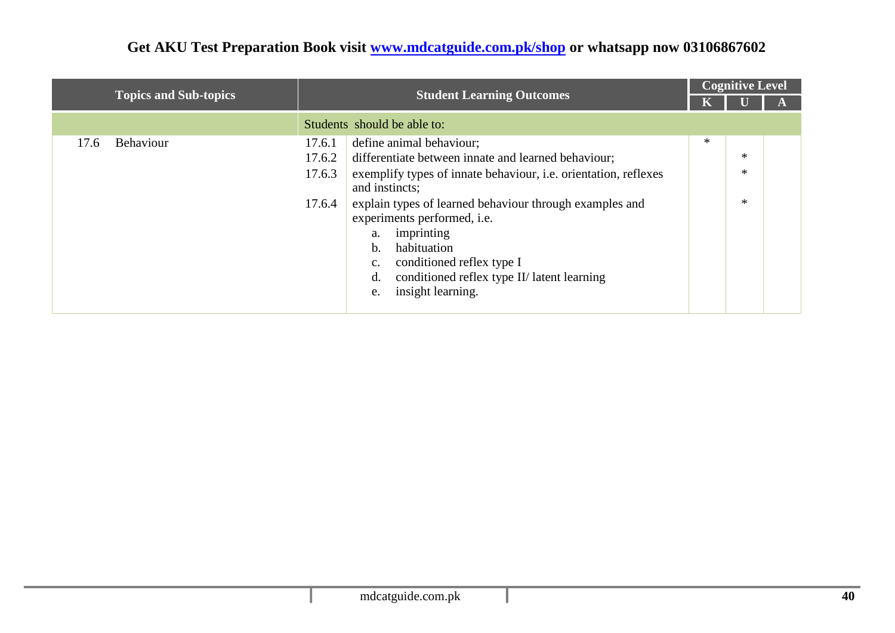Get AKU Test Preparation Book visit www.mdcatguide.com.pk/shop or whatsapp now 03106867602

| Topics and Sub-topics | Student Learning Outcomes | | Cognitive Level | | |
|---|---|---|---|---|---|
| | | | K | U | A |
| | Students should be able to: | | | | |
| 17.6 Behaviour | 17.6.1 | define animal behaviour; | * | | |
| | 17.6.2 | differentiate between innate and learned behaviour; | | * | |
| | 17.6.3 | exemplify types of innate behaviour, i.e. orientation, reflexes and instincts; | | * | |
| | 17.6.4 | explain types of learned behaviour through examples and experiments performed, i.e. <br>a. imprinting <br>b. habituation <br>c. conditioned reflex type I <br>d. conditioned reflex type II/ latent learning <br>e. insight learning. | | * | |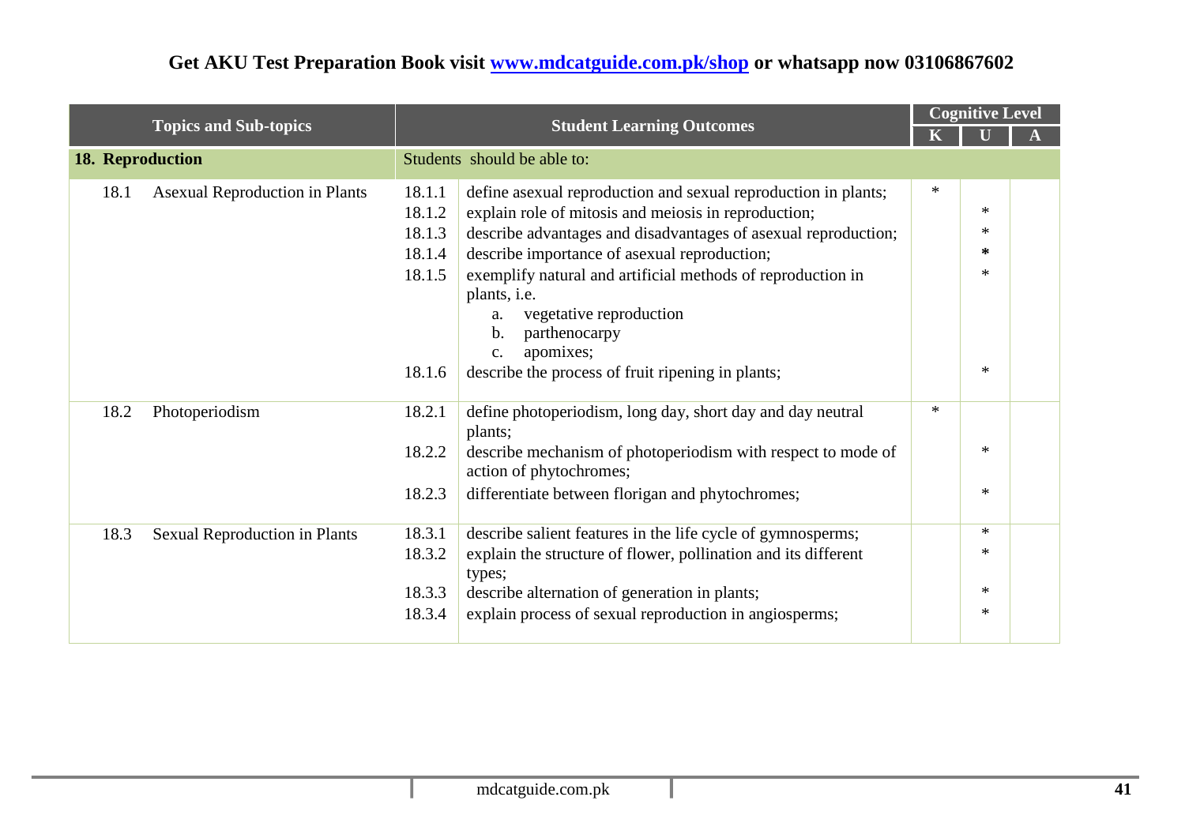| Topics and Sub-topics | Student Learning Outcomes | | Cognitive Level | | |
|---|---|---|---|---|---|
| | | | K | U | A |
| **18. Reproduction** | Students should be able to: | | | | |
| 18.1 Asexual Reproduction in Plants | 18.1.1 | define asexual reproduction and sexual reproduction in plants; | * | | |
| | 18.1.2 | explain role of mitosis and meiosis in reproduction; | | * | |
| | 18.1.3 | describe advantages and disadvantages of asexual reproduction; | | * | |
| | 18.1.4 | describe importance of asexual reproduction; | | * | |
| | 18.1.5 | exemplify natural and artificial methods of reproduction in plants, i.e. <br> a. vegetative reproduction <br> b. parthenocarpy <br> c. apomixes; | | * | |
| | 18.1.6 | describe the process of fruit ripening in plants; | | * | |
| 18.2 Photoperiodism | 18.2.1 | define photoperiodism, long day, short day and day neutral plants; | * | | |
| | 18.2.2 | describe mechanism of photoperiodism with respect to mode of action of phytochromes; | | * | |
| | 18.2.3 | differentiate between florigan and phytochromes; | | * | |
| 18.3 Sexual Reproduction in Plants | 18.3.1 | describe salient features in the life cycle of gymnosperms; | | * | |
| | 18.3.2 | explain the structure of flower, pollination and its different types; | | * | |
| | 18.3.3 | describe alternation of generation in plants; | | * | |
| | 18.3.4 | explain process of sexual reproduction in angiosperms; | | * | |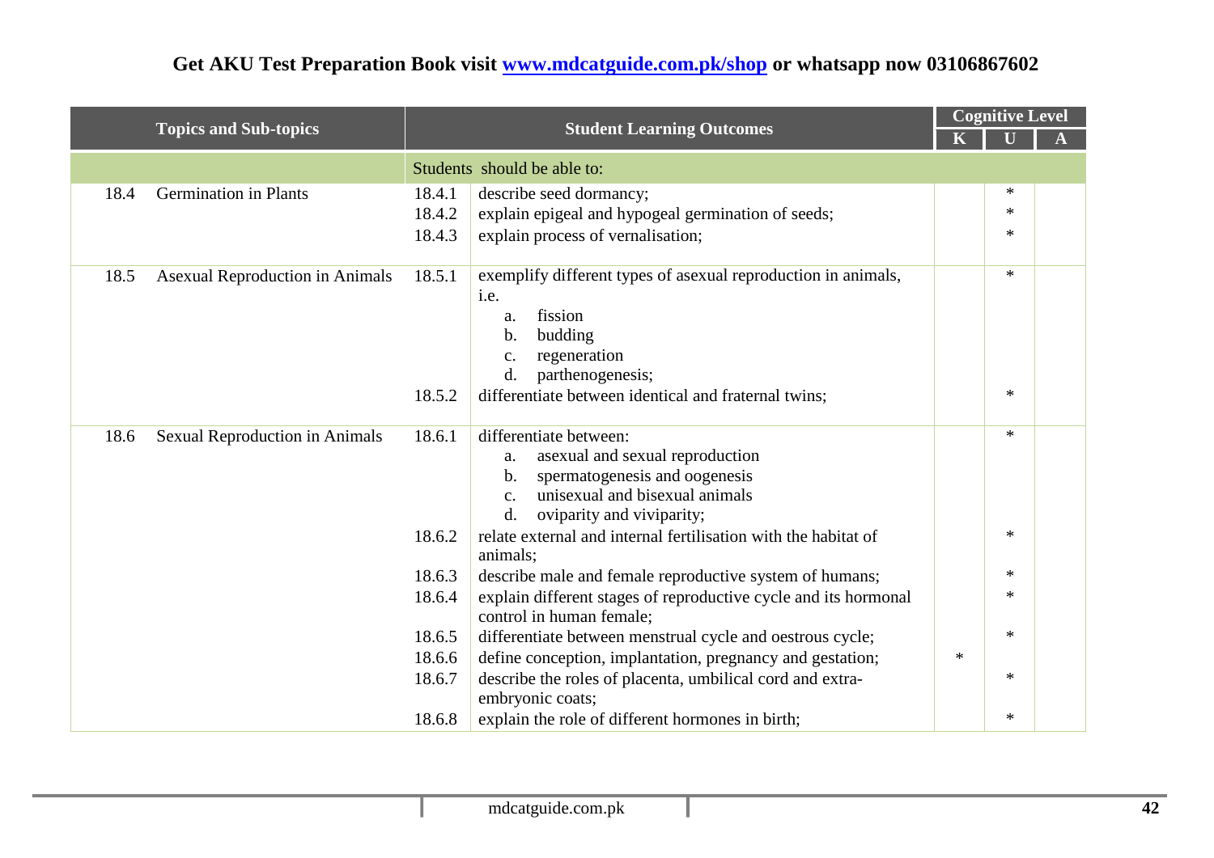Get AKU Test Preparation Book visit www.mdcatguide.com.pk/shop or whatsapp now 03106867602

| Topics and Sub-topics | | Student Learning Outcomes | | Cognitive Level | | |
|---|---|---|---|---|---|---|
| | | | | K | U | A |
| | | Students should be able to: | | | | |
| 18.4 | Germination in Plants | 18.4.1 | describe seed dormancy; | | * | |
| | | 18.4.2 | explain epigeal and hypogeal germination of seeds; | | * | |
| | | 18.4.3 | explain process of vernalisation; | | * | |
| 18.5 | Asexual Reproduction in Animals | 18.5.1 | exemplify different types of asexual reproduction in animals, i.e. a. fission b. budding c. regeneration d. parthenogenesis; | | * | |
| | | 18.5.2 | differentiate between identical and fraternal twins; | | * | |
| 18.6 | Sexual Reproduction in Animals | 18.6.1 | differentiate between: a. asexual and sexual reproduction b. spermatogenesis and oogenesis c. unisexual and bisexual animals d. oviparity and viviparity; | | * | |
| | | 18.6.2 | relate external and internal fertilisation with the habitat of animals; | | * | |
| | | 18.6.3 | describe male and female reproductive system of humans; | | * | |
| | | 18.6.4 | explain different stages of reproductive cycle and its hormonal control in human female; | | * | |
| | | 18.6.5 | differentiate between menstrual cycle and oestrous cycle; | | * | |
| | | 18.6.6 | define conception, implantation, pregnancy and gestation; | * | | |
| | | 18.6.7 | describe the roles of placenta, umbilical cord and extra-embryonic coats; | | * | |
| | | 18.6.8 | explain the role of different hormones in birth; | | * | |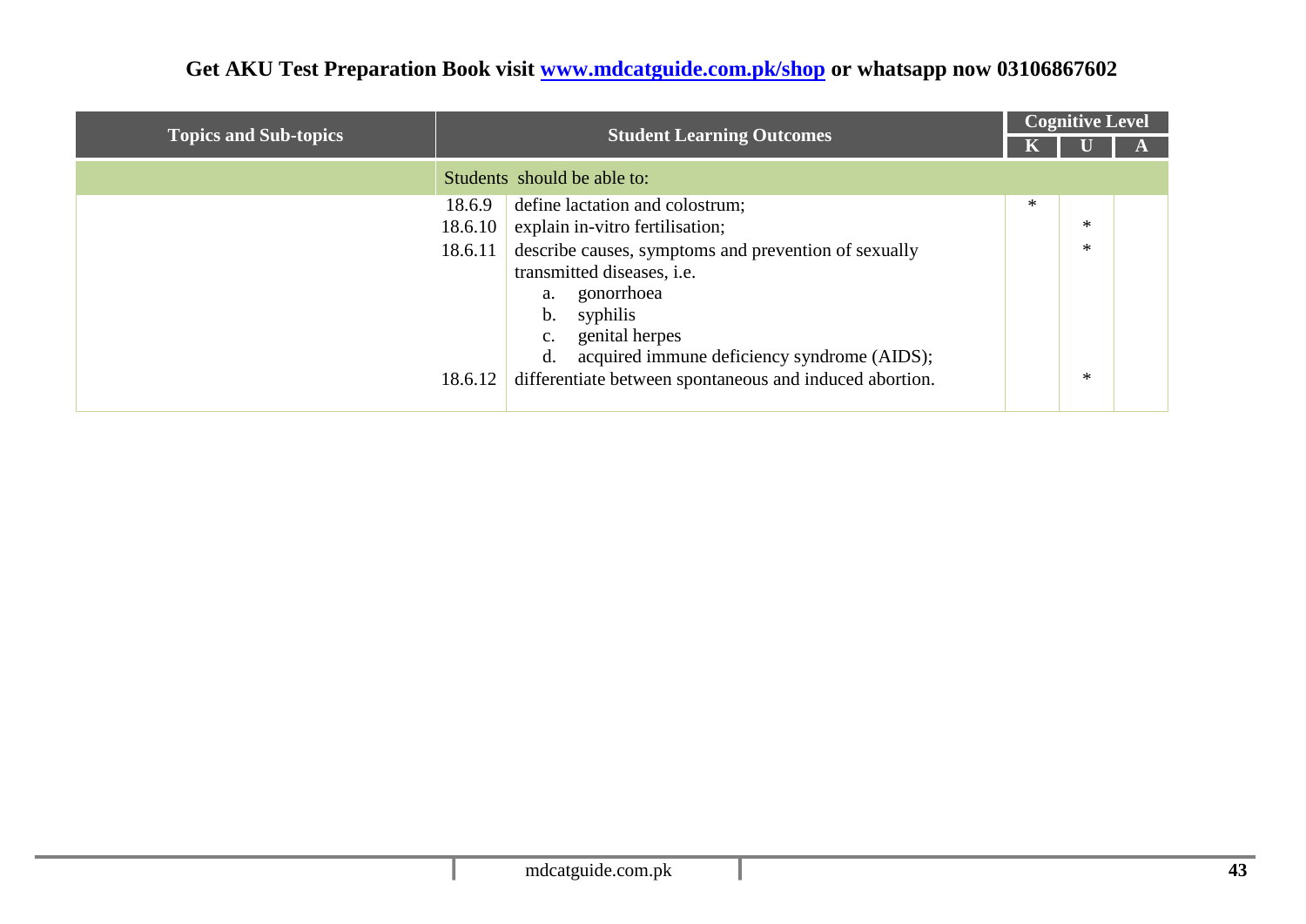| Topics and Sub-topics | Student Learning Outcomes | | Cognitive Level | | |
|---|---|---|---|---|---|
| | | | K | U | A |
| | Students should be able to: | | | | |
| | 18.6.9 | define lactation and colostrum; | * | | |
| | 18.6.10 | explain in-vitro fertilisation; | | * | |
| | 18.6.11 | describe causes, symptoms and prevention of sexually transmitted diseases, i.e.<br>a. gonorrhoea<br>b. syphilis<br>c. genital herpes<br>d. acquired immune deficiency syndrome (AIDS); | | * | |
| | 18.6.12 | differentiate between spontaneous and induced abortion. | | * | |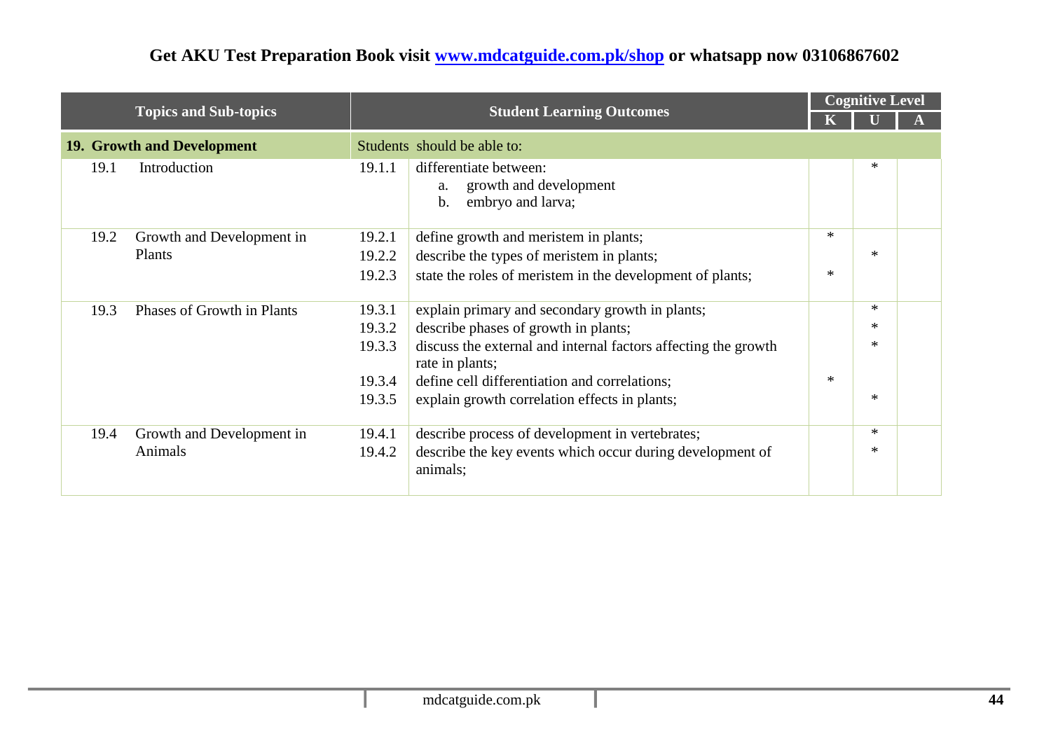Get AKU Test Preparation Book visit [www.mdcatguide.com.pk/shop](www.mdcatguide.com.pk/shop) or whatsapp now 03106867602

| Topics and Sub-topics | | Student Learning Outcomes | | Cognitive Level | | |
|---|---|---|---|---|---|---|
| | | | | K | U | A |
| **19. Growth and Development** | | Students should be able to: | | | | |
| 19.1 | Introduction | 19.1.1 | differentiate between: a. growth and development b. embryo and larva; | | * | |
| 19.2 | Growth and Development in Plants | 19.2.1 | define growth and meristem in plants; | * | | |
| | | 19.2.2 | describe the types of meristem in plants; | | * | |
| | | 19.2.3 | state the roles of meristem in the development of plants; | * | | |
| 19.3 | Phases of Growth in Plants | 19.3.1 | explain primary and secondary growth in plants; | | * | |
| | | 19.3.2 | describe phases of growth in plants; | | * | |
| | | 19.3.3 | discuss the external and internal factors affecting the growth rate in plants; | | * | |
| | | 19.3.4 | define cell differentiation and correlations; | * | | |
| | | 19.3.5 | explain growth correlation effects in plants; | | * | |
| 19.4 | Growth and Development in Animals | 19.4.1 | describe process of development in vertebrates; | | * | |
| | | 19.4.2 | describe the key events which occur during development of animals; | | * | |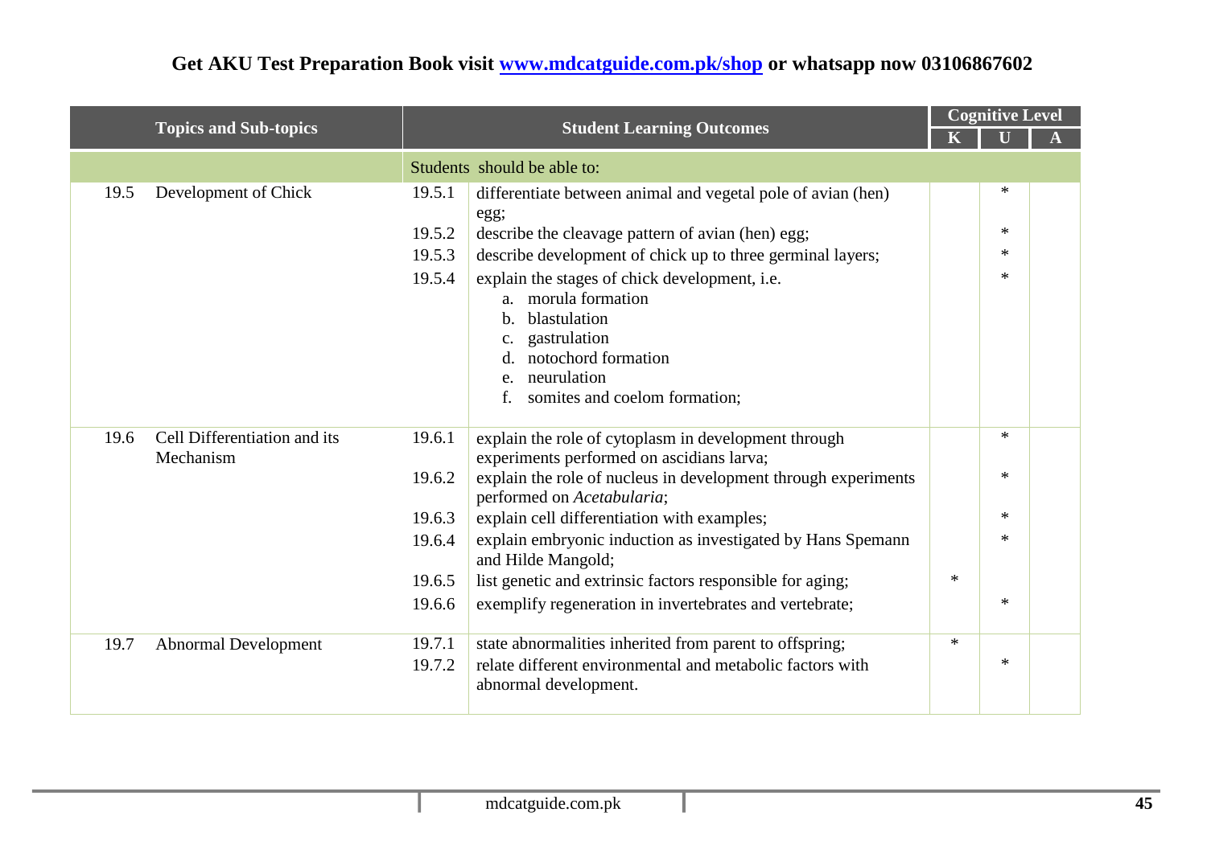| Topics and Sub-topics | | Student Learning Outcomes | | Cognitive Level | | |
|---|---|---|---|---|---|---|
| | | | | K | U | A |
| | | Students should be able to: | | | | |
| 19.5 | Development of Chick | 19.5.1 | differentiate between animal and vegetal pole of avian (hen) egg; | | * | |
| | | 19.5.2 | describe the cleavage pattern of avian (hen) egg; | | * | |
| | | 19.5.3 | describe development of chick up to three germinal layers; | | * | |
| | | 19.5.4 | explain the stages of chick development, i.e. a. morula formation b. blastulation c. gastrulation d. notochord formation e. neurulation f. somites and coelom formation; | | * | |
| 19.6 | Cell Differentiation and its Mechanism | 19.6.1 | explain the role of cytoplasm in development through experiments performed on ascidians larva; | | * | |
| | | 19.6.2 | explain the role of nucleus in development through experiments performed on *Acetabularia*; | | * | |
| | | 19.6.3 | explain cell differentiation with examples; | | * | |
| | | 19.6.4 | explain embryonic induction as investigated by Hans Spemann and Hilde Mangold; | | * | |
| | | 19.6.5 | list genetic and extrinsic factors responsible for aging; | * | | |
| | | 19.6.6 | exemplify regeneration in invertebrates and vertebrate; | | * | |
| 19.7 | Abnormal Development | 19.7.1 | state abnormalities inherited from parent to offspring; | * | | |
| | | 19.7.2 | relate different environmental and metabolic factors with abnormal development. | | * | |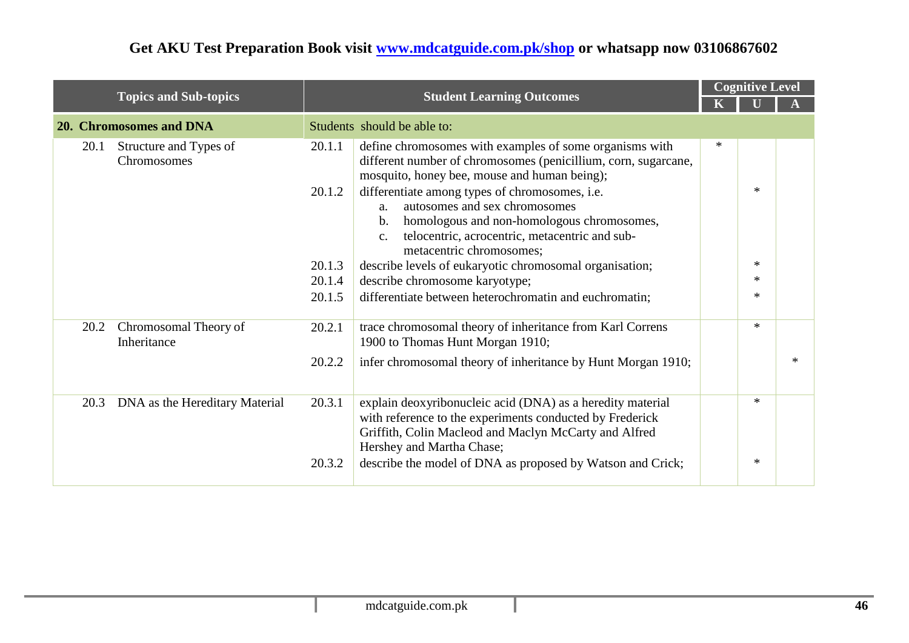Get AKU Test Preparation Book visit www.mdcatguide.com.pk/shop or whatsapp now 03106867602

| Topics and Sub-topics | | Student Learning Outcomes | | Cognitive Level | | |
|---|---|---|---|---|---|---|
| | | | | K | U | A |
| **20. Chromosomes and DNA** | | Students should be able to: | | | | |
| 20.1 | Structure and Types of Chromosomes | 20.1.1 | define chromosomes with examples of some organisms with different number of chromosomes (penicillium, corn, sugarcane, mosquito, honey bee, mouse and human being); | * | | |
| | | 20.1.2 | differentiate among types of chromosomes, i.e. a. autosomes and sex chromosomes b. homologous and non-homologous chromosomes, c. telocentric, acrocentric, metacentric and sub-metacentric chromosomes; | | * | |
| | | 20.1.3 | describe levels of eukaryotic chromosomal organisation; | | * | |
| | | 20.1.4 | describe chromosome karyotype; | | * | |
| | | 20.1.5 | differentiate between heterochromatin and euchromatin; | | * | |
| 20.2 | Chromosomal Theory of Inheritance | 20.2.1 | trace chromosomal theory of inheritance from Karl Correns 1900 to Thomas Hunt Morgan 1910; | | * | |
| | | 20.2.2 | infer chromosomal theory of inheritance by Hunt Morgan 1910; | | | * |
| 20.3 | DNA as the Hereditary Material | 20.3.1 | explain deoxyribonucleic acid (DNA) as a heredity material with reference to the experiments conducted by Frederick Griffith, Colin Macleod and Maclyn McCarty and Alfred Hershey and Martha Chase; | | * | |
| | | 20.3.2 | describe the model of DNA as proposed by Watson and Crick; | | * | |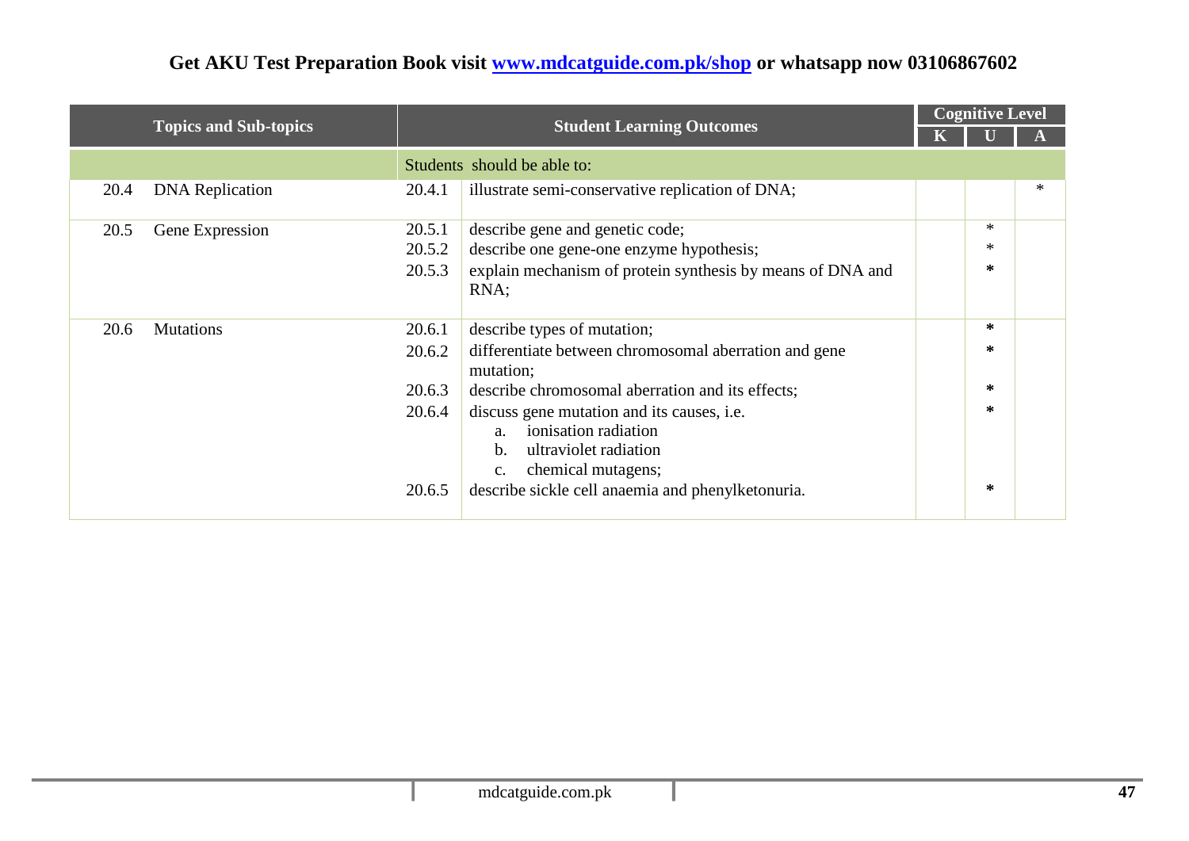Get AKU Test Preparation Book visit [www.mdcatguide.com.pk/shop](www.mdcatguide.com.pk/shop) or whatsapp now 03106867602

| Topics and Sub-topics | | Student Learning Outcomes | | Cognitive Level | | |
|---|---|---|---|---|---|---|
| | | | | K | U | A |
| | | Students should be able to: | | | | |
| 20.4 | DNA Replication | 20.4.1 | illustrate semi-conservative replication of DNA; | | | * |
| 20.5 | Gene Expression | 20.5.1 | describe gene and genetic code; | | * | |
| | | 20.5.2 | describe one gene-one enzyme hypothesis; | | * | |
| | | 20.5.3 | explain mechanism of protein synthesis by means of DNA and RNA; | | * | |
| 20.6 | Mutations | 20.6.1 | describe types of mutation; | | * | |
| | | 20.6.2 | differentiate between chromosomal aberration and gene mutation; | | * | |
| | | 20.6.3 | describe chromosomal aberration and its effects; | | * | |
| | | 20.6.4 | discuss gene mutation and its causes, i.e.<br>a. ionisation radiation<br>b. ultraviolet radiation<br>c. chemical mutagens; | | * | |
| | | 20.6.5 | describe sickle cell anaemia and phenylketonuria. | | * | |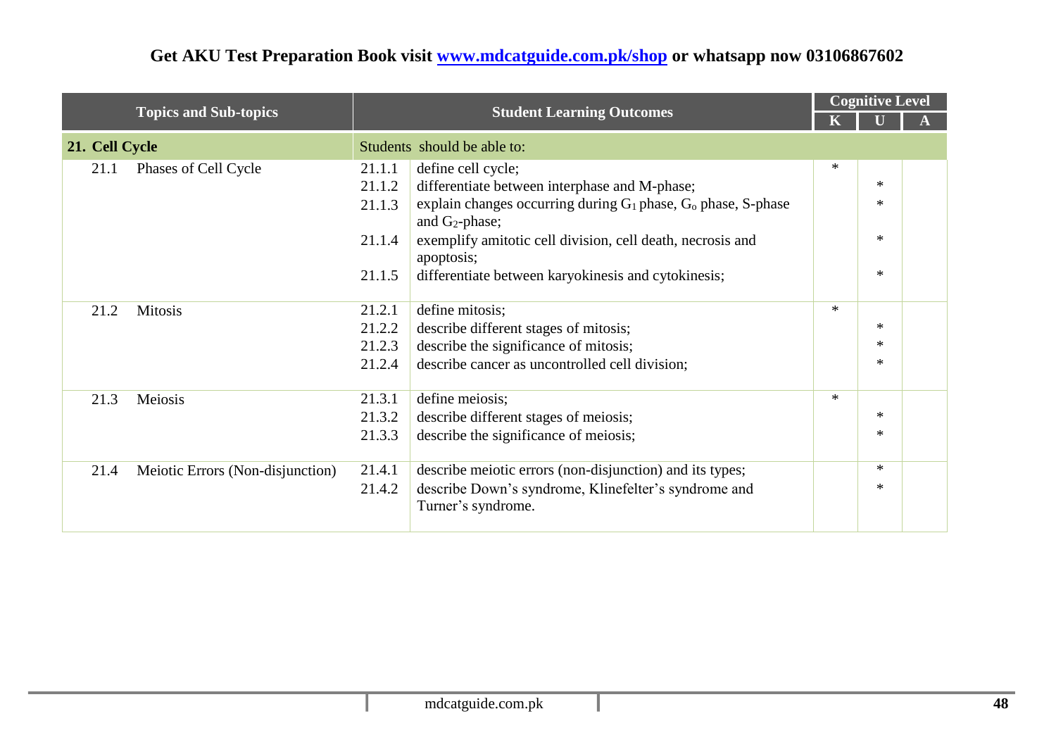| Topics and Sub-topics | | Student Learning Outcomes | | Cognitive Level | | |
|---|---|---|---|---|---|---|
| | | | | K | U | A |
| **21. Cell Cycle** | | Students should be able to: | | | | |
| 21.1 | Phases of Cell Cycle | 21.1.1 | define cell cycle; | * | | |
| | | 21.1.2 | differentiate between interphase and M-phase; | | * | |
| | | 21.1.3 | explain changes occurring during $G_1$ phase, $G_o$ phase, S-phase and $G_2$-phase; | | * | |
| | | 21.1.4 | exemplify amitotic cell division, cell death, necrosis and apoptosis; | | * | |
| | | 21.1.5 | differentiate between karyokinesis and cytokinesis; | | * | |
| 21.2 | Mitosis | 21.2.1 | define mitosis; | * | | |
| | | 21.2.2 | describe different stages of mitosis; | | * | |
| | | 21.2.3 | describe the significance of mitosis; | | * | |
| | | 21.2.4 | describe cancer as uncontrolled cell division; | | * | |
| 21.3 | Meiosis | 21.3.1 | define meiosis; | * | | |
| | | 21.3.2 | describe different stages of meiosis; | | * | |
| | | 21.3.3 | describe the significance of meiosis; | | * | |
| 21.4 | Meiotic Errors (Non-disjunction) | 21.4.1 | describe meiotic errors (non-disjunction) and its types; | | * | |
| | | 21.4.2 | describe Down's syndrome, Klinefelter's syndrome and Turner's syndrome. | | * | |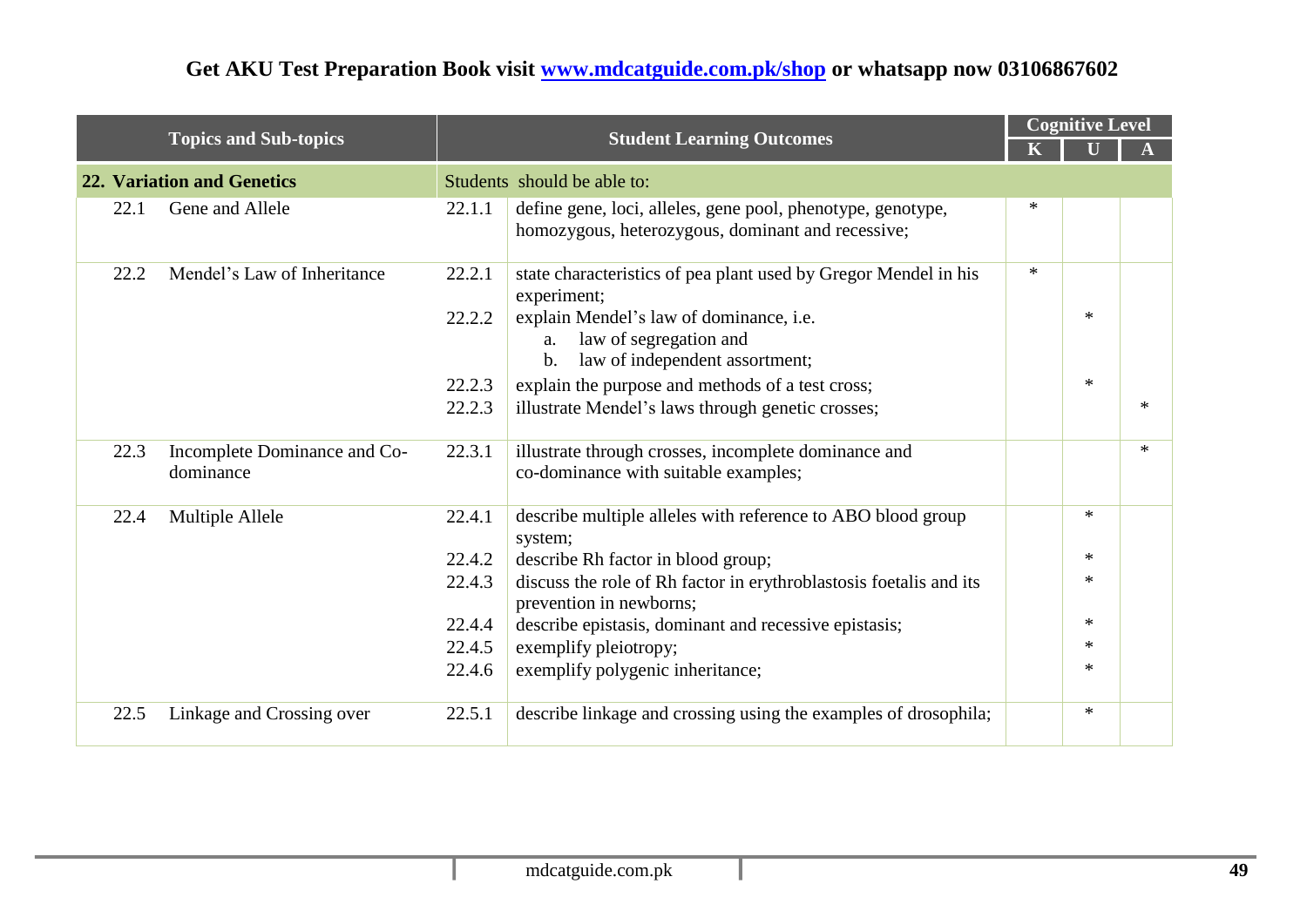| Topics and Sub-topics | | Student Learning Outcomes | | Cognitive Level | | |
|---|---|---|---|---|---|---|
| | | | | K | U | A |
| **22. Variation and Genetics** | | Students should be able to: | | | | |
| 22.1 | Gene and Allele | 22.1.1 | define gene, loci, alleles, gene pool, phenotype, genotype, homozygous, heterozygous, dominant and recessive; | * | | |
| 22.2 | Mendel's Law of Inheritance | 22.2.1 | state characteristics of pea plant used by Gregor Mendel in his experiment; | * | | |
| | | 22.2.2 | explain Mendel's law of dominance, i.e. a. law of segregation and b. law of independent assortment; | | * | |
| | | 22.2.3 | explain the purpose and methods of a test cross; | | * | |
| | | 22.2.3 | illustrate Mendel's laws through genetic crosses; | | | * |
| 22.3 | Incomplete Dominance and Co-dominance | 22.3.1 | illustrate through crosses, incomplete dominance and co-dominance with suitable examples; | | | * |
| 22.4 | Multiple Allele | 22.4.1 | describe multiple alleles with reference to ABO blood group system; | | * | |
| | | 22.4.2 | describe Rh factor in blood group; | | * | |
| | | 22.4.3 | discuss the role of Rh factor in erythroblastosis foetalis and its prevention in newborns; | | * | |
| | | 22.4.4 | describe epistasis, dominant and recessive epistasis; | | * | |
| | | 22.4.5 | exemplify pleiotropy; | | * | |
| | | 22.4.6 | exemplify polygenic inheritance; | | * | |
| 22.5 | Linkage and Crossing over | 22.5.1 | describe linkage and crossing using the examples of drosophila; | | * | |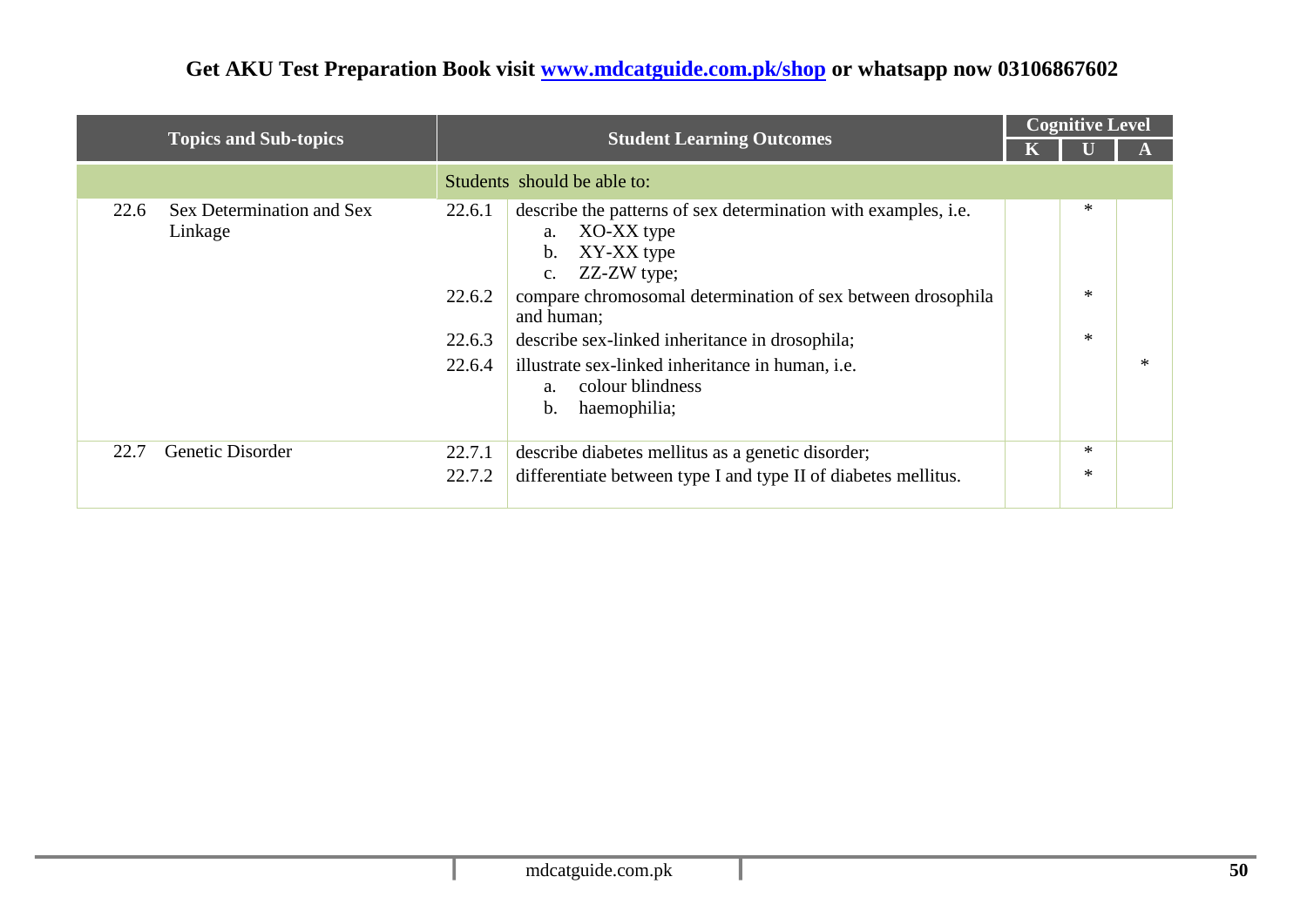**Get AKU Test Preparation Book visit [www.mdcatguide.com.pk/shop](www.mdcatguide.com.pk/shop) or whatsapp now 03106867602**

| Topics and Sub-topics | | Student Learning Outcomes | | Cognitive Level | | |
|---|---|---|---|---|---|---|
| | | | | K | U | A |
| | | Students should be able to: | | | | |
| 22.6 | Sex Determination and Sex Linkage | 22.6.1 | describe the patterns of sex determination with examples, i.e. <br> a. XO-XX type <br> b. XY-XX type <br> c. ZZ-ZW type; | | * | |
| | | 22.6.2 | compare chromosomal determination of sex between drosophila and human; | | * | |
| | | 22.6.3 | describe sex-linked inheritance in drosophila; | | * | |
| | | 22.6.4 | illustrate sex-linked inheritance in human, i.e. <br> a. colour blindness <br> b. haemophilia; | | | * |
| 22.7 | Genetic Disorder | 22.7.1 | describe diabetes mellitus as a genetic disorder; | | * | |
| | | 22.7.2 | differentiate between type I and type II of diabetes mellitus. | | * | |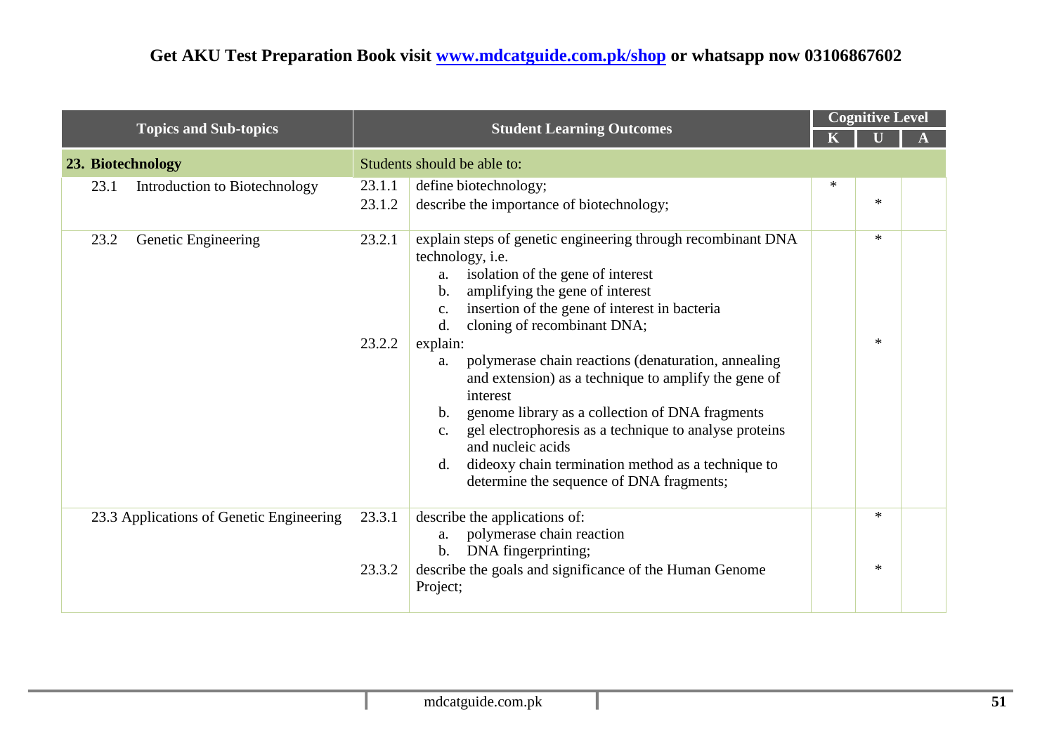Get AKU Test Preparation Book visit [www.mdcatguide.com.pk/shop](www.mdcatguide.com.pk/shop) or whatsapp now 03106867602

| Topics and Sub-topics | Student Learning Outcomes | | Cognitive Level | | |
|---|---|---|---|---|---|
| | | | K | U | A |
| **23. Biotechnology** | Students should be able to: | | | | |
| 23.1 Introduction to Biotechnology | 23.1.1 | define biotechnology; | * | | |
| | 23.1.2 | describe the importance of biotechnology; | | * | |
| 23.2 Genetic Engineering | 23.2.1 | explain steps of genetic engineering through recombinant DNA technology, i.e.<br>a. isolation of the gene of interest<br>b. amplifying the gene of interest<br>c. insertion of the gene of interest in bacteria<br>d. cloning of recombinant DNA; | | * | |
| | 23.2.2 | explain:<br>a. polymerase chain reactions (denaturation, annealing and extension) as a technique to amplify the gene of interest<br>b. genome library as a collection of DNA fragments<br>c. gel electrophoresis as a technique to analyse proteins and nucleic acids<br>d. dideoxy chain termination method as a technique to determine the sequence of DNA fragments; | | * | |
| 23.3 Applications of Genetic Engineering | 23.3.1 | describe the applications of:<br>a. polymerase chain reaction<br>b. DNA fingerprinting; | | * | |
| | 23.3.2 | describe the goals and significance of the Human Genome Project; | | * | |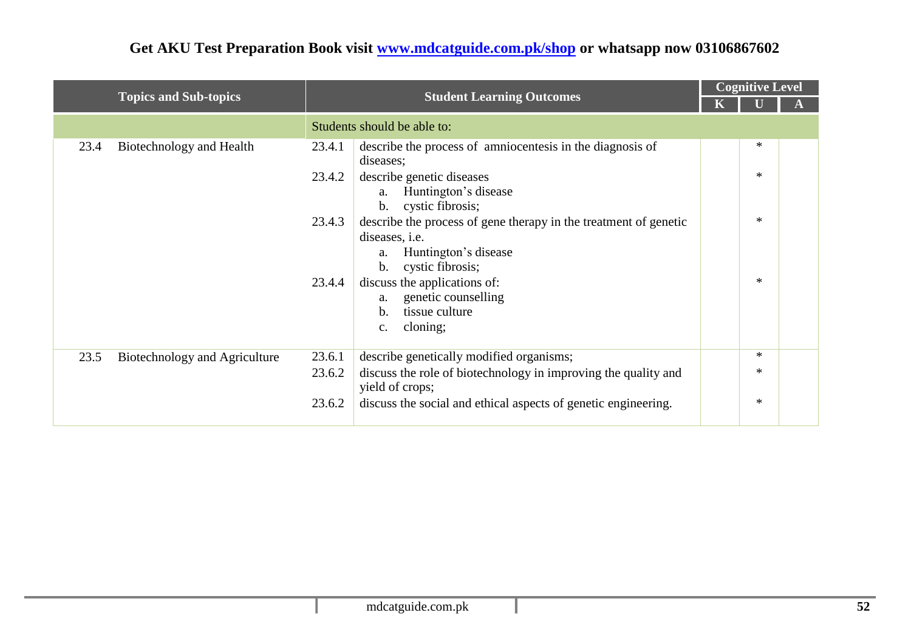**Get AKU Test Preparation Book visit [www.mdcatguide.com.pk/shop](www.mdcatguide.com.pk/shop) or whatsapp now 03106867602**

| Topics and Sub-topics | | Student Learning Outcomes | | Cognitive Level | | |
|---|---|---|---|---|---|---|
| | | | | K | U | A |
| | | Students should be able to: | | | | |
| 23.4 | Biotechnology and Health | 23.4.1 | describe the process of amniocentesis in the diagnosis of diseases; | | * | |
| | | 23.4.2 | describe genetic diseases<br>a. Huntington's disease<br>b. cystic fibrosis; | | * | |
| | | 23.4.3 | describe the process of gene therapy in the treatment of genetic diseases, i.e.<br>a. Huntington's disease<br>b. cystic fibrosis; | | * | |
| | | 23.4.4 | discuss the applications of:<br>a. genetic counselling<br>b. tissue culture<br>c. cloning; | | * | |
| 23.5 | Biotechnology and Agriculture | 23.6.1 | describe genetically modified organisms; | | * | |
| | | 23.6.2 | discuss the role of biotechnology in improving the quality and yield of crops; | | * | |
| | | 23.6.2 | discuss the social and ethical aspects of genetic engineering. | | * | |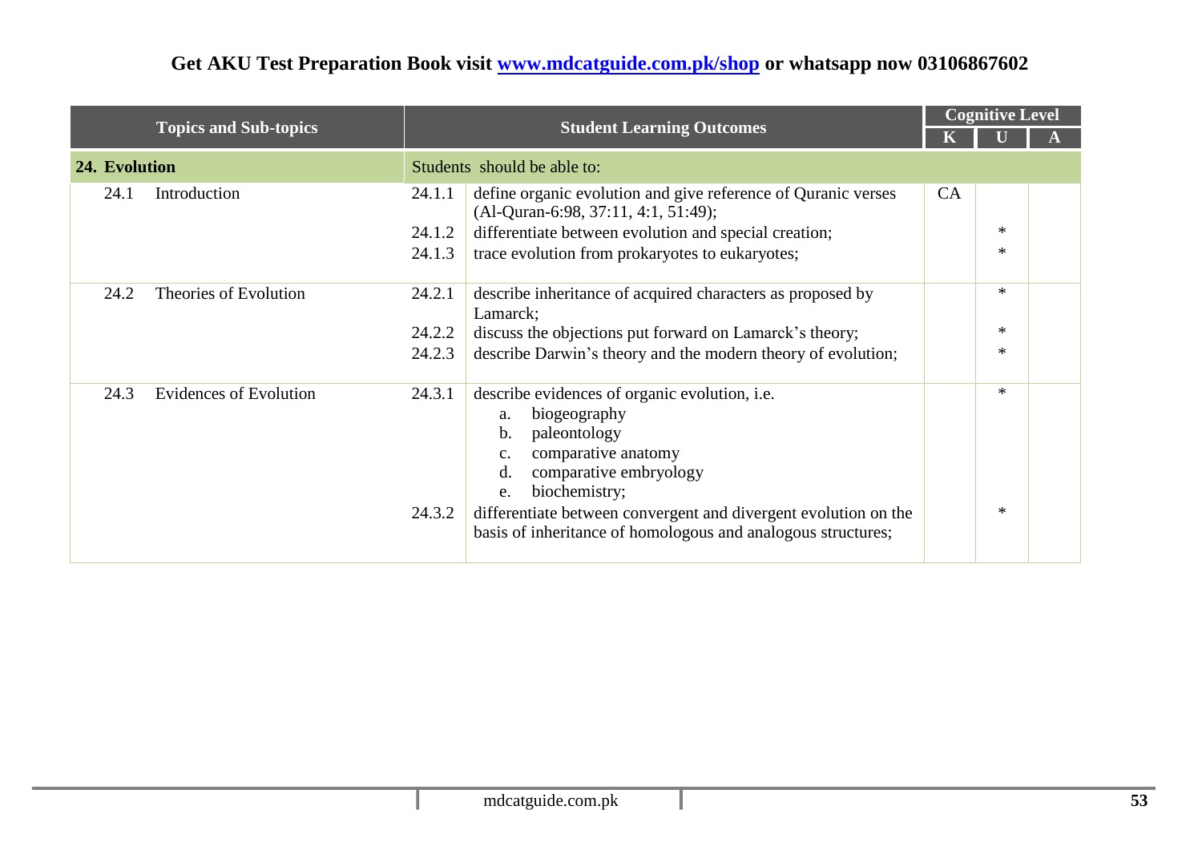Get AKU Test Preparation Book visit www.mdcatguide.com.pk/shop or whatsapp now 03106867602

| Topics and Sub-topics | Student Learning Outcomes | | Cognitive Level | | |
|---|---|---|---|---|---|
| | | | K | U | A |
| **24. Evolution** | Students should be able to: | | | | |
| 24.1 Introduction | 24.1.1 | define organic evolution and give reference of Quranic verses (Al-Quran-6:98, 37:11, 4:1, 51:49); | CA | | |
| | 24.1.2 | differentiate between evolution and special creation; | | * | |
| | 24.1.3 | trace evolution from prokaryotes to eukaryotes; | | * | |
| 24.2 Theories of Evolution | 24.2.1 | describe inheritance of acquired characters as proposed by Lamarck; | | * | |
| | 24.2.2 | discuss the objections put forward on Lamarck's theory; | | * | |
| | 24.2.3 | describe Darwin's theory and the modern theory of evolution; | | * | |
| 24.3 Evidences of Evolution | 24.3.1 | describe evidences of organic evolution, i.e. a. biogeography b. paleontology c. comparative anatomy d. comparative embryology e. biochemistry; | | * | |
| | 24.3.2 | differentiate between convergent and divergent evolution on the basis of inheritance of homologous and analogous structures; | | * | |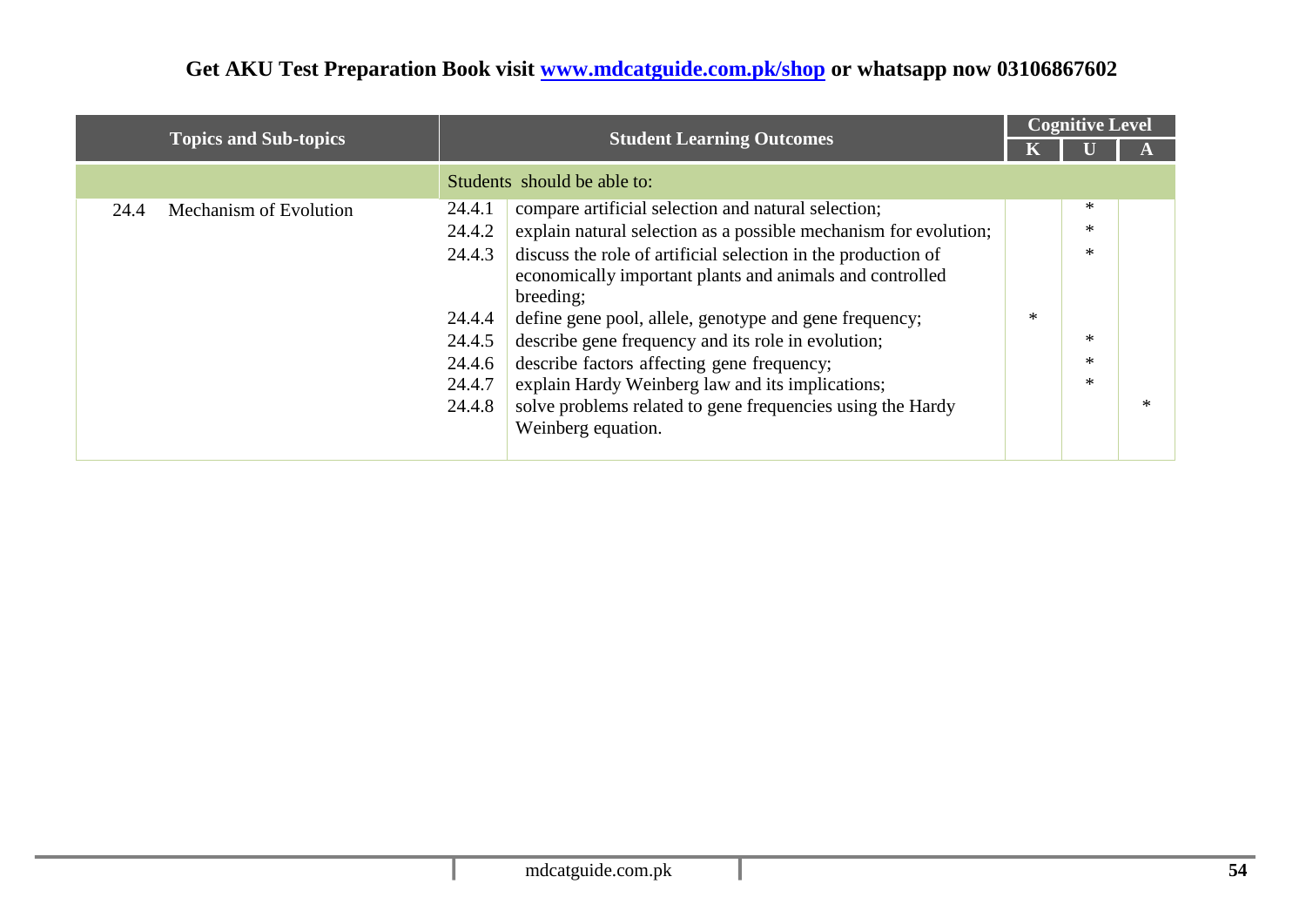**Get AKU Test Preparation Book visit [www.mdcatguide.com.pk/shop](www.mdcatguide.com.pk/shop) or whatsapp now 03106867602**

| Topics and Sub-topics | Student Learning Outcomes | | Cognitive Level | | |
|---|---|---|---|---|---|
| | | | K | U | A |
| | Students should be able to: | | | | |
| 24.4 Mechanism of Evolution | 24.4.1 | compare artificial selection and natural selection; | | * | |
| | 24.4.2 | explain natural selection as a possible mechanism for evolution; | | * | |
| | 24.4.3 | discuss the role of artificial selection in the production of economically important plants and animals and controlled breeding; | | * | |
| | 24.4.4 | define gene pool, allele, genotype and gene frequency; | * | | |
| | 24.4.5 | describe gene frequency and its role in evolution; | | * | |
| | 24.4.6 | describe factors affecting gene frequency; | | * | |
| | 24.4.7 | explain Hardy Weinberg law and its implications; | | * | |
| | 24.4.8 | solve problems related to gene frequencies using the Hardy Weinberg equation. | | | * |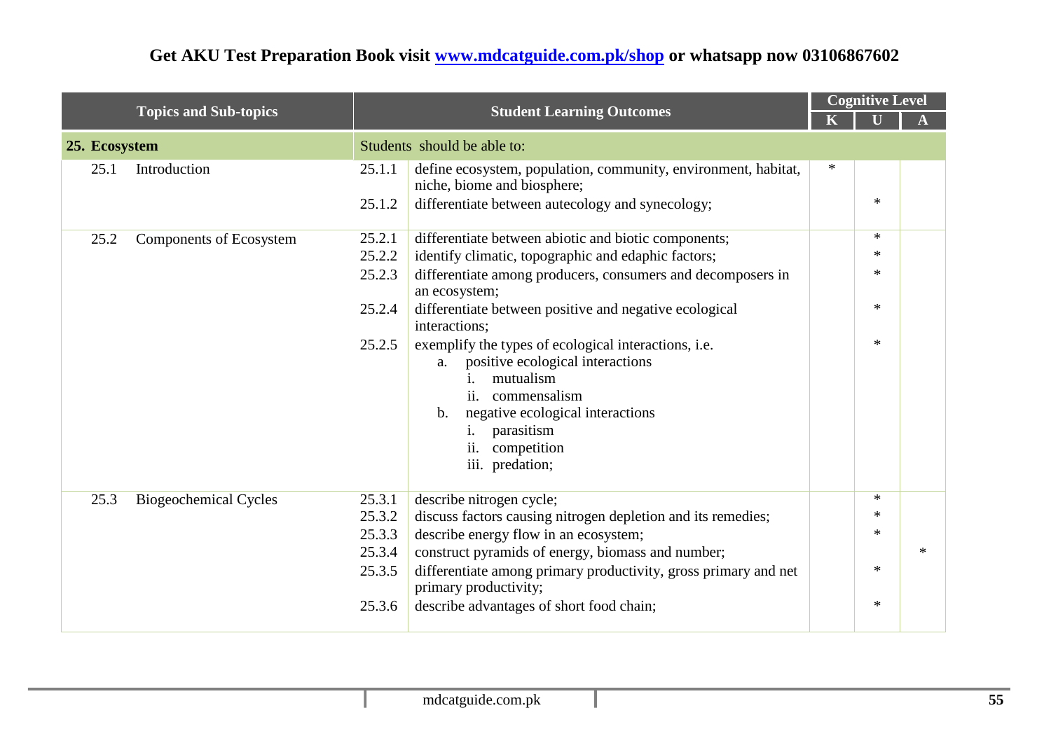Get AKU Test Preparation Book visit [www.mdcatguide.com.pk/shop](www.mdcatguide.com.pk/shop) or whatsapp now 03106867602

| Topics and Sub-topics | Student Learning Outcomes | | Cognitive Level | | |
|---|---|---|---|---|---|
| | | | K | U | A |
| **25. Ecosystem** | Students should be able to: | | | | |
| 25.1 Introduction | 25.1.1 | define ecosystem, population, community, environment, habitat, niche, biome and biosphere; | * | | |
| | 25.1.2 | differentiate between autecology and synecology; | | * | |
| 25.2 Components of Ecosystem | 25.2.1 | differentiate between abiotic and biotic components; | | * | |
| | 25.2.2 | identify climatic, topographic and edaphic factors; | | * | |
| | 25.2.3 | differentiate among producers, consumers and decomposers in an ecosystem; | | * | |
| | 25.2.4 | differentiate between positive and negative ecological interactions; | | * | |
| | 25.2.5 | exemplify the types of ecological interactions, i.e.<br>a. positive ecological interactions<br>i. mutualism<br>ii. commensalism<br>b. negative ecological interactions<br>i. parasitism<br>ii. competition<br>iii. predation; | | * | |
| 25.3 Biogeochemical Cycles | 25.3.1 | describe nitrogen cycle; | | * | |
| | 25.3.2 | discuss factors causing nitrogen depletion and its remedies; | | * | |
| | 25.3.3 | describe energy flow in an ecosystem; | | * | |
| | 25.3.4 | construct pyramids of energy, biomass and number; | | | * |
| | 25.3.5 | differentiate among primary productivity, gross primary and net primary productivity; | | * | |
| | 25.3.6 | describe advantages of short food chain; | | * | |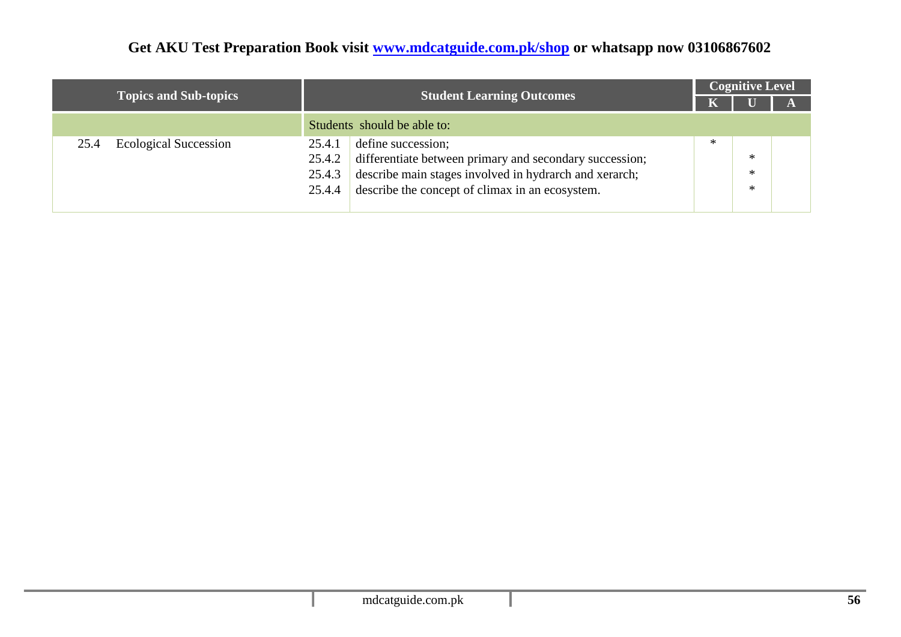**Get AKU Test Preparation Book visit [www.mdcatguide.com.pk/shop](www.mdcatguide.com.pk/shop) or whatsapp now 03106867602**

| Topics and Sub-topics | Student Learning Outcomes | | Cognitive Level | | |
|---|---|---|---|---|---|
| | | | K | U | A |
| | Students should be able to: | | | | |
| 25.4 Ecological Succession | 25.4.1 | define succession; | * | | |
| | 25.4.2 | differentiate between primary and secondary succession; | | * | |
| | 25.4.3 | describe main stages involved in hydrarch and xerarch; | | * | |
| | 25.4.4 | describe the concept of climax in an ecosystem. | | * | |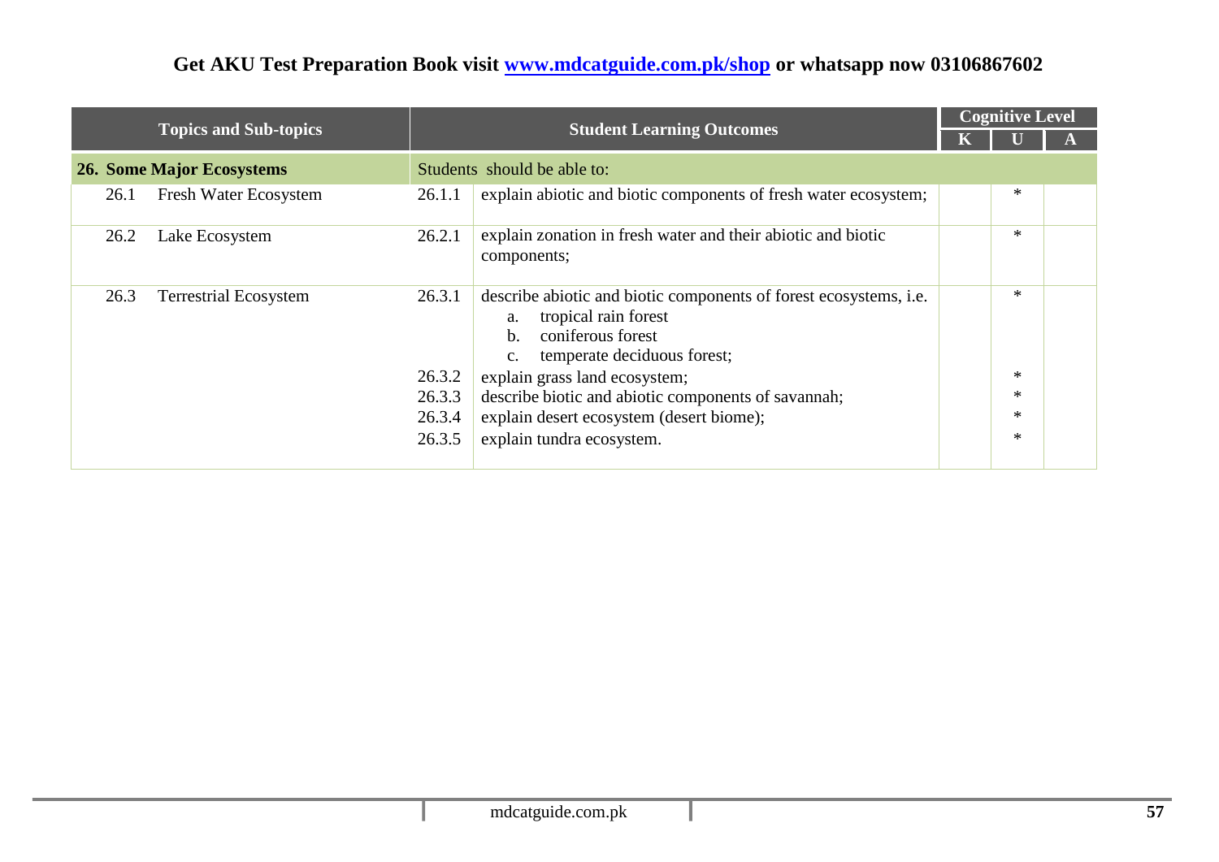Get AKU Test Preparation Book visit www.mdcatguide.com.pk/shop or whatsapp now 03106867602

| Topics and Sub-topics | | Student Learning Outcomes | | Cognitive Level | | |
|---|---|---|---|---|---|---|
| | | | | K | U | A |
| **26. Some Major Ecosystems** | | Students should be able to: | | | | |
| 26.1 | Fresh Water Ecosystem | 26.1.1 | explain abiotic and biotic components of fresh water ecosystem; | | * | |
| 26.2 | Lake Ecosystem | 26.2.1 | explain zonation in fresh water and their abiotic and biotic components; | | * | |
| 26.3 | Terrestrial Ecosystem | 26.3.1 | describe abiotic and biotic components of forest ecosystems, i.e. a. tropical rain forest b. coniferous forest c. temperate deciduous forest; | | * | |
| | | 26.3.2 | explain grass land ecosystem; | | * | |
| | | 26.3.3 | describe biotic and abiotic components of savannah; | | * | |
| | | 26.3.4 | explain desert ecosystem (desert biome); | | * | |
| | | 26.3.5 | explain tundra ecosystem. | | * | |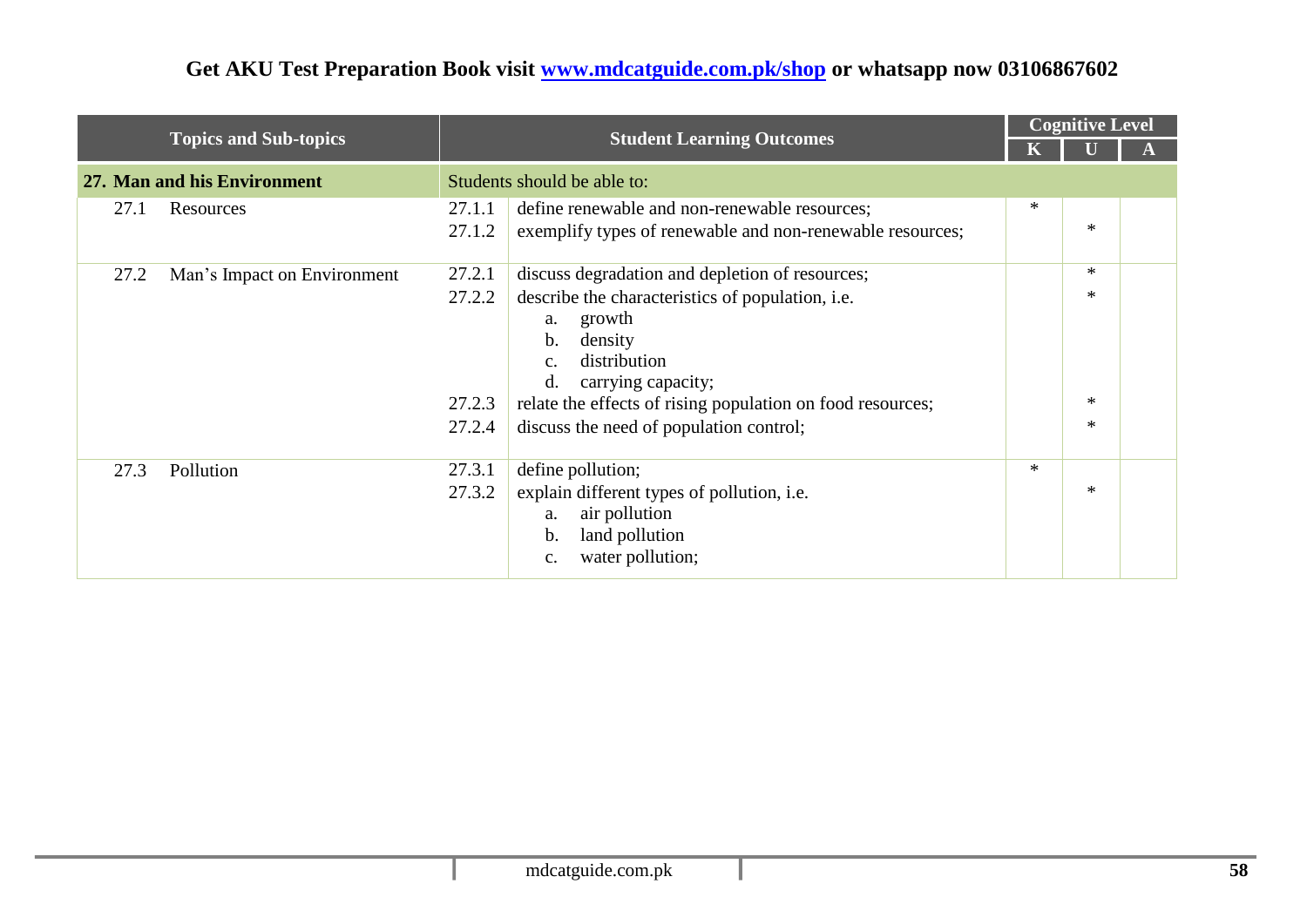Get AKU Test Preparation Book visit www.mdcatguide.com.pk/shop or whatsapp now 03106867602

| Topics and Sub-topics | | Student Learning Outcomes | | Cognitive Level | | |
|---|---|---|---|---|---|---|
| | | | | K | U | A |
| **27. Man and his Environment** | | Students should be able to: | | | | |
| 27.1 | Resources | 27.1.1 | define renewable and non-renewable resources; | * | | |
| | | 27.1.2 | exemplify types of renewable and non-renewable resources; | | * | |
| 27.2 | Man's Impact on Environment | 27.2.1 | discuss degradation and depletion of resources; | | * | |
| | | 27.2.2 | describe the characteristics of population, i.e. a. growth b. density c. distribution d. carrying capacity; | | * | |
| | | 27.2.3 | relate the effects of rising population on food resources; | | * | |
| | | 27.2.4 | discuss the need of population control; | | * | |
| 27.3 | Pollution | 27.3.1 | define pollution; | * | | |
| | | 27.3.2 | explain different types of pollution, i.e. a. air pollution b. land pollution c. water pollution; | | * | |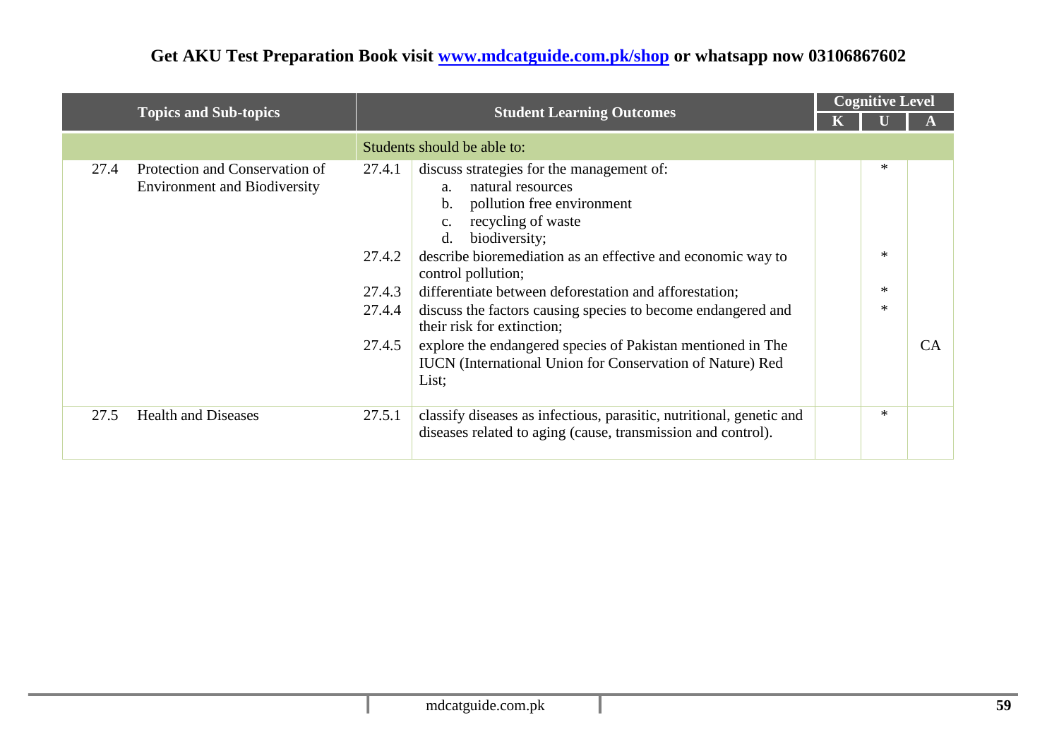| Topics and Sub-topics | | Student Learning Outcomes | | Cognitive Level | | |
|---|---|---|---|---|---|---|
| | | | | K | U | A |
| | | Students should be able to: | | | | |
| 27.4 | Protection and Conservation of Environment and Biodiversity | 27.4.1 | discuss strategies for the management of:<br>a. natural resources<br>b. pollution free environment<br>c. recycling of waste<br>d. biodiversity; | | * | |
| | | 27.4.2 | describe bioremediation as an effective and economic way to control pollution; | | * | |
| | | 27.4.3 | differentiate between deforestation and afforestation; | | * | |
| | | 27.4.4 | discuss the factors causing species to become endangered and their risk for extinction; | | * | |
| | | 27.4.5 | explore the endangered species of Pakistan mentioned in The IUCN (International Union for Conservation of Nature) Red List; | | | CA |
| 27.5 | Health and Diseases | 27.5.1 | classify diseases as infectious, parasitic, nutritional, genetic and diseases related to aging (cause, transmission and control). | | * | |